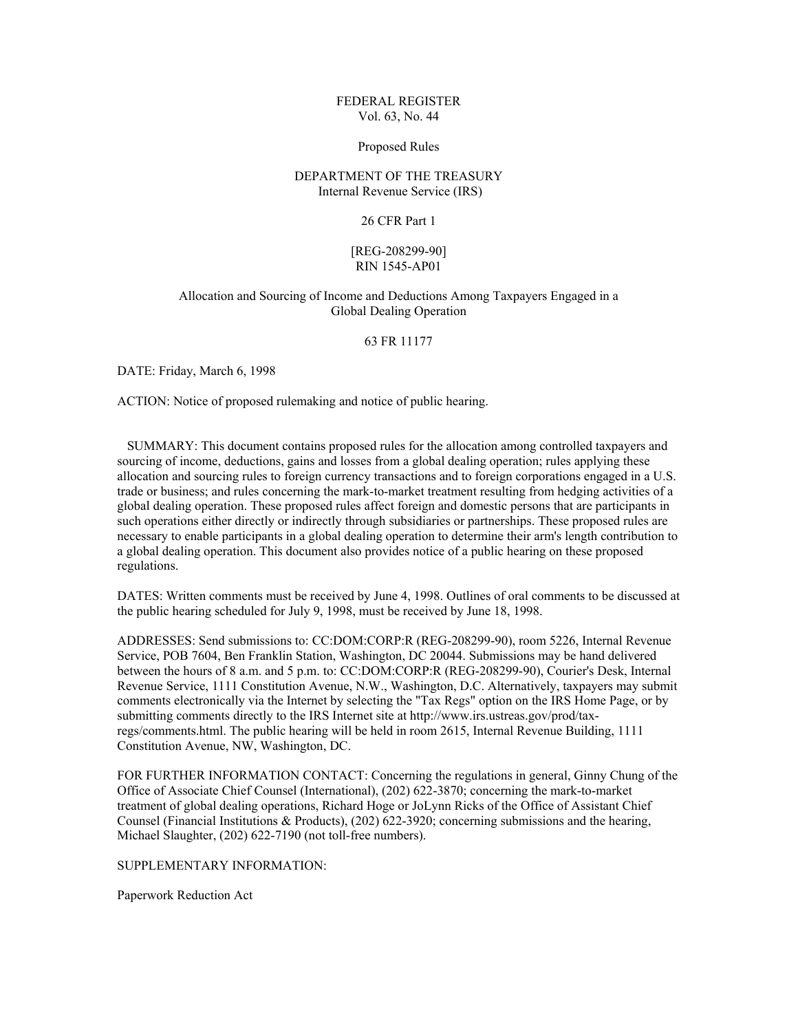FEDERAL REGISTER
Vol. 63, No. 44

Proposed Rules

DEPARTMENT OF THE TREASURY
Internal Revenue Service (IRS)

26 CFR Part 1

[REG-208299-90]
RIN 1545-AP01

# Allocation and Sourcing of Income and Deductions Among Taxpayers Engaged in a Global Dealing Operation

63 FR 11177

DATE: Friday, March 6, 1998

ACTION: Notice of proposed rulemaking and notice of public hearing.

SUMMARY: This document contains proposed rules for the allocation among controlled taxpayers and sourcing of income, deductions, gains and losses from a global dealing operation; rules applying these allocation and sourcing rules to foreign currency transactions and to foreign corporations engaged in a U.S. trade or business; and rules concerning the mark-to-market treatment resulting from hedging activities of a global dealing operation. These proposed rules affect foreign and domestic persons that are participants in such operations either directly or indirectly through subsidiaries or partnerships. These proposed rules are necessary to enable participants in a global dealing operation to determine their arm's length contribution to a global dealing operation. This document also provides notice of a public hearing on these proposed regulations.

DATES: Written comments must be received by June 4, 1998. Outlines of oral comments to be discussed at the public hearing scheduled for July 9, 1998, must be received by June 18, 1998.

ADDRESSES: Send submissions to: CC:DOM:CORP:R (REG-208299-90), room 5226, Internal Revenue Service, POB 7604, Ben Franklin Station, Washington, DC 20044. Submissions may be hand delivered between the hours of 8 a.m. and 5 p.m. to: CC:DOM:CORP:R (REG-208299-90), Courier's Desk, Internal Revenue Service, 1111 Constitution Avenue, N.W., Washington, D.C. Alternatively, taxpayers may submit comments electronically via the Internet by selecting the "Tax Regs" option on the IRS Home Page, or by submitting comments directly to the IRS Internet site at http://www.irs.ustreas.gov/prod/tax-regs/comments.html. The public hearing will be held in room 2615, Internal Revenue Building, 1111 Constitution Avenue, NW, Washington, DC.

FOR FURTHER INFORMATION CONTACT: Concerning the regulations in general, Ginny Chung of the Office of Associate Chief Counsel (International), (202) 622-3870; concerning the mark-to-market treatment of global dealing operations, Richard Hoge or JoLynn Ricks of the Office of Assistant Chief Counsel (Financial Institutions & Products), (202) 622-3920; concerning submissions and the hearing, Michael Slaughter, (202) 622-7190 (not toll-free numbers).

SUPPLEMENTARY INFORMATION:

Paperwork Reduction Act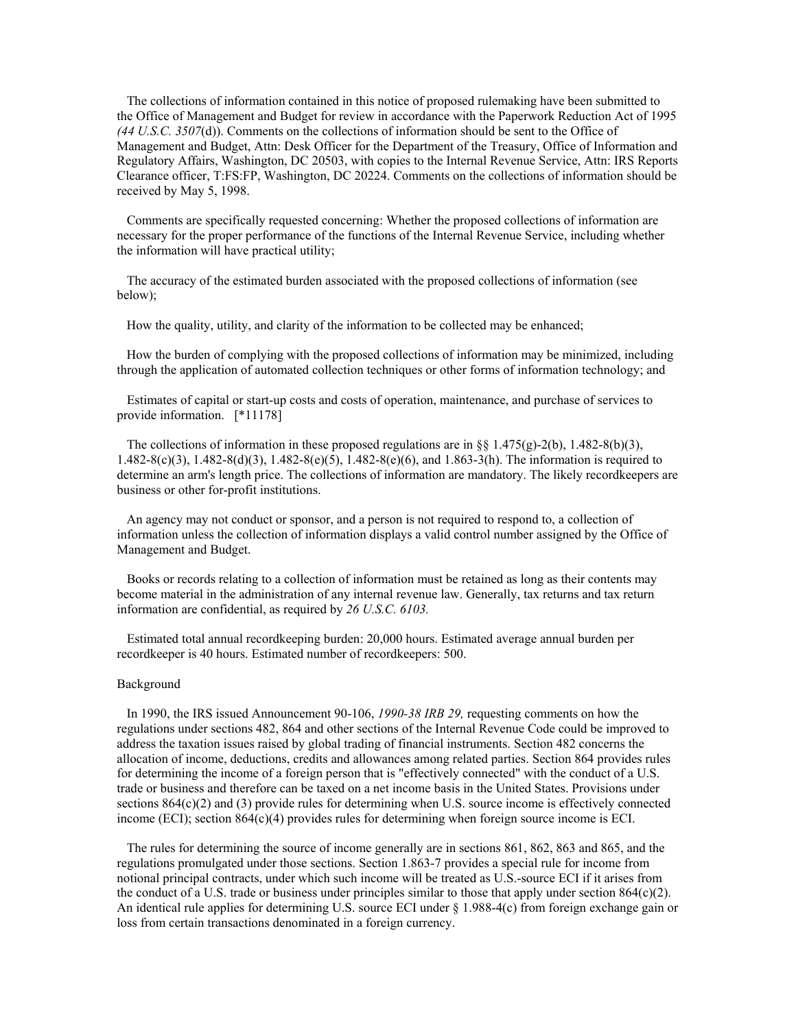The collections of information contained in this notice of proposed rulemaking have been submitted to the Office of Management and Budget for review in accordance with the Paperwork Reduction Act of 1995 *(44 U.S.C. 3507*(d)). Comments on the collections of information should be sent to the Office of Management and Budget, Attn: Desk Officer for the Department of the Treasury, Office of Information and Regulatory Affairs, Washington, DC 20503, with copies to the Internal Revenue Service, Attn: IRS Reports Clearance officer, T:FS:FP, Washington, DC 20224. Comments on the collections of information should be received by May 5, 1998.

Comments are specifically requested concerning: Whether the proposed collections of information are necessary for the proper performance of the functions of the Internal Revenue Service, including whether the information will have practical utility;

The accuracy of the estimated burden associated with the proposed collections of information (see below);

How the quality, utility, and clarity of the information to be collected may be enhanced;

How the burden of complying with the proposed collections of information may be minimized, including through the application of automated collection techniques or other forms of information technology; and

Estimates of capital or start-up costs and costs of operation, maintenance, and purchase of services to provide information. [*11178]

The collections of information in these proposed regulations are in §§ 1.475(g)-2(b), 1.482-8(b)(3), 1.482-8(c)(3), 1.482-8(d)(3), 1.482-8(e)(5), 1.482-8(e)(6), and 1.863-3(h). The information is required to determine an arm's length price. The collections of information are mandatory. The likely recordkeepers are business or other for-profit institutions.

An agency may not conduct or sponsor, and a person is not required to respond to, a collection of information unless the collection of information displays a valid control number assigned by the Office of Management and Budget.

Books or records relating to a collection of information must be retained as long as their contents may become material in the administration of any internal revenue law. Generally, tax returns and tax return information are confidential, as required by *26 U.S.C. 6103.*

Estimated total annual recordkeeping burden: 20,000 hours. Estimated average annual burden per recordkeeper is 40 hours. Estimated number of recordkeepers: 500.

Background

In 1990, the IRS issued Announcement 90-106, *1990-38 IRB 29,* requesting comments on how the regulations under sections 482, 864 and other sections of the Internal Revenue Code could be improved to address the taxation issues raised by global trading of financial instruments. Section 482 concerns the allocation of income, deductions, credits and allowances among related parties. Section 864 provides rules for determining the income of a foreign person that is "effectively connected" with the conduct of a U.S. trade or business and therefore can be taxed on a net income basis in the United States. Provisions under sections 864(c)(2) and (3) provide rules for determining when U.S. source income is effectively connected income (ECI); section 864(c)(4) provides rules for determining when foreign source income is ECI.

The rules for determining the source of income generally are in sections 861, 862, 863 and 865, and the regulations promulgated under those sections. Section 1.863-7 provides a special rule for income from notional principal contracts, under which such income will be treated as U.S.-source ECI if it arises from the conduct of a U.S. trade or business under principles similar to those that apply under section 864(c)(2). An identical rule applies for determining U.S. source ECI under § 1.988-4(c) from foreign exchange gain or loss from certain transactions denominated in a foreign currency.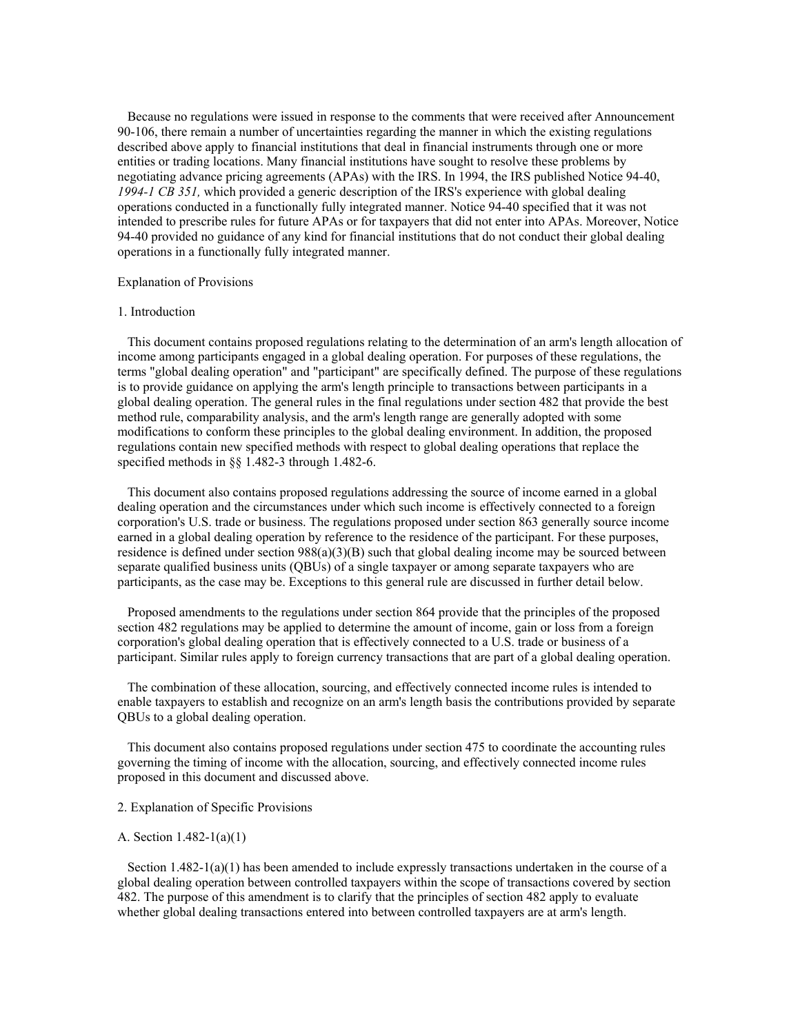Because no regulations were issued in response to the comments that were received after Announcement 90-106, there remain a number of uncertainties regarding the manner in which the existing regulations described above apply to financial institutions that deal in financial instruments through one or more entities or trading locations. Many financial institutions have sought to resolve these problems by negotiating advance pricing agreements (APAs) with the IRS. In 1994, the IRS published Notice 94-40, *1994-1 CB 351,* which provided a generic description of the IRS's experience with global dealing operations conducted in a functionally fully integrated manner. Notice 94-40 specified that it was not intended to prescribe rules for future APAs or for taxpayers that did not enter into APAs. Moreover, Notice 94-40 provided no guidance of any kind for financial institutions that do not conduct their global dealing operations in a functionally fully integrated manner.

## Explanation of Provisions

### 1. Introduction

This document contains proposed regulations relating to the determination of an arm's length allocation of income among participants engaged in a global dealing operation. For purposes of these regulations, the terms "global dealing operation" and "participant" are specifically defined. The purpose of these regulations is to provide guidance on applying the arm's length principle to transactions between participants in a global dealing operation. The general rules in the final regulations under section 482 that provide the best method rule, comparability analysis, and the arm's length range are generally adopted with some modifications to conform these principles to the global dealing environment. In addition, the proposed regulations contain new specified methods with respect to global dealing operations that replace the specified methods in §§ 1.482-3 through 1.482-6.

This document also contains proposed regulations addressing the source of income earned in a global dealing operation and the circumstances under which such income is effectively connected to a foreign corporation's U.S. trade or business. The regulations proposed under section 863 generally source income earned in a global dealing operation by reference to the residence of the participant. For these purposes, residence is defined under section 988(a)(3)(B) such that global dealing income may be sourced between separate qualified business units (QBUs) of a single taxpayer or among separate taxpayers who are participants, as the case may be. Exceptions to this general rule are discussed in further detail below.

Proposed amendments to the regulations under section 864 provide that the principles of the proposed section 482 regulations may be applied to determine the amount of income, gain or loss from a foreign corporation's global dealing operation that is effectively connected to a U.S. trade or business of a participant. Similar rules apply to foreign currency transactions that are part of a global dealing operation.

The combination of these allocation, sourcing, and effectively connected income rules is intended to enable taxpayers to establish and recognize on an arm's length basis the contributions provided by separate QBUs to a global dealing operation.

This document also contains proposed regulations under section 475 to coordinate the accounting rules governing the timing of income with the allocation, sourcing, and effectively connected income rules proposed in this document and discussed above.

### 2. Explanation of Specific Provisions

#### A. Section 1.482-1(a)(1)

Section 1.482-1(a)(1) has been amended to include expressly transactions undertaken in the course of a global dealing operation between controlled taxpayers within the scope of transactions covered by section 482. The purpose of this amendment is to clarify that the principles of section 482 apply to evaluate whether global dealing transactions entered into between controlled taxpayers are at arm's length.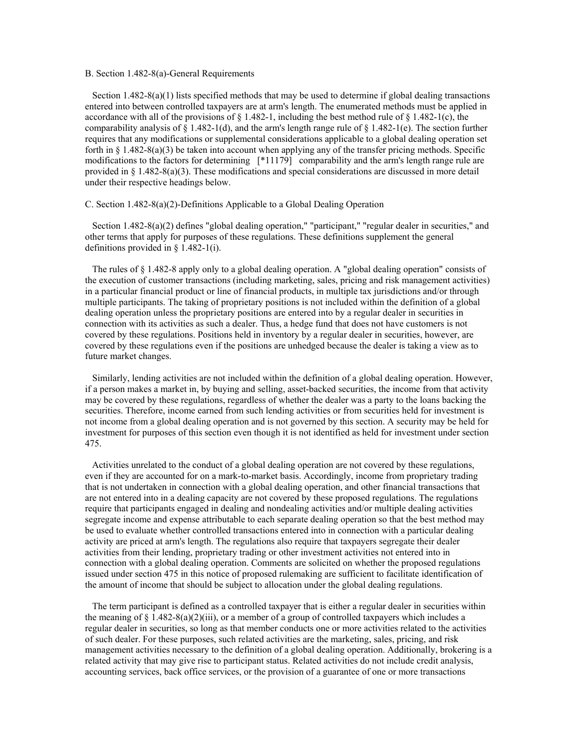B. Section 1.482-8(a)-General Requirements

Section 1.482-8(a)(1) lists specified methods that may be used to determine if global dealing transactions entered into between controlled taxpayers are at arm's length. The enumerated methods must be applied in accordance with all of the provisions of § 1.482-1, including the best method rule of § 1.482-1(c), the comparability analysis of § 1.482-1(d), and the arm's length range rule of § 1.482-1(e). The section further requires that any modifications or supplemental considerations applicable to a global dealing operation set forth in § 1.482-8(a)(3) be taken into account when applying any of the transfer pricing methods. Specific modifications to the factors for determining [*11179] comparability and the arm's length range rule are provided in § 1.482-8(a)(3). These modifications and special considerations are discussed in more detail under their respective headings below.

C. Section 1.482-8(a)(2)-Definitions Applicable to a Global Dealing Operation

Section 1.482-8(a)(2) defines "global dealing operation," "participant," "regular dealer in securities," and other terms that apply for purposes of these regulations. These definitions supplement the general definitions provided in § 1.482-1(i).

The rules of § 1.482-8 apply only to a global dealing operation. A "global dealing operation" consists of the execution of customer transactions (including marketing, sales, pricing and risk management activities) in a particular financial product or line of financial products, in multiple tax jurisdictions and/or through multiple participants. The taking of proprietary positions is not included within the definition of a global dealing operation unless the proprietary positions are entered into by a regular dealer in securities in connection with its activities as such a dealer. Thus, a hedge fund that does not have customers is not covered by these regulations. Positions held in inventory by a regular dealer in securities, however, are covered by these regulations even if the positions are unhedged because the dealer is taking a view as to future market changes.

Similarly, lending activities are not included within the definition of a global dealing operation. However, if a person makes a market in, by buying and selling, asset-backed securities, the income from that activity may be covered by these regulations, regardless of whether the dealer was a party to the loans backing the securities. Therefore, income earned from such lending activities or from securities held for investment is not income from a global dealing operation and is not governed by this section. A security may be held for investment for purposes of this section even though it is not identified as held for investment under section 475.

Activities unrelated to the conduct of a global dealing operation are not covered by these regulations, even if they are accounted for on a mark-to-market basis. Accordingly, income from proprietary trading that is not undertaken in connection with a global dealing operation, and other financial transactions that are not entered into in a dealing capacity are not covered by these proposed regulations. The regulations require that participants engaged in dealing and nondealing activities and/or multiple dealing activities segregate income and expense attributable to each separate dealing operation so that the best method may be used to evaluate whether controlled transactions entered into in connection with a particular dealing activity are priced at arm's length. The regulations also require that taxpayers segregate their dealer activities from their lending, proprietary trading or other investment activities not entered into in connection with a global dealing operation. Comments are solicited on whether the proposed regulations issued under section 475 in this notice of proposed rulemaking are sufficient to facilitate identification of the amount of income that should be subject to allocation under the global dealing regulations.

The term participant is defined as a controlled taxpayer that is either a regular dealer in securities within the meaning of § 1.482-8(a)(2)(iii), or a member of a group of controlled taxpayers which includes a regular dealer in securities, so long as that member conducts one or more activities related to the activities of such dealer. For these purposes, such related activities are the marketing, sales, pricing, and risk management activities necessary to the definition of a global dealing operation. Additionally, brokering is a related activity that may give rise to participant status. Related activities do not include credit analysis, accounting services, back office services, or the provision of a guarantee of one or more transactions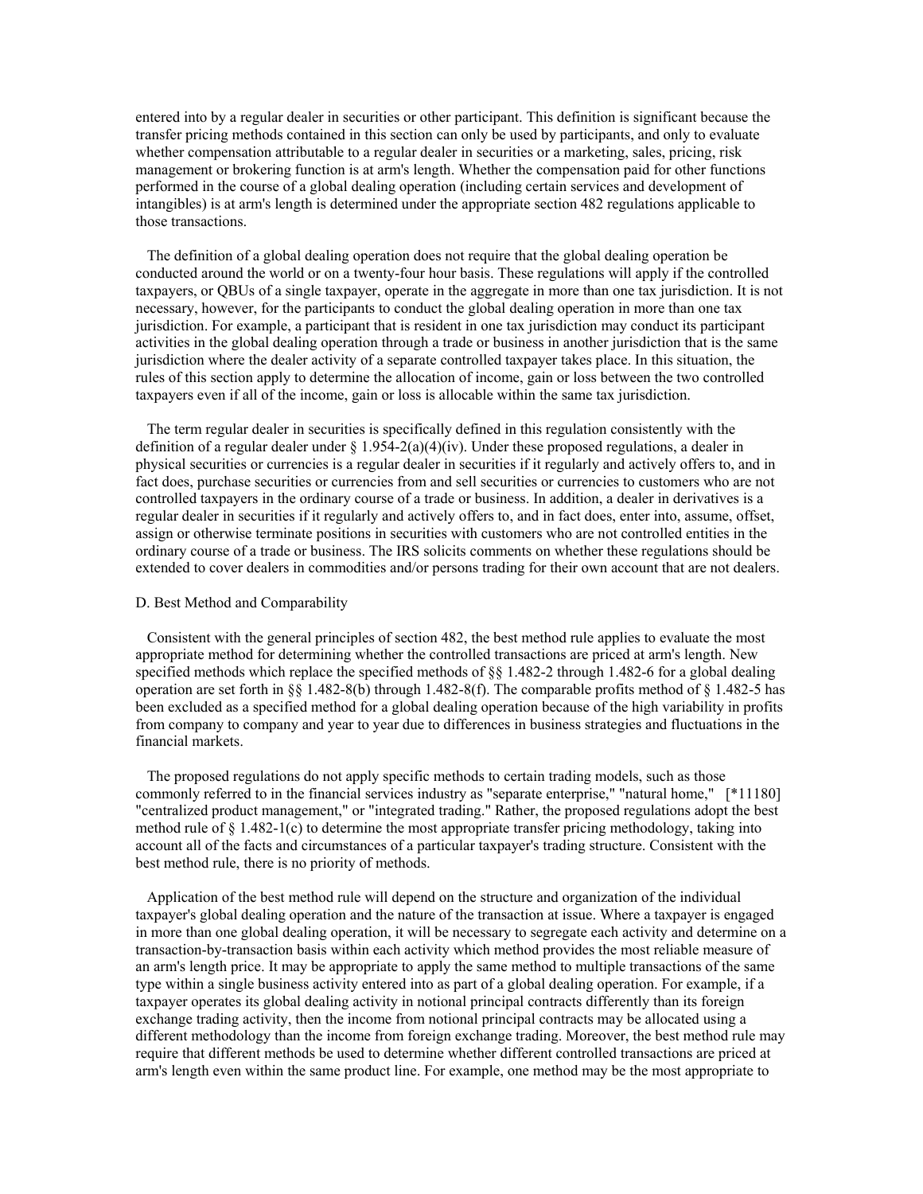entered into by a regular dealer in securities or other participant. This definition is significant because the transfer pricing methods contained in this section can only be used by participants, and only to evaluate whether compensation attributable to a regular dealer in securities or a marketing, sales, pricing, risk management or brokering function is at arm's length. Whether the compensation paid for other functions performed in the course of a global dealing operation (including certain services and development of intangibles) is at arm's length is determined under the appropriate section 482 regulations applicable to those transactions.

The definition of a global dealing operation does not require that the global dealing operation be conducted around the world or on a twenty-four hour basis. These regulations will apply if the controlled taxpayers, or QBUs of a single taxpayer, operate in the aggregate in more than one tax jurisdiction. It is not necessary, however, for the participants to conduct the global dealing operation in more than one tax jurisdiction. For example, a participant that is resident in one tax jurisdiction may conduct its participant activities in the global dealing operation through a trade or business in another jurisdiction that is the same jurisdiction where the dealer activity of a separate controlled taxpayer takes place. In this situation, the rules of this section apply to determine the allocation of income, gain or loss between the two controlled taxpayers even if all of the income, gain or loss is allocable within the same tax jurisdiction.

The term regular dealer in securities is specifically defined in this regulation consistently with the definition of a regular dealer under § 1.954-2(a)(4)(iv). Under these proposed regulations, a dealer in physical securities or currencies is a regular dealer in securities if it regularly and actively offers to, and in fact does, purchase securities or currencies from and sell securities or currencies to customers who are not controlled taxpayers in the ordinary course of a trade or business. In addition, a dealer in derivatives is a regular dealer in securities if it regularly and actively offers to, and in fact does, enter into, assume, offset, assign or otherwise terminate positions in securities with customers who are not controlled entities in the ordinary course of a trade or business. The IRS solicits comments on whether these regulations should be extended to cover dealers in commodities and/or persons trading for their own account that are not dealers.

D. Best Method and Comparability

Consistent with the general principles of section 482, the best method rule applies to evaluate the most appropriate method for determining whether the controlled transactions are priced at arm's length. New specified methods which replace the specified methods of §§ 1.482-2 through 1.482-6 for a global dealing operation are set forth in §§ 1.482-8(b) through 1.482-8(f). The comparable profits method of § 1.482-5 has been excluded as a specified method for a global dealing operation because of the high variability in profits from company to company and year to year due to differences in business strategies and fluctuations in the financial markets.

The proposed regulations do not apply specific methods to certain trading models, such as those commonly referred to in the financial services industry as "separate enterprise," "natural home," [*11180] "centralized product management," or "integrated trading." Rather, the proposed regulations adopt the best method rule of § 1.482-1(c) to determine the most appropriate transfer pricing methodology, taking into account all of the facts and circumstances of a particular taxpayer's trading structure. Consistent with the best method rule, there is no priority of methods.

Application of the best method rule will depend on the structure and organization of the individual taxpayer's global dealing operation and the nature of the transaction at issue. Where a taxpayer is engaged in more than one global dealing operation, it will be necessary to segregate each activity and determine on a transaction-by-transaction basis within each activity which method provides the most reliable measure of an arm's length price. It may be appropriate to apply the same method to multiple transactions of the same type within a single business activity entered into as part of a global dealing operation. For example, if a taxpayer operates its global dealing activity in notional principal contracts differently than its foreign exchange trading activity, then the income from notional principal contracts may be allocated using a different methodology than the income from foreign exchange trading. Moreover, the best method rule may require that different methods be used to determine whether different controlled transactions are priced at arm's length even within the same product line. For example, one method may be the most appropriate to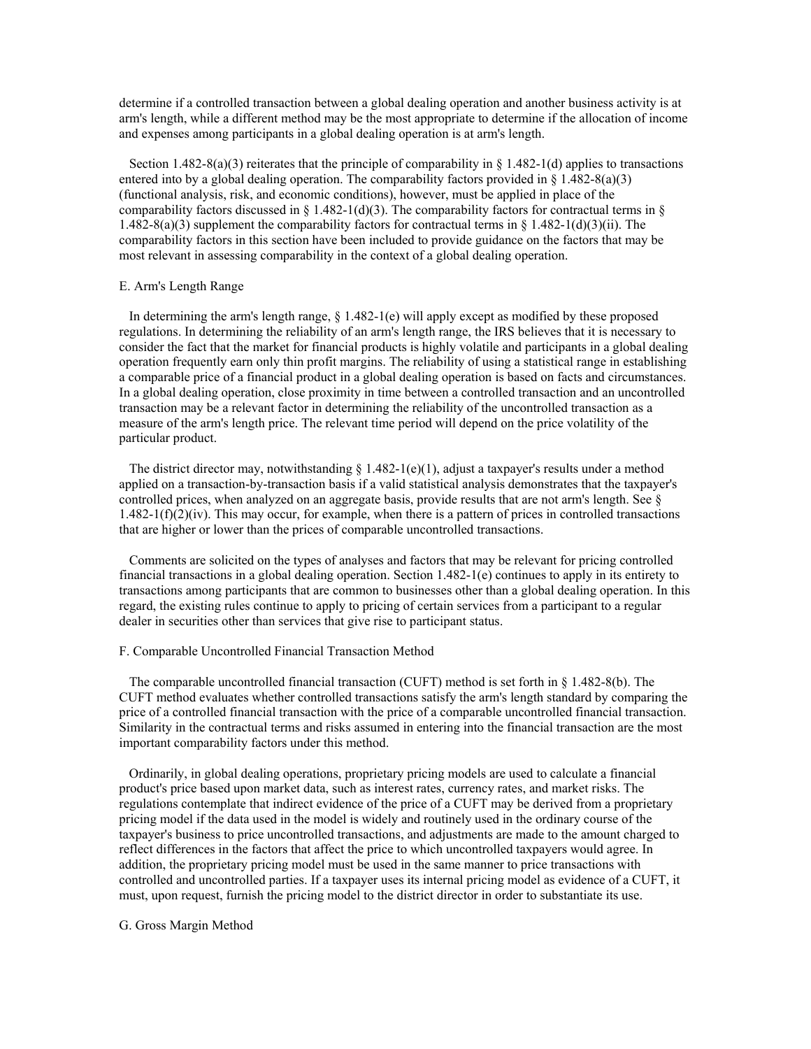determine if a controlled transaction between a global dealing operation and another business activity is at arm's length, while a different method may be the most appropriate to determine if the allocation of income and expenses among participants in a global dealing operation is at arm's length.

Section 1.482-8(a)(3) reiterates that the principle of comparability in § 1.482-1(d) applies to transactions entered into by a global dealing operation. The comparability factors provided in § 1.482-8(a)(3) (functional analysis, risk, and economic conditions), however, must be applied in place of the comparability factors discussed in § 1.482-1(d)(3). The comparability factors for contractual terms in § 1.482-8(a)(3) supplement the comparability factors for contractual terms in § 1.482-1(d)(3)(ii). The comparability factors in this section have been included to provide guidance on the factors that may be most relevant in assessing comparability in the context of a global dealing operation.

E. Arm's Length Range

In determining the arm's length range, § 1.482-1(e) will apply except as modified by these proposed regulations. In determining the reliability of an arm's length range, the IRS believes that it is necessary to consider the fact that the market for financial products is highly volatile and participants in a global dealing operation frequently earn only thin profit margins. The reliability of using a statistical range in establishing a comparable price of a financial product in a global dealing operation is based on facts and circumstances. In a global dealing operation, close proximity in time between a controlled transaction and an uncontrolled transaction may be a relevant factor in determining the reliability of the uncontrolled transaction as a measure of the arm's length price. The relevant time period will depend on the price volatility of the particular product.

The district director may, notwithstanding § 1.482-1(e)(1), adjust a taxpayer's results under a method applied on a transaction-by-transaction basis if a valid statistical analysis demonstrates that the taxpayer's controlled prices, when analyzed on an aggregate basis, provide results that are not arm's length. See § 1.482-1(f)(2)(iv). This may occur, for example, when there is a pattern of prices in controlled transactions that are higher or lower than the prices of comparable uncontrolled transactions.

Comments are solicited on the types of analyses and factors that may be relevant for pricing controlled financial transactions in a global dealing operation. Section 1.482-1(e) continues to apply in its entirety to transactions among participants that are common to businesses other than a global dealing operation. In this regard, the existing rules continue to apply to pricing of certain services from a participant to a regular dealer in securities other than services that give rise to participant status.

F. Comparable Uncontrolled Financial Transaction Method

The comparable uncontrolled financial transaction (CUFT) method is set forth in § 1.482-8(b). The CUFT method evaluates whether controlled transactions satisfy the arm's length standard by comparing the price of a controlled financial transaction with the price of a comparable uncontrolled financial transaction. Similarity in the contractual terms and risks assumed in entering into the financial transaction are the most important comparability factors under this method.

Ordinarily, in global dealing operations, proprietary pricing models are used to calculate a financial product's price based upon market data, such as interest rates, currency rates, and market risks. The regulations contemplate that indirect evidence of the price of a CUFT may be derived from a proprietary pricing model if the data used in the model is widely and routinely used in the ordinary course of the taxpayer's business to price uncontrolled transactions, and adjustments are made to the amount charged to reflect differences in the factors that affect the price to which uncontrolled taxpayers would agree. In addition, the proprietary pricing model must be used in the same manner to price transactions with controlled and uncontrolled parties. If a taxpayer uses its internal pricing model as evidence of a CUFT, it must, upon request, furnish the pricing model to the district director in order to substantiate its use.

G. Gross Margin Method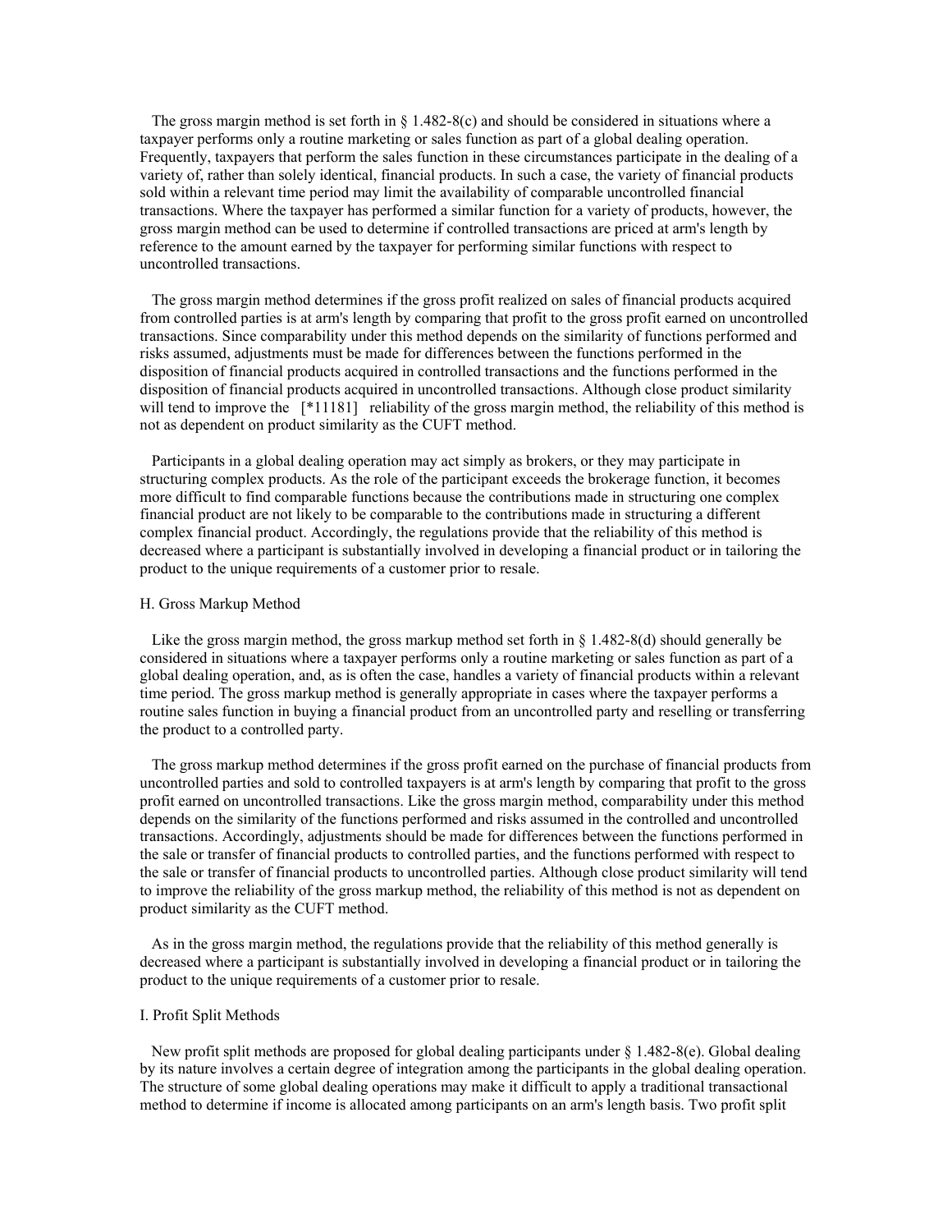The gross margin method is set forth in § 1.482-8(c) and should be considered in situations where a taxpayer performs only a routine marketing or sales function as part of a global dealing operation. Frequently, taxpayers that perform the sales function in these circumstances participate in the dealing of a variety of, rather than solely identical, financial products. In such a case, the variety of financial products sold within a relevant time period may limit the availability of comparable uncontrolled financial transactions. Where the taxpayer has performed a similar function for a variety of products, however, the gross margin method can be used to determine if controlled transactions are priced at arm's length by reference to the amount earned by the taxpayer for performing similar functions with respect to uncontrolled transactions.

The gross margin method determines if the gross profit realized on sales of financial products acquired from controlled parties is at arm's length by comparing that profit to the gross profit earned on uncontrolled transactions. Since comparability under this method depends on the similarity of functions performed and risks assumed, adjustments must be made for differences between the functions performed in the disposition of financial products acquired in controlled transactions and the functions performed in the disposition of financial products acquired in uncontrolled transactions. Although close product similarity will tend to improve the [*11181] reliability of the gross margin method, the reliability of this method is not as dependent on product similarity as the CUFT method.

Participants in a global dealing operation may act simply as brokers, or they may participate in structuring complex products. As the role of the participant exceeds the brokerage function, it becomes more difficult to find comparable functions because the contributions made in structuring one complex financial product are not likely to be comparable to the contributions made in structuring a different complex financial product. Accordingly, the regulations provide that the reliability of this method is decreased where a participant is substantially involved in developing a financial product or in tailoring the product to the unique requirements of a customer prior to resale.

H. Gross Markup Method

Like the gross margin method, the gross markup method set forth in § 1.482-8(d) should generally be considered in situations where a taxpayer performs only a routine marketing or sales function as part of a global dealing operation, and, as is often the case, handles a variety of financial products within a relevant time period. The gross markup method is generally appropriate in cases where the taxpayer performs a routine sales function in buying a financial product from an uncontrolled party and reselling or transferring the product to a controlled party.

The gross markup method determines if the gross profit earned on the purchase of financial products from uncontrolled parties and sold to controlled taxpayers is at arm's length by comparing that profit to the gross profit earned on uncontrolled transactions. Like the gross margin method, comparability under this method depends on the similarity of the functions performed and risks assumed in the controlled and uncontrolled transactions. Accordingly, adjustments should be made for differences between the functions performed in the sale or transfer of financial products to controlled parties, and the functions performed with respect to the sale or transfer of financial products to uncontrolled parties. Although close product similarity will tend to improve the reliability of the gross markup method, the reliability of this method is not as dependent on product similarity as the CUFT method.

As in the gross margin method, the regulations provide that the reliability of this method generally is decreased where a participant is substantially involved in developing a financial product or in tailoring the product to the unique requirements of a customer prior to resale.

I. Profit Split Methods

New profit split methods are proposed for global dealing participants under § 1.482-8(e). Global dealing by its nature involves a certain degree of integration among the participants in the global dealing operation. The structure of some global dealing operations may make it difficult to apply a traditional transactional method to determine if income is allocated among participants on an arm's length basis. Two profit split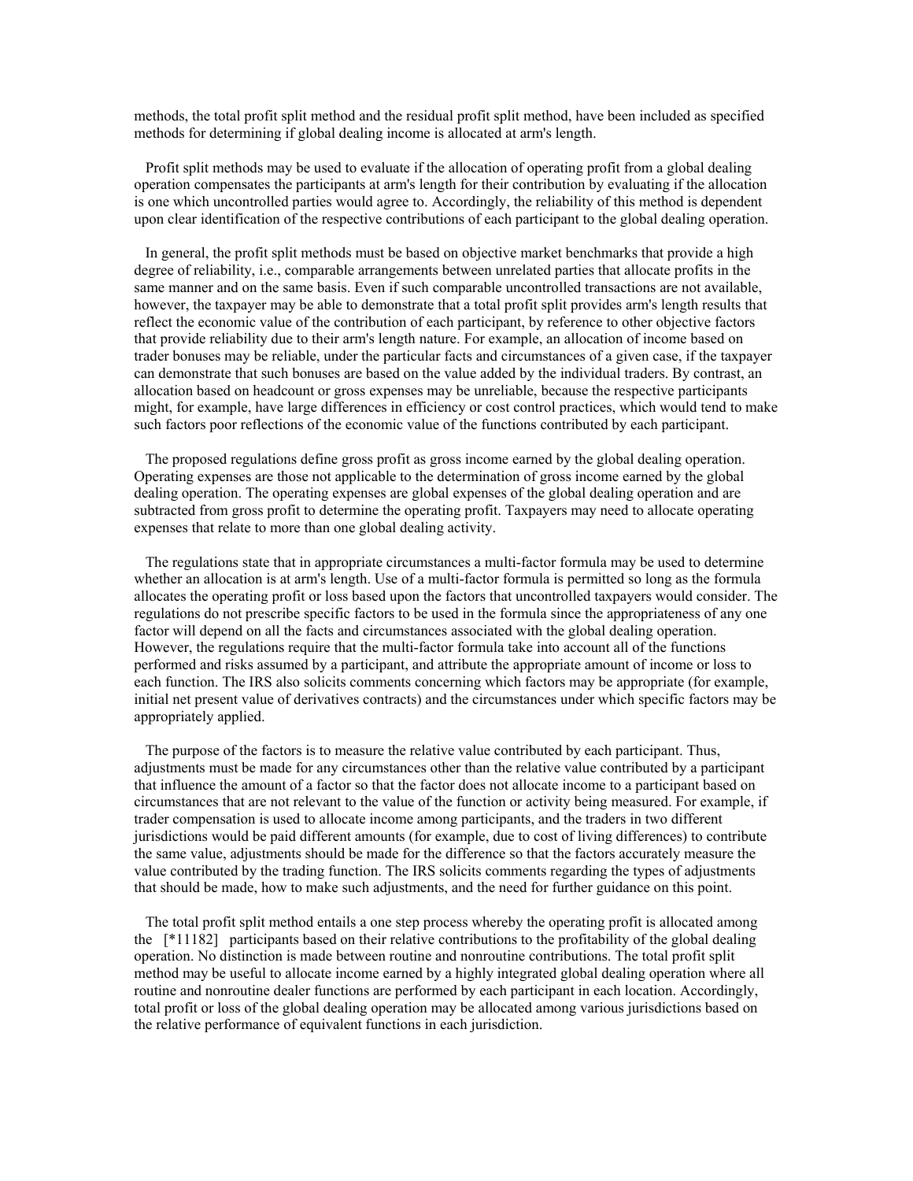methods, the total profit split method and the residual profit split method, have been included as specified methods for determining if global dealing income is allocated at arm's length.

Profit split methods may be used to evaluate if the allocation of operating profit from a global dealing operation compensates the participants at arm's length for their contribution by evaluating if the allocation is one which uncontrolled parties would agree to. Accordingly, the reliability of this method is dependent upon clear identification of the respective contributions of each participant to the global dealing operation.

In general, the profit split methods must be based on objective market benchmarks that provide a high degree of reliability, i.e., comparable arrangements between unrelated parties that allocate profits in the same manner and on the same basis. Even if such comparable uncontrolled transactions are not available, however, the taxpayer may be able to demonstrate that a total profit split provides arm's length results that reflect the economic value of the contribution of each participant, by reference to other objective factors that provide reliability due to their arm's length nature. For example, an allocation of income based on trader bonuses may be reliable, under the particular facts and circumstances of a given case, if the taxpayer can demonstrate that such bonuses are based on the value added by the individual traders. By contrast, an allocation based on headcount or gross expenses may be unreliable, because the respective participants might, for example, have large differences in efficiency or cost control practices, which would tend to make such factors poor reflections of the economic value of the functions contributed by each participant.

The proposed regulations define gross profit as gross income earned by the global dealing operation. Operating expenses are those not applicable to the determination of gross income earned by the global dealing operation. The operating expenses are global expenses of the global dealing operation and are subtracted from gross profit to determine the operating profit. Taxpayers may need to allocate operating expenses that relate to more than one global dealing activity.

The regulations state that in appropriate circumstances a multi-factor formula may be used to determine whether an allocation is at arm's length. Use of a multi-factor formula is permitted so long as the formula allocates the operating profit or loss based upon the factors that uncontrolled taxpayers would consider. The regulations do not prescribe specific factors to be used in the formula since the appropriateness of any one factor will depend on all the facts and circumstances associated with the global dealing operation. However, the regulations require that the multi-factor formula take into account all of the functions performed and risks assumed by a participant, and attribute the appropriate amount of income or loss to each function. The IRS also solicits comments concerning which factors may be appropriate (for example, initial net present value of derivatives contracts) and the circumstances under which specific factors may be appropriately applied.

The purpose of the factors is to measure the relative value contributed by each participant. Thus, adjustments must be made for any circumstances other than the relative value contributed by a participant that influence the amount of a factor so that the factor does not allocate income to a participant based on circumstances that are not relevant to the value of the function or activity being measured. For example, if trader compensation is used to allocate income among participants, and the traders in two different jurisdictions would be paid different amounts (for example, due to cost of living differences) to contribute the same value, adjustments should be made for the difference so that the factors accurately measure the value contributed by the trading function. The IRS solicits comments regarding the types of adjustments that should be made, how to make such adjustments, and the need for further guidance on this point.

The total profit split method entails a one step process whereby the operating profit is allocated among the [*11182] participants based on their relative contributions to the profitability of the global dealing operation. No distinction is made between routine and nonroutine contributions. The total profit split method may be useful to allocate income earned by a highly integrated global dealing operation where all routine and nonroutine dealer functions are performed by each participant in each location. Accordingly, total profit or loss of the global dealing operation may be allocated among various jurisdictions based on the relative performance of equivalent functions in each jurisdiction.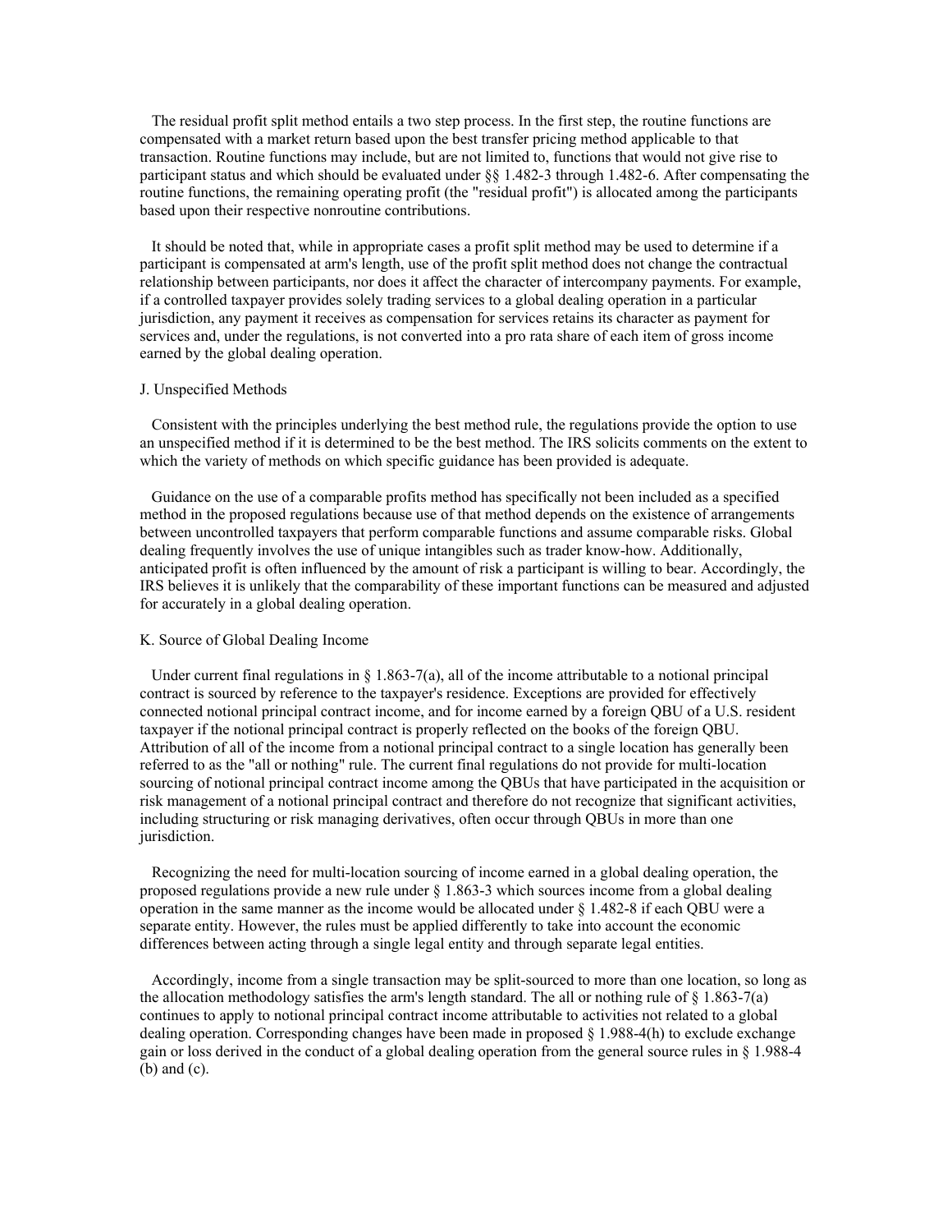The residual profit split method entails a two step process. In the first step, the routine functions are compensated with a market return based upon the best transfer pricing method applicable to that transaction. Routine functions may include, but are not limited to, functions that would not give rise to participant status and which should be evaluated under §§ 1.482-3 through 1.482-6. After compensating the routine functions, the remaining operating profit (the "residual profit") is allocated among the participants based upon their respective nonroutine contributions.

It should be noted that, while in appropriate cases a profit split method may be used to determine if a participant is compensated at arm's length, use of the profit split method does not change the contractual relationship between participants, nor does it affect the character of intercompany payments. For example, if a controlled taxpayer provides solely trading services to a global dealing operation in a particular jurisdiction, any payment it receives as compensation for services retains its character as payment for services and, under the regulations, is not converted into a pro rata share of each item of gross income earned by the global dealing operation.

### J. Unspecified Methods

Consistent with the principles underlying the best method rule, the regulations provide the option to use an unspecified method if it is determined to be the best method. The IRS solicits comments on the extent to which the variety of methods on which specific guidance has been provided is adequate.

Guidance on the use of a comparable profits method has specifically not been included as a specified method in the proposed regulations because use of that method depends on the existence of arrangements between uncontrolled taxpayers that perform comparable functions and assume comparable risks. Global dealing frequently involves the use of unique intangibles such as trader know-how. Additionally, anticipated profit is often influenced by the amount of risk a participant is willing to bear. Accordingly, the IRS believes it is unlikely that the comparability of these important functions can be measured and adjusted for accurately in a global dealing operation.

### K. Source of Global Dealing Income

Under current final regulations in § 1.863-7(a), all of the income attributable to a notional principal contract is sourced by reference to the taxpayer's residence. Exceptions are provided for effectively connected notional principal contract income, and for income earned by a foreign QBU of a U.S. resident taxpayer if the notional principal contract is properly reflected on the books of the foreign QBU. Attribution of all of the income from a notional principal contract to a single location has generally been referred to as the "all or nothing" rule. The current final regulations do not provide for multi-location sourcing of notional principal contract income among the QBUs that have participated in the acquisition or risk management of a notional principal contract and therefore do not recognize that significant activities, including structuring or risk managing derivatives, often occur through QBUs in more than one jurisdiction.

Recognizing the need for multi-location sourcing of income earned in a global dealing operation, the proposed regulations provide a new rule under § 1.863-3 which sources income from a global dealing operation in the same manner as the income would be allocated under § 1.482-8 if each QBU were a separate entity. However, the rules must be applied differently to take into account the economic differences between acting through a single legal entity and through separate legal entities.

Accordingly, income from a single transaction may be split-sourced to more than one location, so long as the allocation methodology satisfies the arm's length standard. The all or nothing rule of § 1.863-7(a) continues to apply to notional principal contract income attributable to activities not related to a global dealing operation. Corresponding changes have been made in proposed § 1.988-4(h) to exclude exchange gain or loss derived in the conduct of a global dealing operation from the general source rules in § 1.988-4 (b) and (c).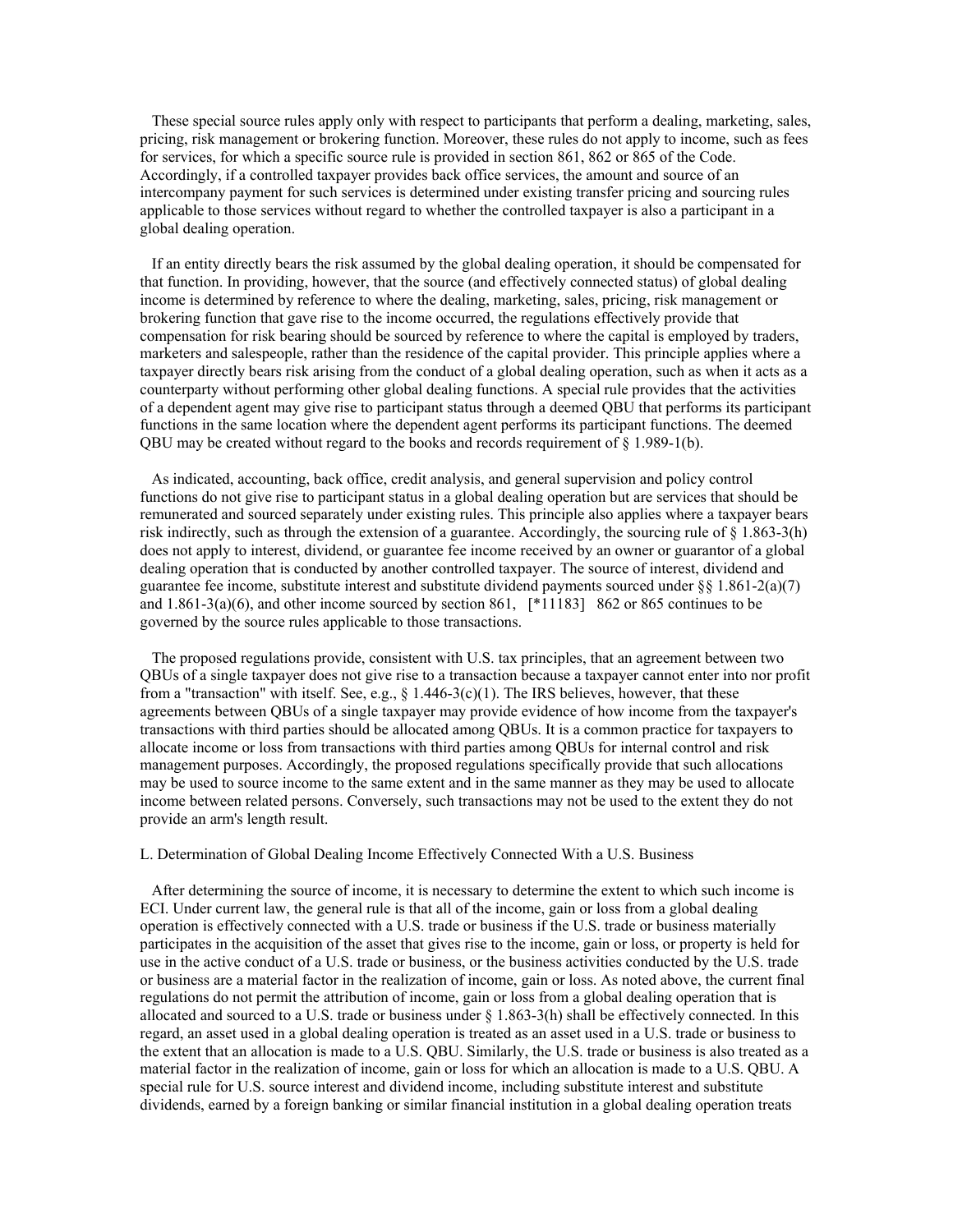These special source rules apply only with respect to participants that perform a dealing, marketing, sales, pricing, risk management or brokering function. Moreover, these rules do not apply to income, such as fees for services, for which a specific source rule is provided in section 861, 862 or 865 of the Code. Accordingly, if a controlled taxpayer provides back office services, the amount and source of an intercompany payment for such services is determined under existing transfer pricing and sourcing rules applicable to those services without regard to whether the controlled taxpayer is also a participant in a global dealing operation.

If an entity directly bears the risk assumed by the global dealing operation, it should be compensated for that function. In providing, however, that the source (and effectively connected status) of global dealing income is determined by reference to where the dealing, marketing, sales, pricing, risk management or brokering function that gave rise to the income occurred, the regulations effectively provide that compensation for risk bearing should be sourced by reference to where the capital is employed by traders, marketers and salespeople, rather than the residence of the capital provider. This principle applies where a taxpayer directly bears risk arising from the conduct of a global dealing operation, such as when it acts as a counterparty without performing other global dealing functions. A special rule provides that the activities of a dependent agent may give rise to participant status through a deemed QBU that performs its participant functions in the same location where the dependent agent performs its participant functions. The deemed QBU may be created without regard to the books and records requirement of § 1.989-1(b).

As indicated, accounting, back office, credit analysis, and general supervision and policy control functions do not give rise to participant status in a global dealing operation but are services that should be remunerated and sourced separately under existing rules. This principle also applies where a taxpayer bears risk indirectly, such as through the extension of a guarantee. Accordingly, the sourcing rule of § 1.863-3(h) does not apply to interest, dividend, or guarantee fee income received by an owner or guarantor of a global dealing operation that is conducted by another controlled taxpayer. The source of interest, dividend and guarantee fee income, substitute interest and substitute dividend payments sourced under §§ 1.861-2(a)(7) and 1.861-3(a)(6), and other income sourced by section 861, [*11183] 862 or 865 continues to be governed by the source rules applicable to those transactions.

The proposed regulations provide, consistent with U.S. tax principles, that an agreement between two QBUs of a single taxpayer does not give rise to a transaction because a taxpayer cannot enter into nor profit from a "transaction" with itself. See, e.g., § 1.446-3(c)(1). The IRS believes, however, that these agreements between QBUs of a single taxpayer may provide evidence of how income from the taxpayer's transactions with third parties should be allocated among QBUs. It is a common practice for taxpayers to allocate income or loss from transactions with third parties among QBUs for internal control and risk management purposes. Accordingly, the proposed regulations specifically provide that such allocations may be used to source income to the same extent and in the same manner as they may be used to allocate income between related persons. Conversely, such transactions may not be used to the extent they do not provide an arm's length result.

L. Determination of Global Dealing Income Effectively Connected With a U.S. Business

After determining the source of income, it is necessary to determine the extent to which such income is ECI. Under current law, the general rule is that all of the income, gain or loss from a global dealing operation is effectively connected with a U.S. trade or business if the U.S. trade or business materially participates in the acquisition of the asset that gives rise to the income, gain or loss, or property is held for use in the active conduct of a U.S. trade or business, or the business activities conducted by the U.S. trade or business are a material factor in the realization of income, gain or loss. As noted above, the current final regulations do not permit the attribution of income, gain or loss from a global dealing operation that is allocated and sourced to a U.S. trade or business under § 1.863-3(h) shall be effectively connected. In this regard, an asset used in a global dealing operation is treated as an asset used in a U.S. trade or business to the extent that an allocation is made to a U.S. QBU. Similarly, the U.S. trade or business is also treated as a material factor in the realization of income, gain or loss for which an allocation is made to a U.S. QBU. A special rule for U.S. source interest and dividend income, including substitute interest and substitute dividends, earned by a foreign banking or similar financial institution in a global dealing operation treats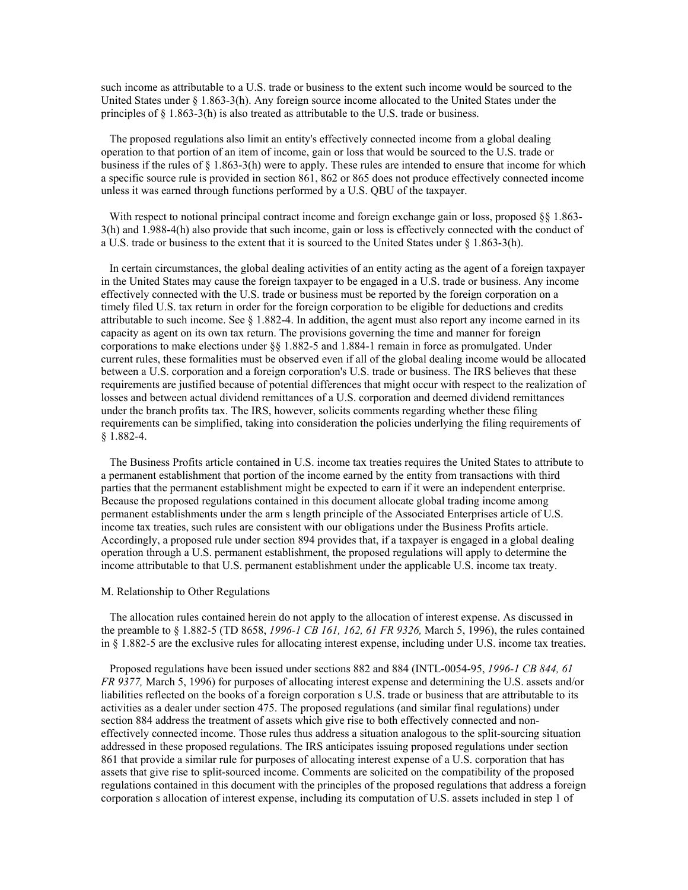such income as attributable to a U.S. trade or business to the extent such income would be sourced to the United States under § 1.863-3(h). Any foreign source income allocated to the United States under the principles of § 1.863-3(h) is also treated as attributable to the U.S. trade or business.

The proposed regulations also limit an entity's effectively connected income from a global dealing operation to that portion of an item of income, gain or loss that would be sourced to the U.S. trade or business if the rules of § 1.863-3(h) were to apply. These rules are intended to ensure that income for which a specific source rule is provided in section 861, 862 or 865 does not produce effectively connected income unless it was earned through functions performed by a U.S. QBU of the taxpayer.

With respect to notional principal contract income and foreign exchange gain or loss, proposed §§ 1.863-3(h) and 1.988-4(h) also provide that such income, gain or loss is effectively connected with the conduct of a U.S. trade or business to the extent that it is sourced to the United States under § 1.863-3(h).

In certain circumstances, the global dealing activities of an entity acting as the agent of a foreign taxpayer in the United States may cause the foreign taxpayer to be engaged in a U.S. trade or business. Any income effectively connected with the U.S. trade or business must be reported by the foreign corporation on a timely filed U.S. tax return in order for the foreign corporation to be eligible for deductions and credits attributable to such income. See § 1.882-4. In addition, the agent must also report any income earned in its capacity as agent on its own tax return. The provisions governing the time and manner for foreign corporations to make elections under §§ 1.882-5 and 1.884-1 remain in force as promulgated. Under current rules, these formalities must be observed even if all of the global dealing income would be allocated between a U.S. corporation and a foreign corporation's U.S. trade or business. The IRS believes that these requirements are justified because of potential differences that might occur with respect to the realization of losses and between actual dividend remittances of a U.S. corporation and deemed dividend remittances under the branch profits tax. The IRS, however, solicits comments regarding whether these filing requirements can be simplified, taking into consideration the policies underlying the filing requirements of § 1.882-4.

The Business Profits article contained in U.S. income tax treaties requires the United States to attribute to a permanent establishment that portion of the income earned by the entity from transactions with third parties that the permanent establishment might be expected to earn if it were an independent enterprise. Because the proposed regulations contained in this document allocate global trading income among permanent establishments under the arm s length principle of the Associated Enterprises article of U.S. income tax treaties, such rules are consistent with our obligations under the Business Profits article. Accordingly, a proposed rule under section 894 provides that, if a taxpayer is engaged in a global dealing operation through a U.S. permanent establishment, the proposed regulations will apply to determine the income attributable to that U.S. permanent establishment under the applicable U.S. income tax treaty.

M. Relationship to Other Regulations

The allocation rules contained herein do not apply to the allocation of interest expense. As discussed in the preamble to § 1.882-5 (TD 8658, *1996-1 CB 161, 162, 61 FR 9326,* March 5, 1996), the rules contained in § 1.882-5 are the exclusive rules for allocating interest expense, including under U.S. income tax treaties.

Proposed regulations have been issued under sections 882 and 884 (INTL-0054-95, *1996-1 CB 844, 61 FR 9377,* March 5, 1996) for purposes of allocating interest expense and determining the U.S. assets and/or liabilities reflected on the books of a foreign corporation s U.S. trade or business that are attributable to its activities as a dealer under section 475. The proposed regulations (and similar final regulations) under section 884 address the treatment of assets which give rise to both effectively connected and non-effectively connected income. Those rules thus address a situation analogous to the split-sourcing situation addressed in these proposed regulations. The IRS anticipates issuing proposed regulations under section 861 that provide a similar rule for purposes of allocating interest expense of a U.S. corporation that has assets that give rise to split-sourced income. Comments are solicited on the compatibility of the proposed regulations contained in this document with the principles of the proposed regulations that address a foreign corporation s allocation of interest expense, including its computation of U.S. assets included in step 1 of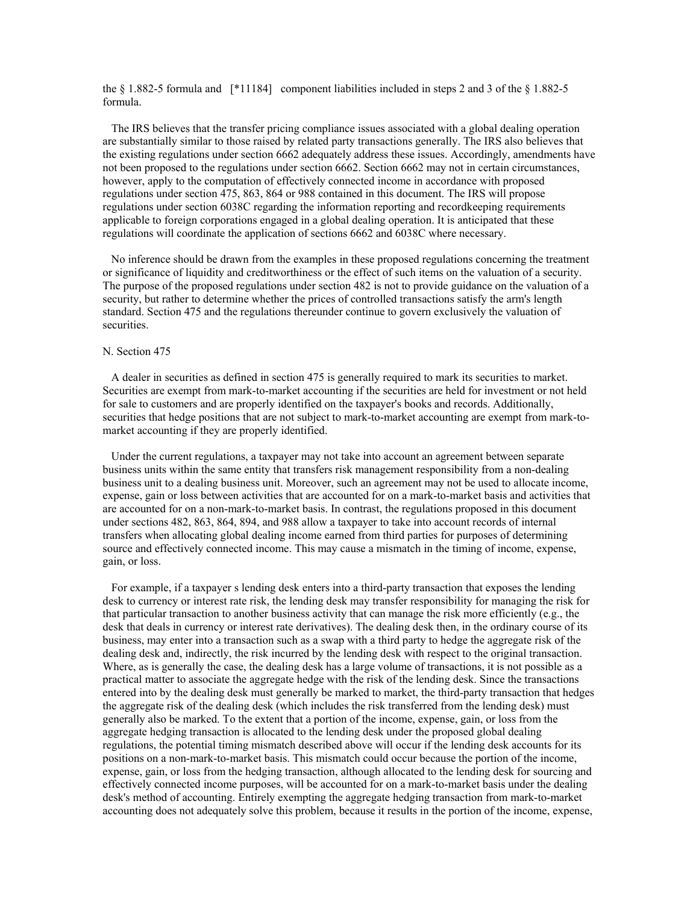the § 1.882-5 formula and [*11184] component liabilities included in steps 2 and 3 of the § 1.882-5 formula.

The IRS believes that the transfer pricing compliance issues associated with a global dealing operation are substantially similar to those raised by related party transactions generally. The IRS also believes that the existing regulations under section 6662 adequately address these issues. Accordingly, amendments have not been proposed to the regulations under section 6662. Section 6662 may not in certain circumstances, however, apply to the computation of effectively connected income in accordance with proposed regulations under section 475, 863, 864 or 988 contained in this document. The IRS will propose regulations under section 6038C regarding the information reporting and recordkeeping requirements applicable to foreign corporations engaged in a global dealing operation. It is anticipated that these regulations will coordinate the application of sections 6662 and 6038C where necessary.

No inference should be drawn from the examples in these proposed regulations concerning the treatment or significance of liquidity and creditworthiness or the effect of such items on the valuation of a security. The purpose of the proposed regulations under section 482 is not to provide guidance on the valuation of a security, but rather to determine whether the prices of controlled transactions satisfy the arm's length standard. Section 475 and the regulations thereunder continue to govern exclusively the valuation of securities.

N. Section 475

A dealer in securities as defined in section 475 is generally required to mark its securities to market. Securities are exempt from mark-to-market accounting if the securities are held for investment or not held for sale to customers and are properly identified on the taxpayer's books and records. Additionally, securities that hedge positions that are not subject to mark-to-market accounting are exempt from mark-to-market accounting if they are properly identified.

Under the current regulations, a taxpayer may not take into account an agreement between separate business units within the same entity that transfers risk management responsibility from a non-dealing business unit to a dealing business unit. Moreover, such an agreement may not be used to allocate income, expense, gain or loss between activities that are accounted for on a mark-to-market basis and activities that are accounted for on a non-mark-to-market basis. In contrast, the regulations proposed in this document under sections 482, 863, 864, 894, and 988 allow a taxpayer to take into account records of internal transfers when allocating global dealing income earned from third parties for purposes of determining source and effectively connected income. This may cause a mismatch in the timing of income, expense, gain, or loss.

For example, if a taxpayer s lending desk enters into a third-party transaction that exposes the lending desk to currency or interest rate risk, the lending desk may transfer responsibility for managing the risk for that particular transaction to another business activity that can manage the risk more efficiently (e.g., the desk that deals in currency or interest rate derivatives). The dealing desk then, in the ordinary course of its business, may enter into a transaction such as a swap with a third party to hedge the aggregate risk of the dealing desk and, indirectly, the risk incurred by the lending desk with respect to the original transaction. Where, as is generally the case, the dealing desk has a large volume of transactions, it is not possible as a practical matter to associate the aggregate hedge with the risk of the lending desk. Since the transactions entered into by the dealing desk must generally be marked to market, the third-party transaction that hedges the aggregate risk of the dealing desk (which includes the risk transferred from the lending desk) must generally also be marked. To the extent that a portion of the income, expense, gain, or loss from the aggregate hedging transaction is allocated to the lending desk under the proposed global dealing regulations, the potential timing mismatch described above will occur if the lending desk accounts for its positions on a non-mark-to-market basis. This mismatch could occur because the portion of the income, expense, gain, or loss from the hedging transaction, although allocated to the lending desk for sourcing and effectively connected income purposes, will be accounted for on a mark-to-market basis under the dealing desk's method of accounting. Entirely exempting the aggregate hedging transaction from mark-to-market accounting does not adequately solve this problem, because it results in the portion of the income, expense,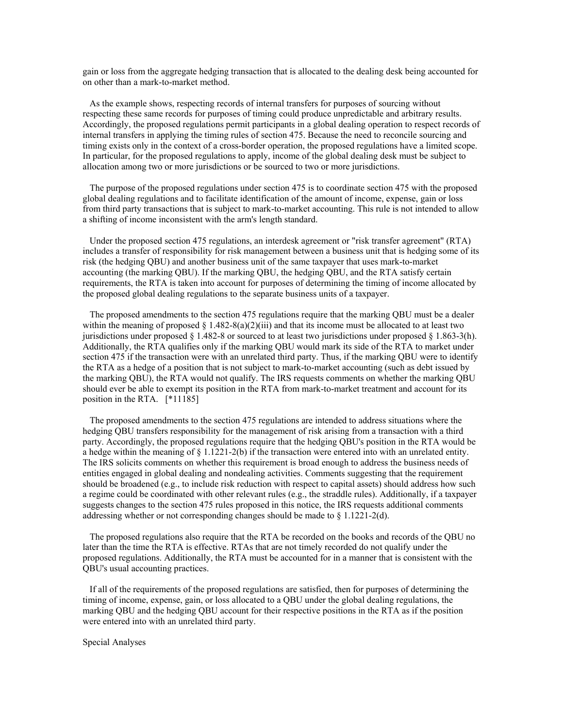gain or loss from the aggregate hedging transaction that is allocated to the dealing desk being accounted for on other than a mark-to-market method.

As the example shows, respecting records of internal transfers for purposes of sourcing without respecting these same records for purposes of timing could produce unpredictable and arbitrary results. Accordingly, the proposed regulations permit participants in a global dealing operation to respect records of internal transfers in applying the timing rules of section 475. Because the need to reconcile sourcing and timing exists only in the context of a cross-border operation, the proposed regulations have a limited scope. In particular, for the proposed regulations to apply, income of the global dealing desk must be subject to allocation among two or more jurisdictions or be sourced to two or more jurisdictions.

The purpose of the proposed regulations under section 475 is to coordinate section 475 with the proposed global dealing regulations and to facilitate identification of the amount of income, expense, gain or loss from third party transactions that is subject to mark-to-market accounting. This rule is not intended to allow a shifting of income inconsistent with the arm's length standard.

Under the proposed section 475 regulations, an interdesk agreement or "risk transfer agreement" (RTA) includes a transfer of responsibility for risk management between a business unit that is hedging some of its risk (the hedging QBU) and another business unit of the same taxpayer that uses mark-to-market accounting (the marking QBU). If the marking QBU, the hedging QBU, and the RTA satisfy certain requirements, the RTA is taken into account for purposes of determining the timing of income allocated by the proposed global dealing regulations to the separate business units of a taxpayer.

The proposed amendments to the section 475 regulations require that the marking QBU must be a dealer within the meaning of proposed § 1.482-8(a)(2)(iii) and that its income must be allocated to at least two jurisdictions under proposed § 1.482-8 or sourced to at least two jurisdictions under proposed § 1.863-3(h). Additionally, the RTA qualifies only if the marking QBU would mark its side of the RTA to market under section 475 if the transaction were with an unrelated third party. Thus, if the marking QBU were to identify the RTA as a hedge of a position that is not subject to mark-to-market accounting (such as debt issued by the marking QBU), the RTA would not qualify. The IRS requests comments on whether the marking QBU should ever be able to exempt its position in the RTA from mark-to-market treatment and account for its position in the RTA. [*11185]

The proposed amendments to the section 475 regulations are intended to address situations where the hedging QBU transfers responsibility for the management of risk arising from a transaction with a third party. Accordingly, the proposed regulations require that the hedging QBU's position in the RTA would be a hedge within the meaning of § 1.1221-2(b) if the transaction were entered into with an unrelated entity. The IRS solicits comments on whether this requirement is broad enough to address the business needs of entities engaged in global dealing and nondealing activities. Comments suggesting that the requirement should be broadened (e.g., to include risk reduction with respect to capital assets) should address how such a regime could be coordinated with other relevant rules (e.g., the straddle rules). Additionally, if a taxpayer suggests changes to the section 475 rules proposed in this notice, the IRS requests additional comments addressing whether or not corresponding changes should be made to § 1.1221-2(d).

The proposed regulations also require that the RTA be recorded on the books and records of the QBU no later than the time the RTA is effective. RTAs that are not timely recorded do not qualify under the proposed regulations. Additionally, the RTA must be accounted for in a manner that is consistent with the QBU's usual accounting practices.

If all of the requirements of the proposed regulations are satisfied, then for purposes of determining the timing of income, expense, gain, or loss allocated to a QBU under the global dealing regulations, the marking QBU and the hedging QBU account for their respective positions in the RTA as if the position were entered into with an unrelated third party.

Special Analyses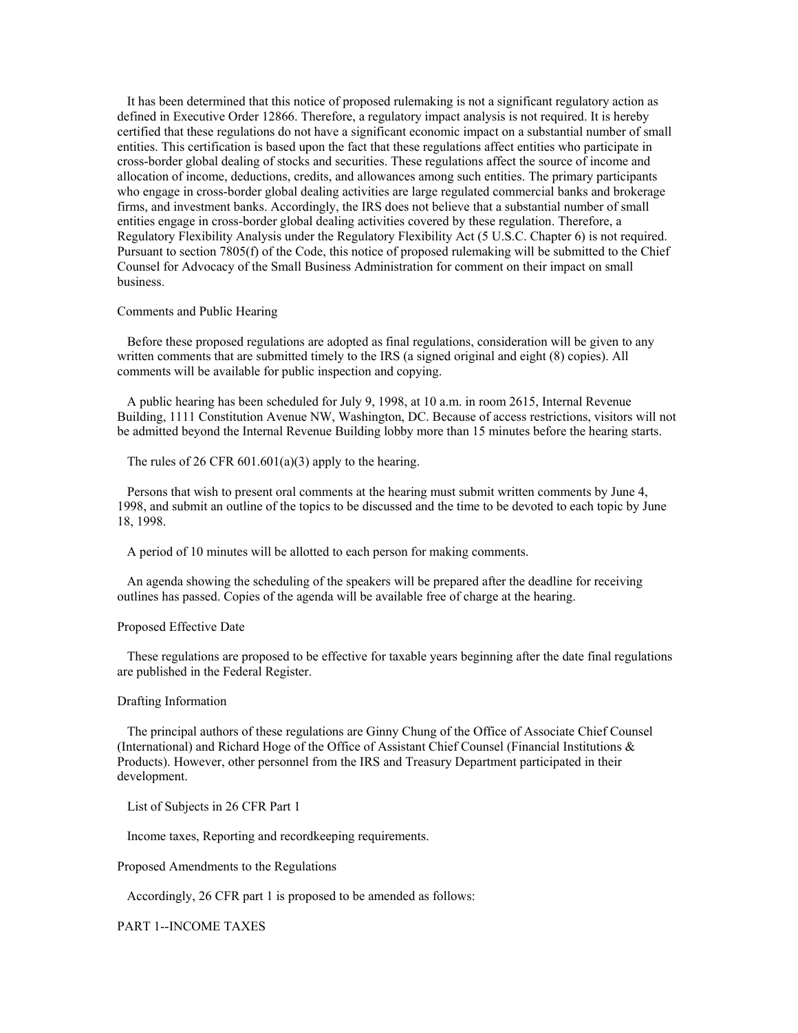It has been determined that this notice of proposed rulemaking is not a significant regulatory action as defined in Executive Order 12866. Therefore, a regulatory impact analysis is not required. It is hereby certified that these regulations do not have a significant economic impact on a substantial number of small entities. This certification is based upon the fact that these regulations affect entities who participate in cross-border global dealing of stocks and securities. These regulations affect the source of income and allocation of income, deductions, credits, and allowances among such entities. The primary participants who engage in cross-border global dealing activities are large regulated commercial banks and brokerage firms, and investment banks. Accordingly, the IRS does not believe that a substantial number of small entities engage in cross-border global dealing activities covered by these regulation. Therefore, a Regulatory Flexibility Analysis under the Regulatory Flexibility Act (5 U.S.C. Chapter 6) is not required. Pursuant to section 7805(f) of the Code, this notice of proposed rulemaking will be submitted to the Chief Counsel for Advocacy of the Small Business Administration for comment on their impact on small business.

## Comments and Public Hearing

Before these proposed regulations are adopted as final regulations, consideration will be given to any written comments that are submitted timely to the IRS (a signed original and eight (8) copies). All comments will be available for public inspection and copying.

A public hearing has been scheduled for July 9, 1998, at 10 a.m. in room 2615, Internal Revenue Building, 1111 Constitution Avenue NW, Washington, DC. Because of access restrictions, visitors will not be admitted beyond the Internal Revenue Building lobby more than 15 minutes before the hearing starts.

The rules of 26 CFR 601.601(a)(3) apply to the hearing.

Persons that wish to present oral comments at the hearing must submit written comments by June 4, 1998, and submit an outline of the topics to be discussed and the time to be devoted to each topic by June 18, 1998.

A period of 10 minutes will be allotted to each person for making comments.

An agenda showing the scheduling of the speakers will be prepared after the deadline for receiving outlines has passed. Copies of the agenda will be available free of charge at the hearing.

## Proposed Effective Date

These regulations are proposed to be effective for taxable years beginning after the date final regulations are published in the Federal Register.

## Drafting Information

The principal authors of these regulations are Ginny Chung of the Office of Associate Chief Counsel (International) and Richard Hoge of the Office of Assistant Chief Counsel (Financial Institutions & Products). However, other personnel from the IRS and Treasury Department participated in their development.

List of Subjects in 26 CFR Part 1

Income taxes, Reporting and recordkeeping requirements.

## Proposed Amendments to the Regulations

Accordingly, 26 CFR part 1 is proposed to be amended as follows:

## PART 1--INCOME TAXES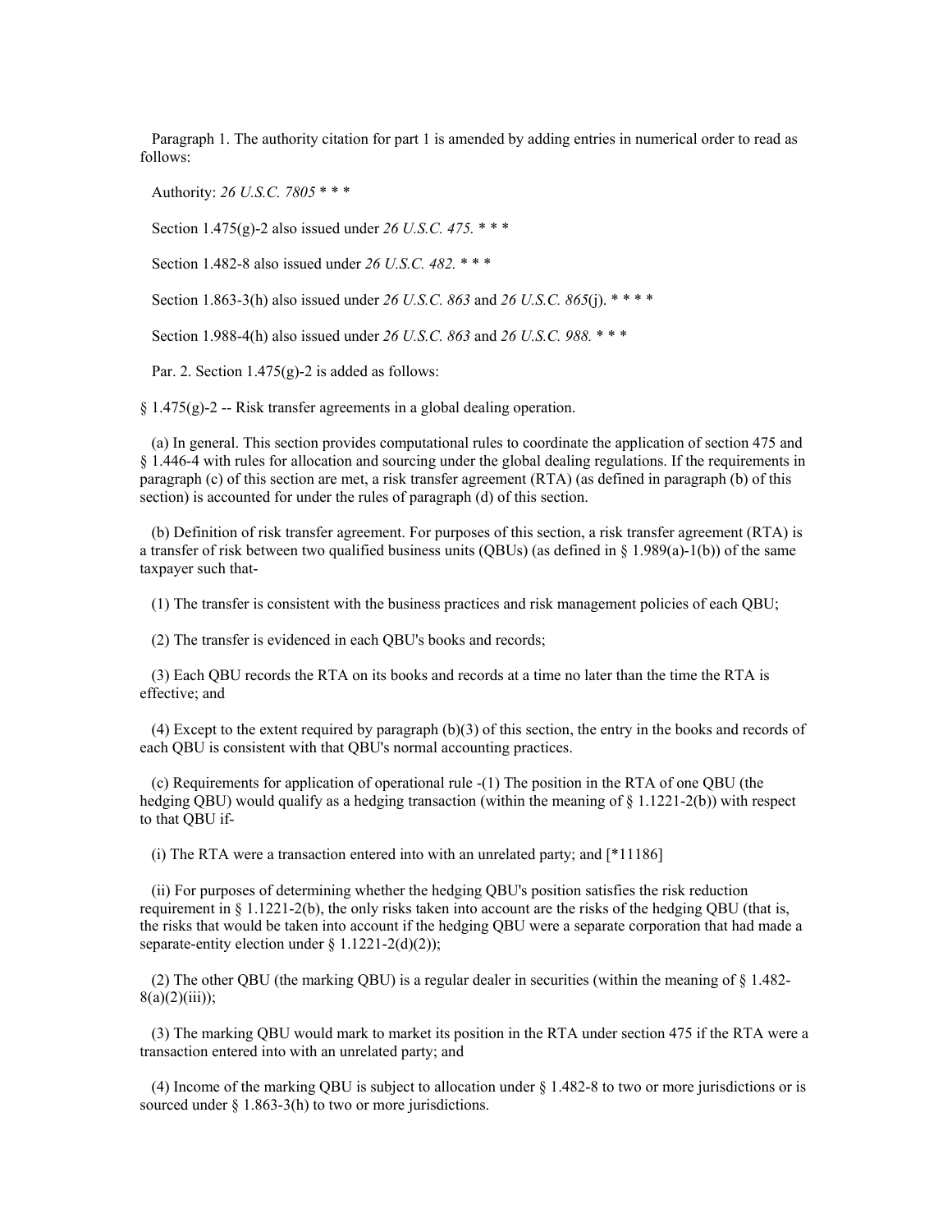Paragraph 1. The authority citation for part 1 is amended by adding entries in numerical order to read as follows:

Authority: *26 U.S.C. 7805* * * *

Section 1.475(g)-2 also issued under *26 U.S.C. 475.* * * *

Section 1.482-8 also issued under *26 U.S.C. 482.* * * *

Section 1.863-3(h) also issued under *26 U.S.C. 863* and *26 U.S.C. 865*(j). * * * *

Section 1.988-4(h) also issued under *26 U.S.C. 863* and *26 U.S.C. 988.* * * *

Par. 2. Section 1.475(g)-2 is added as follows:

§ 1.475(g)-2 -- Risk transfer agreements in a global dealing operation.

(a) In general. This section provides computational rules to coordinate the application of section 475 and § 1.446-4 with rules for allocation and sourcing under the global dealing regulations. If the requirements in paragraph (c) of this section are met, a risk transfer agreement (RTA) (as defined in paragraph (b) of this section) is accounted for under the rules of paragraph (d) of this section.

(b) Definition of risk transfer agreement. For purposes of this section, a risk transfer agreement (RTA) is a transfer of risk between two qualified business units (QBUs) (as defined in § 1.989(a)-1(b)) of the same taxpayer such that-

(1) The transfer is consistent with the business practices and risk management policies of each QBU;

(2) The transfer is evidenced in each QBU's books and records;

(3) Each QBU records the RTA on its books and records at a time no later than the time the RTA is effective; and

(4) Except to the extent required by paragraph (b)(3) of this section, the entry in the books and records of each QBU is consistent with that QBU's normal accounting practices.

(c) Requirements for application of operational rule -(1) The position in the RTA of one QBU (the hedging QBU) would qualify as a hedging transaction (within the meaning of § 1.1221-2(b)) with respect to that QBU if-

(i) The RTA were a transaction entered into with an unrelated party; and [*11186]

(ii) For purposes of determining whether the hedging QBU's position satisfies the risk reduction requirement in § 1.1221-2(b), the only risks taken into account are the risks of the hedging QBU (that is, the risks that would be taken into account if the hedging QBU were a separate corporation that had made a separate-entity election under § 1.1221-2(d)(2));

(2) The other QBU (the marking QBU) is a regular dealer in securities (within the meaning of § 1.482-8(a)(2)(iii));

(3) The marking QBU would mark to market its position in the RTA under section 475 if the RTA were a transaction entered into with an unrelated party; and

(4) Income of the marking QBU is subject to allocation under § 1.482-8 to two or more jurisdictions or is sourced under § 1.863-3(h) to two or more jurisdictions.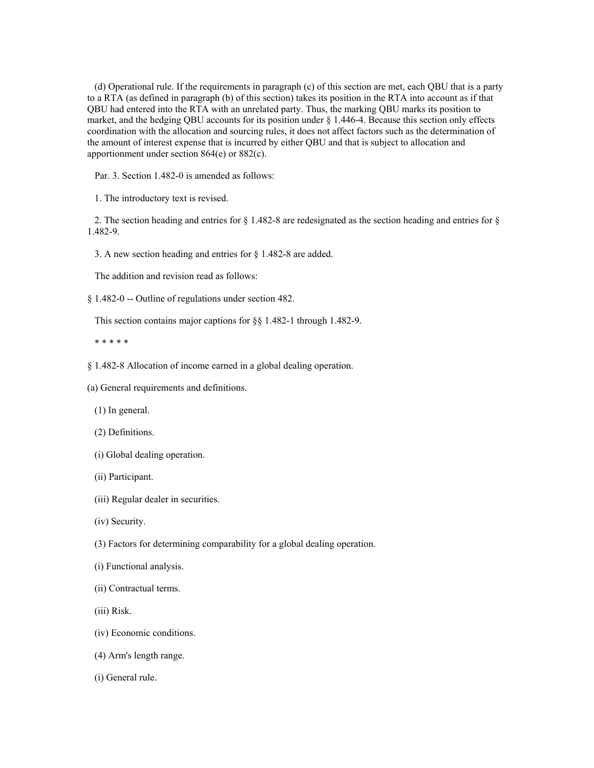(d) Operational rule. If the requirements in paragraph (c) of this section are met, each QBU that is a party to a RTA (as defined in paragraph (b) of this section) takes its position in the RTA into account as if that QBU had entered into the RTA with an unrelated party. Thus, the marking QBU marks its position to market, and the hedging QBU accounts for its position under § 1.446-4. Because this section only effects coordination with the allocation and sourcing rules, it does not affect factors such as the determination of the amount of interest expense that is incurred by either QBU and that is subject to allocation and apportionment under section 864(e) or 882(c).

Par. 3. Section 1.482-0 is amended as follows:

1. The introductory text is revised.

2. The section heading and entries for § 1.482-8 are redesignated as the section heading and entries for § 1.482-9.

3. A new section heading and entries for § 1.482-8 are added.

The addition and revision read as follows:

§ 1.482-0 -- Outline of regulations under section 482.

This section contains major captions for §§ 1.482-1 through 1.482-9.

* * * * *

§ 1.482-8 Allocation of income earned in a global dealing operation.

(a) General requirements and definitions.

(1) In general.

(2) Definitions.

(i) Global dealing operation.

(ii) Participant.

(iii) Regular dealer in securities.

(iv) Security.

(3) Factors for determining comparability for a global dealing operation.

(i) Functional analysis.

(ii) Contractual terms.

(iii) Risk.

(iv) Economic conditions.

(4) Arm's length range.

(i) General rule.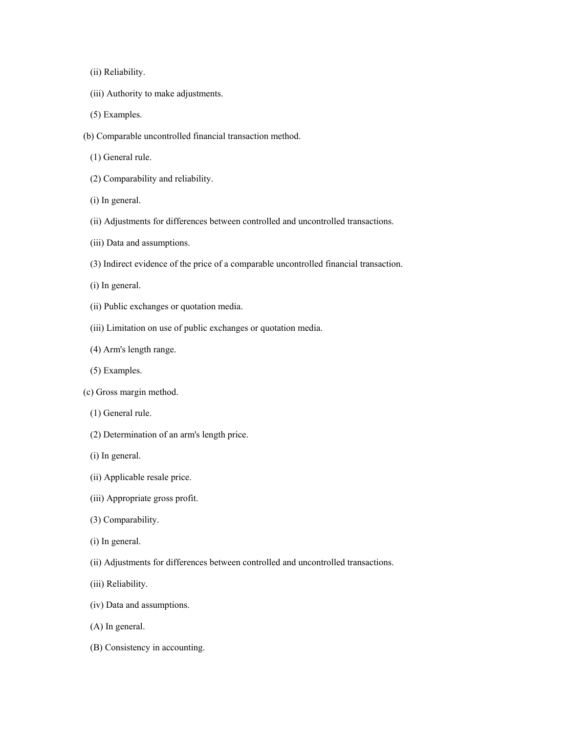(ii) Reliability.

(iii) Authority to make adjustments.

(5) Examples.

(b) Comparable uncontrolled financial transaction method.

(1) General rule.

(2) Comparability and reliability.

(i) In general.

(ii) Adjustments for differences between controlled and uncontrolled transactions.

(iii) Data and assumptions.

(3) Indirect evidence of the price of a comparable uncontrolled financial transaction.

(i) In general.

(ii) Public exchanges or quotation media.

(iii) Limitation on use of public exchanges or quotation media.

(4) Arm's length range.

(5) Examples.

(c) Gross margin method.

(1) General rule.

(2) Determination of an arm's length price.

(i) In general.

(ii) Applicable resale price.

(iii) Appropriate gross profit.

(3) Comparability.

(i) In general.

(ii) Adjustments for differences between controlled and uncontrolled transactions.

(iii) Reliability.

(iv) Data and assumptions.

(A) In general.

(B) Consistency in accounting.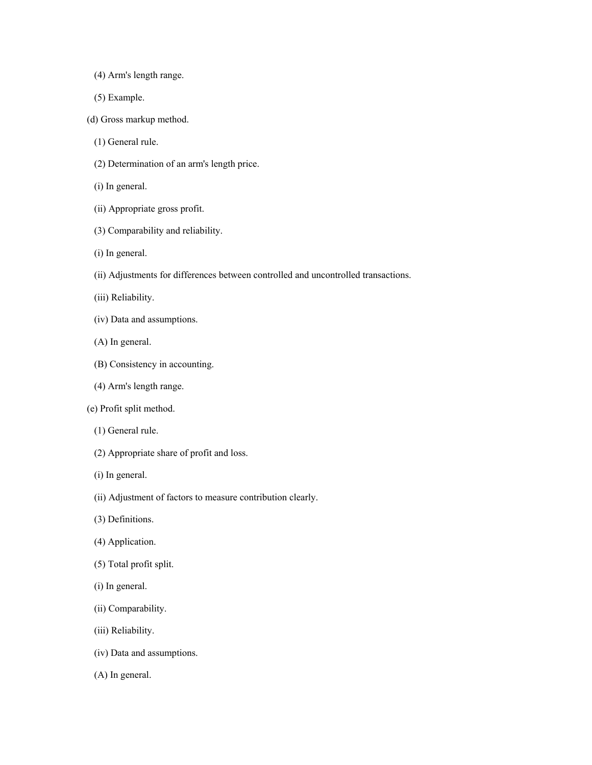(4) Arm's length range.

(5) Example.

(d) Gross markup method.

(1) General rule.

(2) Determination of an arm's length price.

(i) In general.

(ii) Appropriate gross profit.

(3) Comparability and reliability.

(i) In general.

(ii) Adjustments for differences between controlled and uncontrolled transactions.

(iii) Reliability.

(iv) Data and assumptions.

(A) In general.

(B) Consistency in accounting.

(4) Arm's length range.

(e) Profit split method.

(1) General rule.

(2) Appropriate share of profit and loss.

(i) In general.

(ii) Adjustment of factors to measure contribution clearly.

(3) Definitions.

(4) Application.

(5) Total profit split.

(i) In general.

(ii) Comparability.

(iii) Reliability.

(iv) Data and assumptions.

(A) In general.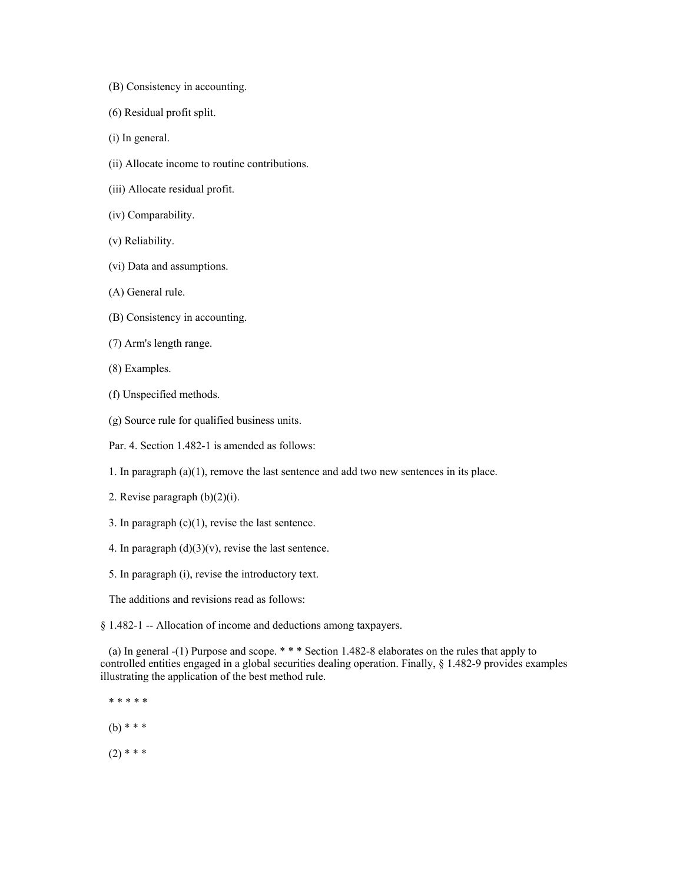(B) Consistency in accounting.

(6) Residual profit split.

(i) In general.

(ii) Allocate income to routine contributions.

(iii) Allocate residual profit.

(iv) Comparability.

(v) Reliability.

(vi) Data and assumptions.

(A) General rule.

(B) Consistency in accounting.

(7) Arm's length range.

(8) Examples.

(f) Unspecified methods.

(g) Source rule for qualified business units.

Par. 4. Section 1.482-1 is amended as follows:

1. In paragraph (a)(1), remove the last sentence and add two new sentences in its place.

2. Revise paragraph (b)(2)(i).

3. In paragraph (c)(1), revise the last sentence.

4. In paragraph (d)(3)(v), revise the last sentence.

5. In paragraph (i), revise the introductory text.

The additions and revisions read as follows:

§ 1.482-1 -- Allocation of income and deductions among taxpayers.

(a) In general -(1) Purpose and scope. * * * Section 1.482-8 elaborates on the rules that apply to controlled entities engaged in a global securities dealing operation. Finally, § 1.482-9 provides examples illustrating the application of the best method rule.

* * * * *

(b) * * *

(2) * * *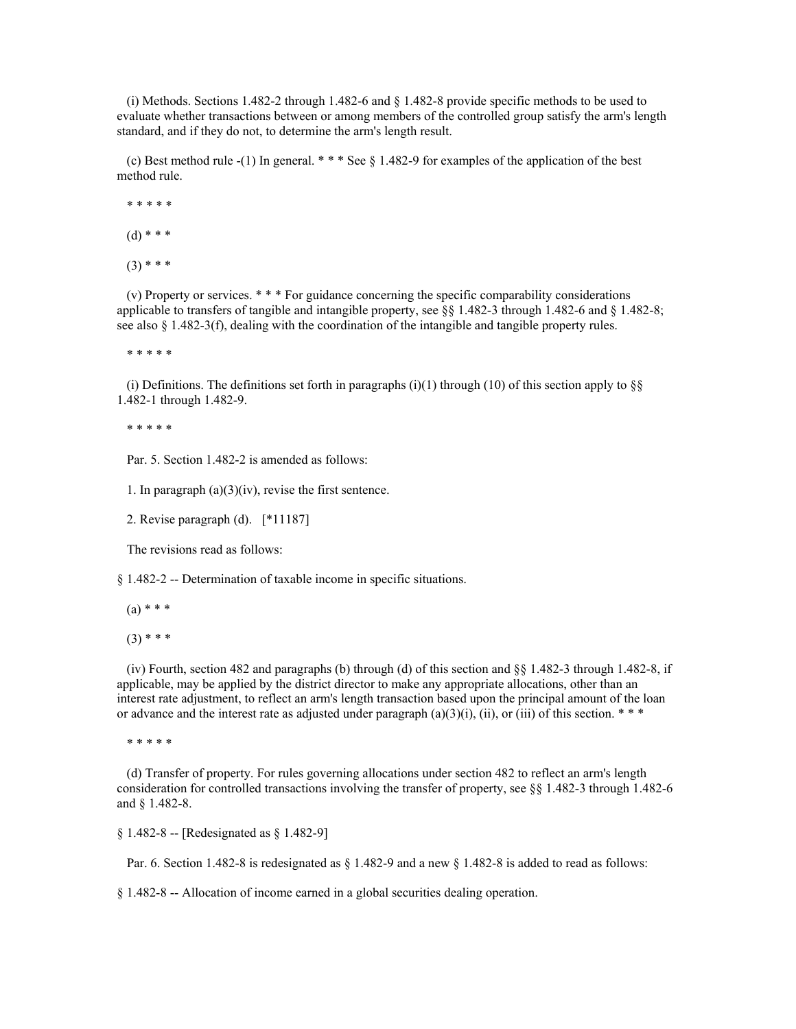(i) Methods. Sections 1.482-2 through 1.482-6 and § 1.482-8 provide specific methods to be used to evaluate whether transactions between or among members of the controlled group satisfy the arm's length standard, and if they do not, to determine the arm's length result.

(c) Best method rule -(1) In general. * * * See § 1.482-9 for examples of the application of the best method rule.

* * * * *

(d) * * *

(3) * * *

(v) Property or services. * * * For guidance concerning the specific comparability considerations applicable to transfers of tangible and intangible property, see §§ 1.482-3 through 1.482-6 and § 1.482-8; see also § 1.482-3(f), dealing with the coordination of the intangible and tangible property rules.

* * * * *

(i) Definitions. The definitions set forth in paragraphs (i)(1) through (10) of this section apply to §§ 1.482-1 through 1.482-9.

* * * * *

Par. 5. Section 1.482-2 is amended as follows:

1. In paragraph (a)(3)(iv), revise the first sentence.

2. Revise paragraph (d). [*11187]

The revisions read as follows:

§ 1.482-2 -- Determination of taxable income in specific situations.

(a) * * *

(3) * * *

(iv) Fourth, section 482 and paragraphs (b) through (d) of this section and §§ 1.482-3 through 1.482-8, if applicable, may be applied by the district director to make any appropriate allocations, other than an interest rate adjustment, to reflect an arm's length transaction based upon the principal amount of the loan or advance and the interest rate as adjusted under paragraph (a)(3)(i), (ii), or (iii) of this section. * * *

* * * * *

(d) Transfer of property. For rules governing allocations under section 482 to reflect an arm's length consideration for controlled transactions involving the transfer of property, see §§ 1.482-3 through 1.482-6 and § 1.482-8.

§ 1.482-8 -- [Redesignated as § 1.482-9]

Par. 6. Section 1.482-8 is redesignated as § 1.482-9 and a new § 1.482-8 is added to read as follows:

§ 1.482-8 -- Allocation of income earned in a global securities dealing operation.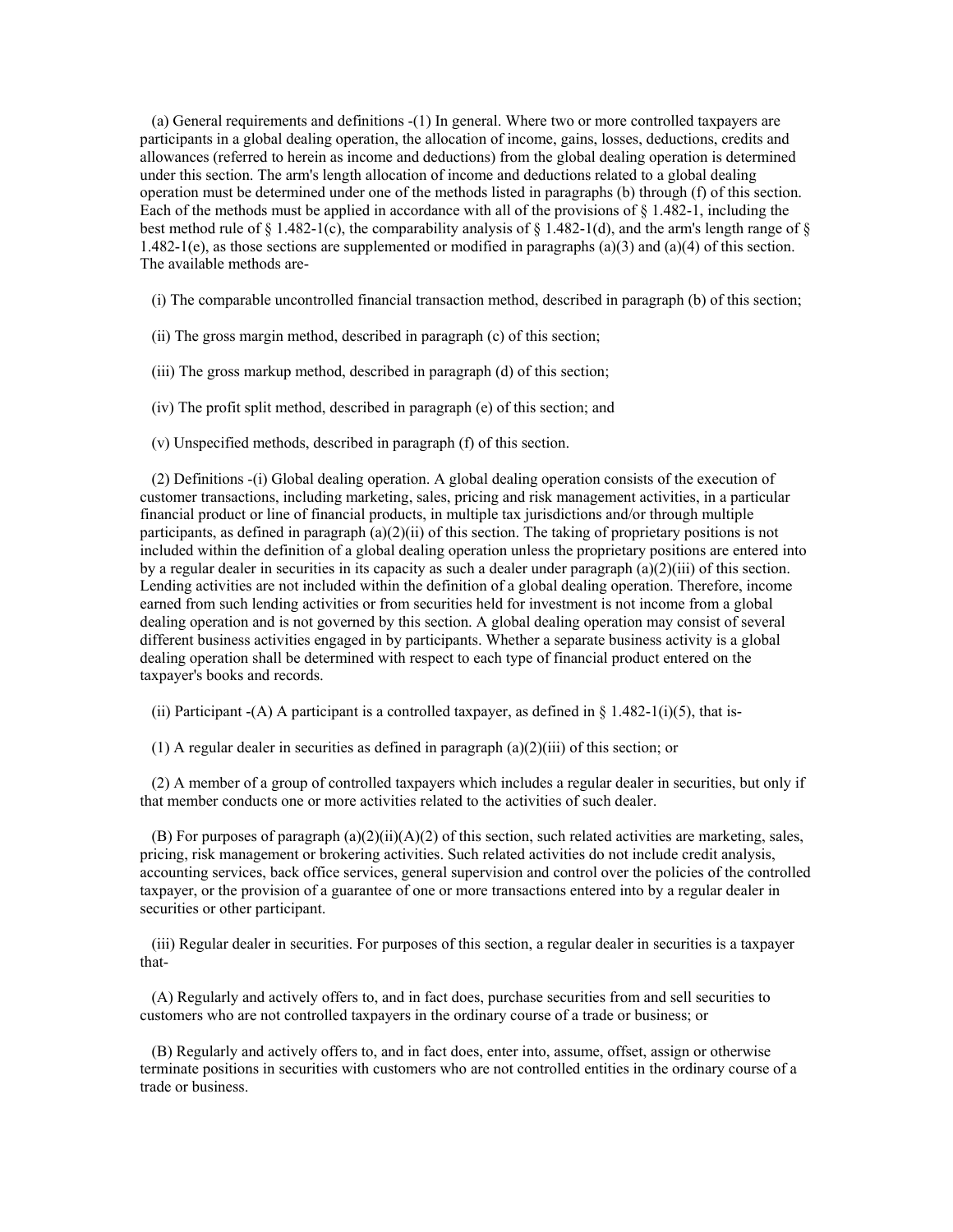(a) General requirements and definitions -(1) In general. Where two or more controlled taxpayers are participants in a global dealing operation, the allocation of income, gains, losses, deductions, credits and allowances (referred to herein as income and deductions) from the global dealing operation is determined under this section. The arm's length allocation of income and deductions related to a global dealing operation must be determined under one of the methods listed in paragraphs (b) through (f) of this section. Each of the methods must be applied in accordance with all of the provisions of § 1.482-1, including the best method rule of § 1.482-1(c), the comparability analysis of § 1.482-1(d), and the arm's length range of § 1.482-1(e), as those sections are supplemented or modified in paragraphs (a)(3) and (a)(4) of this section. The available methods are-

(i) The comparable uncontrolled financial transaction method, described in paragraph (b) of this section;

(ii) The gross margin method, described in paragraph (c) of this section;

(iii) The gross markup method, described in paragraph (d) of this section;

(iv) The profit split method, described in paragraph (e) of this section; and

(v) Unspecified methods, described in paragraph (f) of this section.

(2) Definitions -(i) Global dealing operation. A global dealing operation consists of the execution of customer transactions, including marketing, sales, pricing and risk management activities, in a particular financial product or line of financial products, in multiple tax jurisdictions and/or through multiple participants, as defined in paragraph (a)(2)(ii) of this section. The taking of proprietary positions is not included within the definition of a global dealing operation unless the proprietary positions are entered into by a regular dealer in securities in its capacity as such a dealer under paragraph (a)(2)(iii) of this section. Lending activities are not included within the definition of a global dealing operation. Therefore, income earned from such lending activities or from securities held for investment is not income from a global dealing operation and is not governed by this section. A global dealing operation may consist of several different business activities engaged in by participants. Whether a separate business activity is a global dealing operation shall be determined with respect to each type of financial product entered on the taxpayer's books and records.

(ii) Participant -(A) A participant is a controlled taxpayer, as defined in § 1.482-1(i)(5), that is-

(1) A regular dealer in securities as defined in paragraph (a)(2)(iii) of this section; or

(2) A member of a group of controlled taxpayers which includes a regular dealer in securities, but only if that member conducts one or more activities related to the activities of such dealer.

(B) For purposes of paragraph (a)(2)(ii)(A)(2) of this section, such related activities are marketing, sales, pricing, risk management or brokering activities. Such related activities do not include credit analysis, accounting services, back office services, general supervision and control over the policies of the controlled taxpayer, or the provision of a guarantee of one or more transactions entered into by a regular dealer in securities or other participant.

(iii) Regular dealer in securities. For purposes of this section, a regular dealer in securities is a taxpayer that-

(A) Regularly and actively offers to, and in fact does, purchase securities from and sell securities to customers who are not controlled taxpayers in the ordinary course of a trade or business; or

(B) Regularly and actively offers to, and in fact does, enter into, assume, offset, assign or otherwise terminate positions in securities with customers who are not controlled entities in the ordinary course of a trade or business.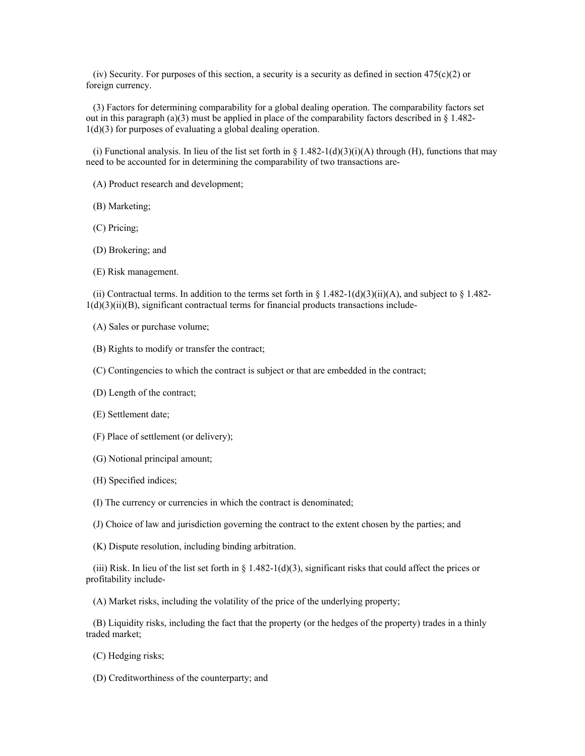(iv) Security. For purposes of this section, a security is a security as defined in section 475(c)(2) or foreign currency.

(3) Factors for determining comparability for a global dealing operation. The comparability factors set out in this paragraph (a)(3) must be applied in place of the comparability factors described in § 1.482-1(d)(3) for purposes of evaluating a global dealing operation.

(i) Functional analysis. In lieu of the list set forth in § 1.482-1(d)(3)(i)(A) through (H), functions that may need to be accounted for in determining the comparability of two transactions are-

(A) Product research and development;

(B) Marketing;

(C) Pricing;

(D) Brokering; and

(E) Risk management.

(ii) Contractual terms. In addition to the terms set forth in § 1.482-1(d)(3)(ii)(A), and subject to § 1.482-1(d)(3)(ii)(B), significant contractual terms for financial products transactions include-

(A) Sales or purchase volume;

(B) Rights to modify or transfer the contract;

(C) Contingencies to which the contract is subject or that are embedded in the contract;

(D) Length of the contract;

(E) Settlement date;

(F) Place of settlement (or delivery);

(G) Notional principal amount;

(H) Specified indices;

(I) The currency or currencies in which the contract is denominated;

(J) Choice of law and jurisdiction governing the contract to the extent chosen by the parties; and

(K) Dispute resolution, including binding arbitration.

(iii) Risk. In lieu of the list set forth in § 1.482-1(d)(3), significant risks that could affect the prices or profitability include-

(A) Market risks, including the volatility of the price of the underlying property;

(B) Liquidity risks, including the fact that the property (or the hedges of the property) trades in a thinly traded market;

(C) Hedging risks;

(D) Creditworthiness of the counterparty; and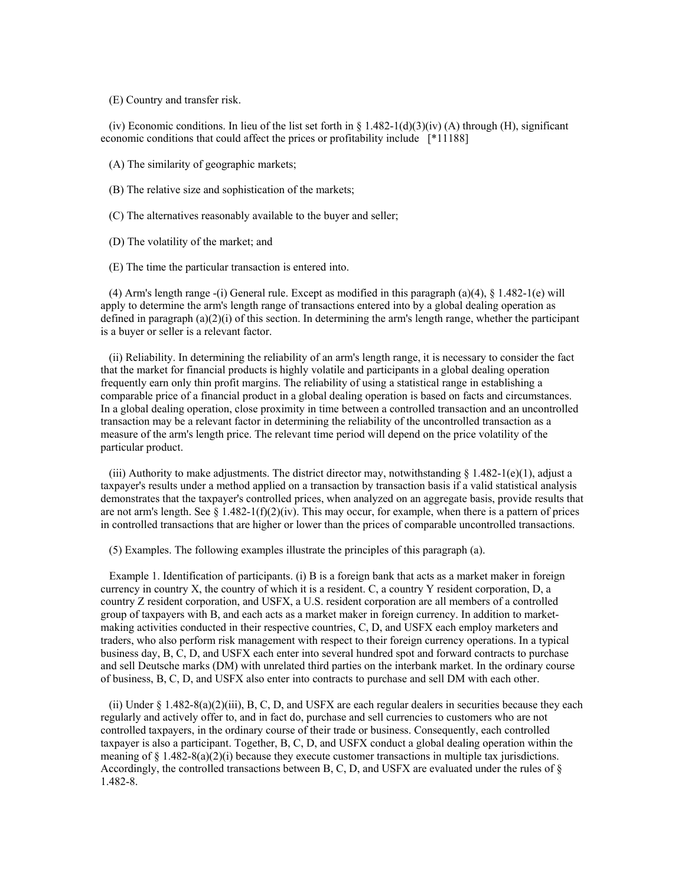(E) Country and transfer risk.

(iv) Economic conditions. In lieu of the list set forth in § 1.482-1(d)(3)(iv) (A) through (H), significant economic conditions that could affect the prices or profitability include [*11188]

(A) The similarity of geographic markets;

(B) The relative size and sophistication of the markets;

(C) The alternatives reasonably available to the buyer and seller;

(D) The volatility of the market; and

(E) The time the particular transaction is entered into.

(4) Arm's length range -(i) General rule. Except as modified in this paragraph (a)(4), § 1.482-1(e) will apply to determine the arm's length range of transactions entered into by a global dealing operation as defined in paragraph (a)(2)(i) of this section. In determining the arm's length range, whether the participant is a buyer or seller is a relevant factor.

(ii) Reliability. In determining the reliability of an arm's length range, it is necessary to consider the fact that the market for financial products is highly volatile and participants in a global dealing operation frequently earn only thin profit margins. The reliability of using a statistical range in establishing a comparable price of a financial product in a global dealing operation is based on facts and circumstances. In a global dealing operation, close proximity in time between a controlled transaction and an uncontrolled transaction may be a relevant factor in determining the reliability of the uncontrolled transaction as a measure of the arm's length price. The relevant time period will depend on the price volatility of the particular product.

(iii) Authority to make adjustments. The district director may, notwithstanding § 1.482-1(e)(1), adjust a taxpayer's results under a method applied on a transaction by transaction basis if a valid statistical analysis demonstrates that the taxpayer's controlled prices, when analyzed on an aggregate basis, provide results that are not arm's length. See § 1.482-1(f)(2)(iv). This may occur, for example, when there is a pattern of prices in controlled transactions that are higher or lower than the prices of comparable uncontrolled transactions.

(5) Examples. The following examples illustrate the principles of this paragraph (a).

Example 1. Identification of participants. (i) B is a foreign bank that acts as a market maker in foreign currency in country X, the country of which it is a resident. C, a country Y resident corporation, D, a country Z resident corporation, and USFX, a U.S. resident corporation are all members of a controlled group of taxpayers with B, and each acts as a market maker in foreign currency. In addition to market-making activities conducted in their respective countries, C, D, and USFX each employ marketers and traders, who also perform risk management with respect to their foreign currency operations. In a typical business day, B, C, D, and USFX each enter into several hundred spot and forward contracts to purchase and sell Deutsche marks (DM) with unrelated third parties on the interbank market. In the ordinary course of business, B, C, D, and USFX also enter into contracts to purchase and sell DM with each other.

(ii) Under § 1.482-8(a)(2)(iii), B, C, D, and USFX are each regular dealers in securities because they each regularly and actively offer to, and in fact do, purchase and sell currencies to customers who are not controlled taxpayers, in the ordinary course of their trade or business. Consequently, each controlled taxpayer is also a participant. Together, B, C, D, and USFX conduct a global dealing operation within the meaning of § 1.482-8(a)(2)(i) because they execute customer transactions in multiple tax jurisdictions. Accordingly, the controlled transactions between B, C, D, and USFX are evaluated under the rules of § 1.482-8.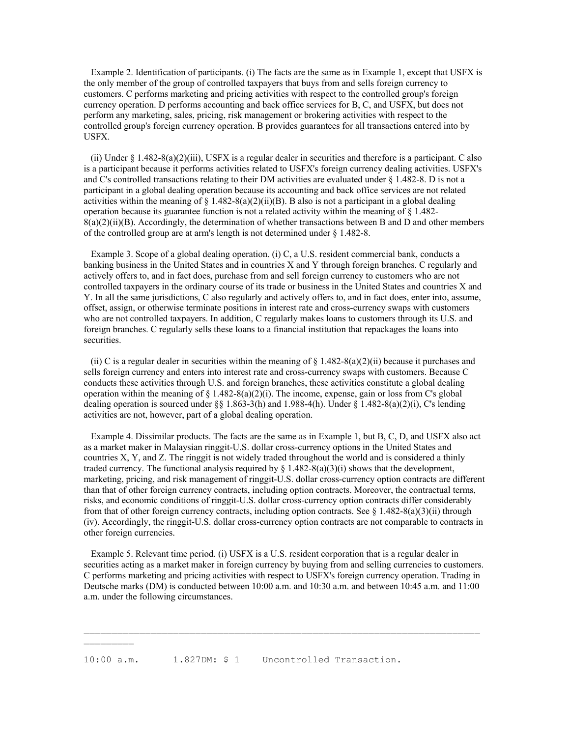Example 2. Identification of participants. (i) The facts are the same as in Example 1, except that USFX is the only member of the group of controlled taxpayers that buys from and sells foreign currency to customers. C performs marketing and pricing activities with respect to the controlled group's foreign currency operation. D performs accounting and back office services for B, C, and USFX, but does not perform any marketing, sales, pricing, risk management or brokering activities with respect to the controlled group's foreign currency operation. B provides guarantees for all transactions entered into by USFX.

(ii) Under § 1.482-8(a)(2)(iii), USFX is a regular dealer in securities and therefore is a participant. C also is a participant because it performs activities related to USFX's foreign currency dealing activities. USFX's and C's controlled transactions relating to their DM activities are evaluated under § 1.482-8. D is not a participant in a global dealing operation because its accounting and back office services are not related activities within the meaning of § 1.482-8(a)(2)(ii)(B). B also is not a participant in a global dealing operation because its guarantee function is not a related activity within the meaning of § 1.482-8(a)(2)(ii)(B). Accordingly, the determination of whether transactions between B and D and other members of the controlled group are at arm's length is not determined under § 1.482-8.

Example 3. Scope of a global dealing operation. (i) C, a U.S. resident commercial bank, conducts a banking business in the United States and in countries X and Y through foreign branches. C regularly and actively offers to, and in fact does, purchase from and sell foreign currency to customers who are not controlled taxpayers in the ordinary course of its trade or business in the United States and countries X and Y. In all the same jurisdictions, C also regularly and actively offers to, and in fact does, enter into, assume, offset, assign, or otherwise terminate positions in interest rate and cross-currency swaps with customers who are not controlled taxpayers. In addition, C regularly makes loans to customers through its U.S. and foreign branches. C regularly sells these loans to a financial institution that repackages the loans into securities.

(ii) C is a regular dealer in securities within the meaning of § 1.482-8(a)(2)(ii) because it purchases and sells foreign currency and enters into interest rate and cross-currency swaps with customers. Because C conducts these activities through U.S. and foreign branches, these activities constitute a global dealing operation within the meaning of § 1.482-8(a)(2)(i). The income, expense, gain or loss from C's global dealing operation is sourced under §§ 1.863-3(h) and 1.988-4(h). Under § 1.482-8(a)(2)(i), C's lending activities are not, however, part of a global dealing operation.

Example 4. Dissimilar products. The facts are the same as in Example 1, but B, C, D, and USFX also act as a market maker in Malaysian ringgit-U.S. dollar cross-currency options in the United States and countries X, Y, and Z. The ringgit is not widely traded throughout the world and is considered a thinly traded currency. The functional analysis required by § 1.482-8(a)(3)(i) shows that the development, marketing, pricing, and risk management of ringgit-U.S. dollar cross-currency option contracts are different than that of other foreign currency contracts, including option contracts. Moreover, the contractual terms, risks, and economic conditions of ringgit-U.S. dollar cross-currency option contracts differ considerably from that of other foreign currency contracts, including option contracts. See § 1.482-8(a)(3)(ii) through (iv). Accordingly, the ringgit-U.S. dollar cross-currency option contracts are not comparable to contracts in other foreign currencies.

Example 5. Relevant time period. (i) USFX is a U.S. resident corporation that is a regular dealer in securities acting as a market maker in foreign currency by buying from and selling currencies to customers. C performs marketing and pricing activities with respect to USFX's foreign currency operation. Trading in Deutsche marks (DM) is conducted between 10:00 a.m. and 10:30 a.m. and between 10:45 a.m. and 11:00 a.m. under the following circumstances.

```
10:00 a.m.      1.827DM: $ 1    Uncontrolled Transaction.
```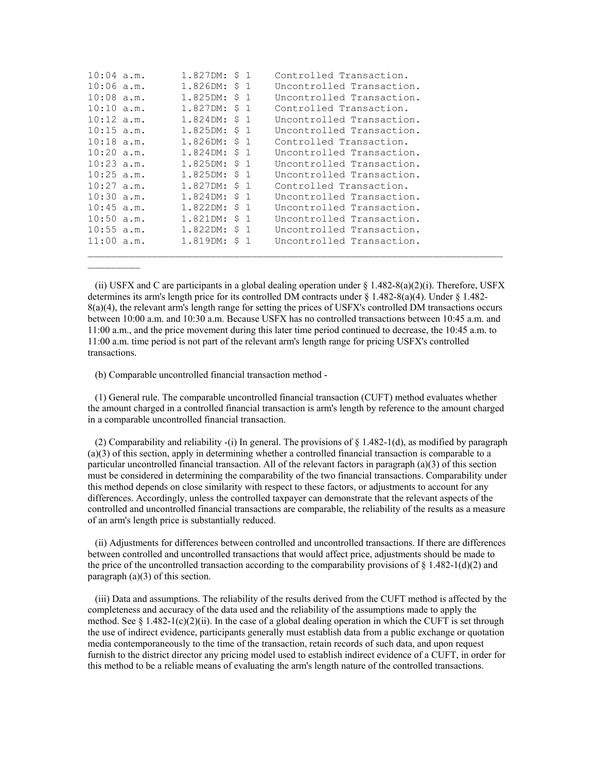```
10:04 a.m.      1.827DM: $ 1    Controlled Transaction.
10:06 a.m.      1.826DM: $ 1    Uncontrolled Transaction.
10:08 a.m.      1.825DM: $ 1    Uncontrolled Transaction.
10:10 a.m.      1.827DM: $ 1    Controlled Transaction.
10:12 a.m.      1.824DM: $ 1    Uncontrolled Transaction.
10:15 a.m.      1.825DM: $ 1    Uncontrolled Transaction.
10:18 a.m.      1.826DM: $ 1    Controlled Transaction.
10:20 a.m.      1.824DM: $ 1    Uncontrolled Transaction.
10:23 a.m.      1.825DM: $ 1    Uncontrolled Transaction.
10:25 a.m.      1.825DM: $ 1    Uncontrolled Transaction.
10:27 a.m.      1.827DM: $ 1    Controlled Transaction.
10:30 a.m.      1.824DM: $ 1    Uncontrolled Transaction.
10:45 a.m.      1.822DM: $ 1    Uncontrolled Transaction.
10:50 a.m.      1.821DM: $ 1    Uncontrolled Transaction.
10:55 a.m.      1.822DM: $ 1    Uncontrolled Transaction.
11:00 a.m.      1.819DM: $ 1    Uncontrolled Transaction.
```

(ii) USFX and C are participants in a global dealing operation under § 1.482-8(a)(2)(i). Therefore, USFX determines its arm's length price for its controlled DM contracts under § 1.482-8(a)(4). Under § 1.482-8(a)(4), the relevant arm's length range for setting the prices of USFX's controlled DM transactions occurs between 10:00 a.m. and 10:30 a.m. Because USFX has no controlled transactions between 10:45 a.m. and 11:00 a.m., and the price movement during this later time period continued to decrease, the 10:45 a.m. to 11:00 a.m. time period is not part of the relevant arm's length range for pricing USFX's controlled transactions.

(b) Comparable uncontrolled financial transaction method -

(1) General rule. The comparable uncontrolled financial transaction (CUFT) method evaluates whether the amount charged in a controlled financial transaction is arm's length by reference to the amount charged in a comparable uncontrolled financial transaction.

(2) Comparability and reliability -(i) In general. The provisions of § 1.482-1(d), as modified by paragraph (a)(3) of this section, apply in determining whether a controlled financial transaction is comparable to a particular uncontrolled financial transaction. All of the relevant factors in paragraph (a)(3) of this section must be considered in determining the comparability of the two financial transactions. Comparability under this method depends on close similarity with respect to these factors, or adjustments to account for any differences. Accordingly, unless the controlled taxpayer can demonstrate that the relevant aspects of the controlled and uncontrolled financial transactions are comparable, the reliability of the results as a measure of an arm's length price is substantially reduced.

(ii) Adjustments for differences between controlled and uncontrolled transactions. If there are differences between controlled and uncontrolled transactions that would affect price, adjustments should be made to the price of the uncontrolled transaction according to the comparability provisions of § 1.482-1(d)(2) and paragraph (a)(3) of this section.

(iii) Data and assumptions. The reliability of the results derived from the CUFT method is affected by the completeness and accuracy of the data used and the reliability of the assumptions made to apply the method. See § 1.482-1(c)(2)(ii). In the case of a global dealing operation in which the CUFT is set through the use of indirect evidence, participants generally must establish data from a public exchange or quotation media contemporaneously to the time of the transaction, retain records of such data, and upon request furnish to the district director any pricing model used to establish indirect evidence of a CUFT, in order for this method to be a reliable means of evaluating the arm's length nature of the controlled transactions.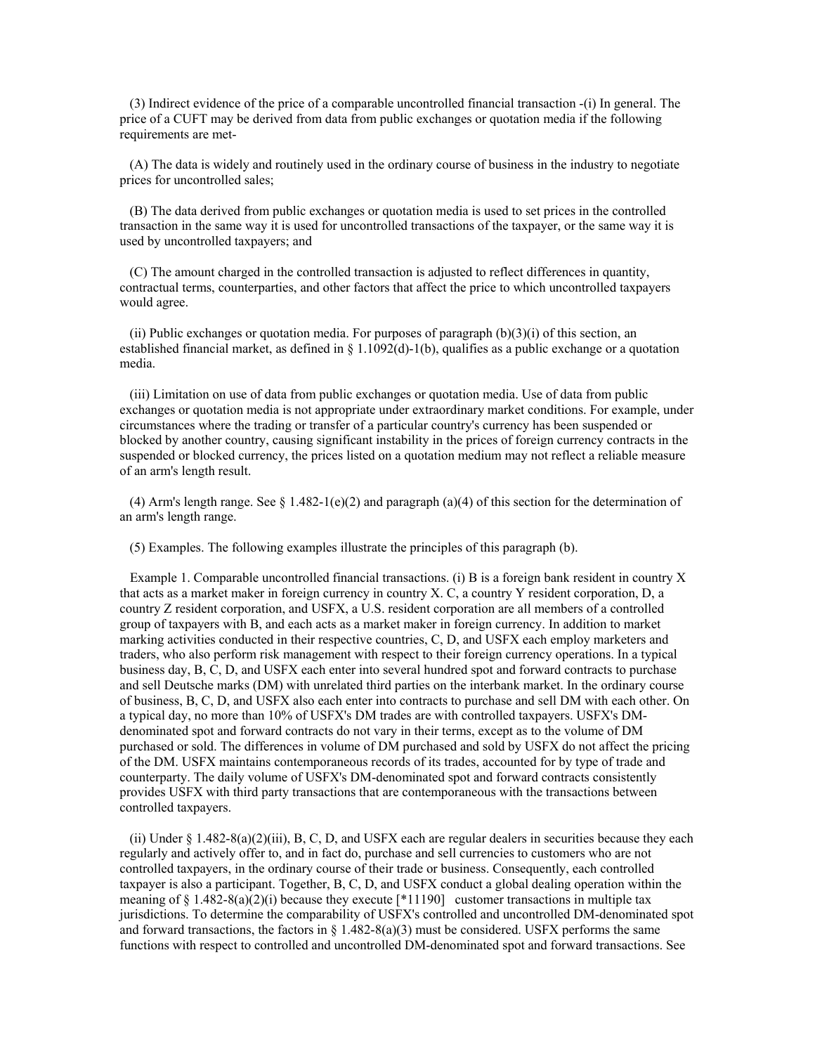(3) Indirect evidence of the price of a comparable uncontrolled financial transaction -(i) In general. The price of a CUFT may be derived from data from public exchanges or quotation media if the following requirements are met-

(A) The data is widely and routinely used in the ordinary course of business in the industry to negotiate prices for uncontrolled sales;

(B) The data derived from public exchanges or quotation media is used to set prices in the controlled transaction in the same way it is used for uncontrolled transactions of the taxpayer, or the same way it is used by uncontrolled taxpayers; and

(C) The amount charged in the controlled transaction is adjusted to reflect differences in quantity, contractual terms, counterparties, and other factors that affect the price to which uncontrolled taxpayers would agree.

(ii) Public exchanges or quotation media. For purposes of paragraph (b)(3)(i) of this section, an established financial market, as defined in § 1.1092(d)-1(b), qualifies as a public exchange or a quotation media.

(iii) Limitation on use of data from public exchanges or quotation media. Use of data from public exchanges or quotation media is not appropriate under extraordinary market conditions. For example, under circumstances where the trading or transfer of a particular country's currency has been suspended or blocked by another country, causing significant instability in the prices of foreign currency contracts in the suspended or blocked currency, the prices listed on a quotation medium may not reflect a reliable measure of an arm's length result.

(4) Arm's length range. See § 1.482-1(e)(2) and paragraph (a)(4) of this section for the determination of an arm's length range.

(5) Examples. The following examples illustrate the principles of this paragraph (b).

Example 1. Comparable uncontrolled financial transactions. (i) B is a foreign bank resident in country X that acts as a market maker in foreign currency in country X. C, a country Y resident corporation, D, a country Z resident corporation, and USFX, a U.S. resident corporation are all members of a controlled group of taxpayers with B, and each acts as a market maker in foreign currency. In addition to market marking activities conducted in their respective countries, C, D, and USFX each employ marketers and traders, who also perform risk management with respect to their foreign currency operations. In a typical business day, B, C, D, and USFX each enter into several hundred spot and forward contracts to purchase and sell Deutsche marks (DM) with unrelated third parties on the interbank market. In the ordinary course of business, B, C, D, and USFX also each enter into contracts to purchase and sell DM with each other. On a typical day, no more than 10% of USFX's DM trades are with controlled taxpayers. USFX's DM-denominated spot and forward contracts do not vary in their terms, except as to the volume of DM purchased or sold. The differences in volume of DM purchased and sold by USFX do not affect the pricing of the DM. USFX maintains contemporaneous records of its trades, accounted for by type of trade and counterparty. The daily volume of USFX's DM-denominated spot and forward contracts consistently provides USFX with third party transactions that are contemporaneous with the transactions between controlled taxpayers.

(ii) Under § 1.482-8(a)(2)(iii), B, C, D, and USFX each are regular dealers in securities because they each regularly and actively offer to, and in fact do, purchase and sell currencies to customers who are not controlled taxpayers, in the ordinary course of their trade or business. Consequently, each controlled taxpayer is also a participant. Together, B, C, D, and USFX conduct a global dealing operation within the meaning of § 1.482-8(a)(2)(i) because they execute [*11190] customer transactions in multiple tax jurisdictions. To determine the comparability of USFX's controlled and uncontrolled DM-denominated spot and forward transactions, the factors in § 1.482-8(a)(3) must be considered. USFX performs the same functions with respect to controlled and uncontrolled DM-denominated spot and forward transactions. See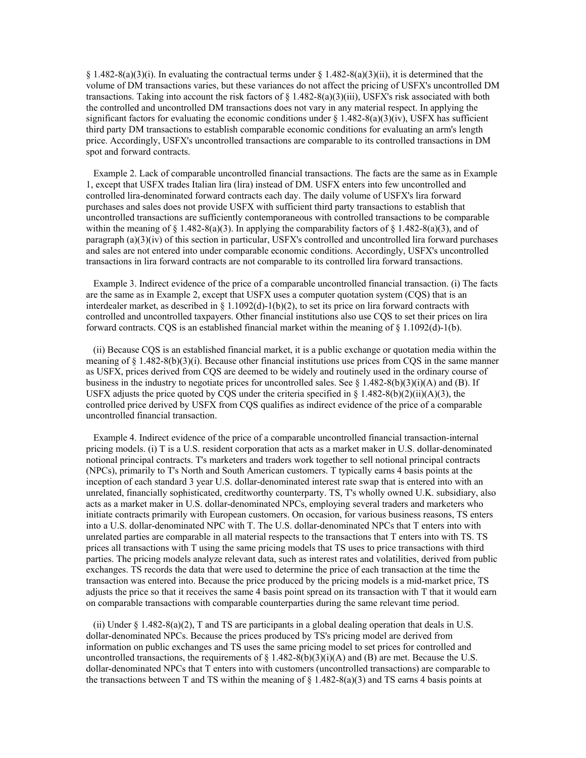§ 1.482-8(a)(3)(i). In evaluating the contractual terms under § 1.482-8(a)(3)(ii), it is determined that the volume of DM transactions varies, but these variances do not affect the pricing of USFX's uncontrolled DM transactions. Taking into account the risk factors of § 1.482-8(a)(3)(iii), USFX's risk associated with both the controlled and uncontrolled DM transactions does not vary in any material respect. In applying the significant factors for evaluating the economic conditions under § 1.482-8(a)(3)(iv), USFX has sufficient third party DM transactions to establish comparable economic conditions for evaluating an arm's length price. Accordingly, USFX's uncontrolled transactions are comparable to its controlled transactions in DM spot and forward contracts.

Example 2. Lack of comparable uncontrolled financial transactions. The facts are the same as in Example 1, except that USFX trades Italian lira (lira) instead of DM. USFX enters into few uncontrolled and controlled lira-denominated forward contracts each day. The daily volume of USFX's lira forward purchases and sales does not provide USFX with sufficient third party transactions to establish that uncontrolled transactions are sufficiently contemporaneous with controlled transactions to be comparable within the meaning of § 1.482-8(a)(3). In applying the comparability factors of § 1.482-8(a)(3), and of paragraph (a)(3)(iv) of this section in particular, USFX's controlled and uncontrolled lira forward purchases and sales are not entered into under comparable economic conditions. Accordingly, USFX's uncontrolled transactions in lira forward contracts are not comparable to its controlled lira forward transactions.

Example 3. Indirect evidence of the price of a comparable uncontrolled financial transaction. (i) The facts are the same as in Example 2, except that USFX uses a computer quotation system (CQS) that is an interdealer market, as described in § 1.1092(d)-1(b)(2), to set its price on lira forward contracts with controlled and uncontrolled taxpayers. Other financial institutions also use CQS to set their prices on lira forward contracts. CQS is an established financial market within the meaning of § 1.1092(d)-1(b).

(ii) Because CQS is an established financial market, it is a public exchange or quotation media within the meaning of § 1.482-8(b)(3)(i). Because other financial institutions use prices from CQS in the same manner as USFX, prices derived from CQS are deemed to be widely and routinely used in the ordinary course of business in the industry to negotiate prices for uncontrolled sales. See § 1.482-8(b)(3)(i)(A) and (B). If USFX adjusts the price quoted by CQS under the criteria specified in § 1.482-8(b)(2)(ii)(A)(3), the controlled price derived by USFX from CQS qualifies as indirect evidence of the price of a comparable uncontrolled financial transaction.

Example 4. Indirect evidence of the price of a comparable uncontrolled financial transaction-internal pricing models. (i) T is a U.S. resident corporation that acts as a market maker in U.S. dollar-denominated notional principal contracts. T's marketers and traders work together to sell notional principal contracts (NPCs), primarily to T's North and South American customers. T typically earns 4 basis points at the inception of each standard 3 year U.S. dollar-denominated interest rate swap that is entered into with an unrelated, financially sophisticated, creditworthy counterparty. TS, T's wholly owned U.K. subsidiary, also acts as a market maker in U.S. dollar-denominated NPCs, employing several traders and marketers who initiate contracts primarily with European customers. On occasion, for various business reasons, TS enters into a U.S. dollar-denominated NPC with T. The U.S. dollar-denominated NPCs that T enters into with unrelated parties are comparable in all material respects to the transactions that T enters into with TS. TS prices all transactions with T using the same pricing models that TS uses to price transactions with third parties. The pricing models analyze relevant data, such as interest rates and volatilities, derived from public exchanges. TS records the data that were used to determine the price of each transaction at the time the transaction was entered into. Because the price produced by the pricing models is a mid-market price, TS adjusts the price so that it receives the same 4 basis point spread on its transaction with T that it would earn on comparable transactions with comparable counterparties during the same relevant time period.

(ii) Under § 1.482-8(a)(2), T and TS are participants in a global dealing operation that deals in U.S. dollar-denominated NPCs. Because the prices produced by TS's pricing model are derived from information on public exchanges and TS uses the same pricing model to set prices for controlled and uncontrolled transactions, the requirements of § 1.482-8(b)(3)(i)(A) and (B) are met. Because the U.S. dollar-denominated NPCs that T enters into with customers (uncontrolled transactions) are comparable to the transactions between T and TS within the meaning of § 1.482-8(a)(3) and TS earns 4 basis points at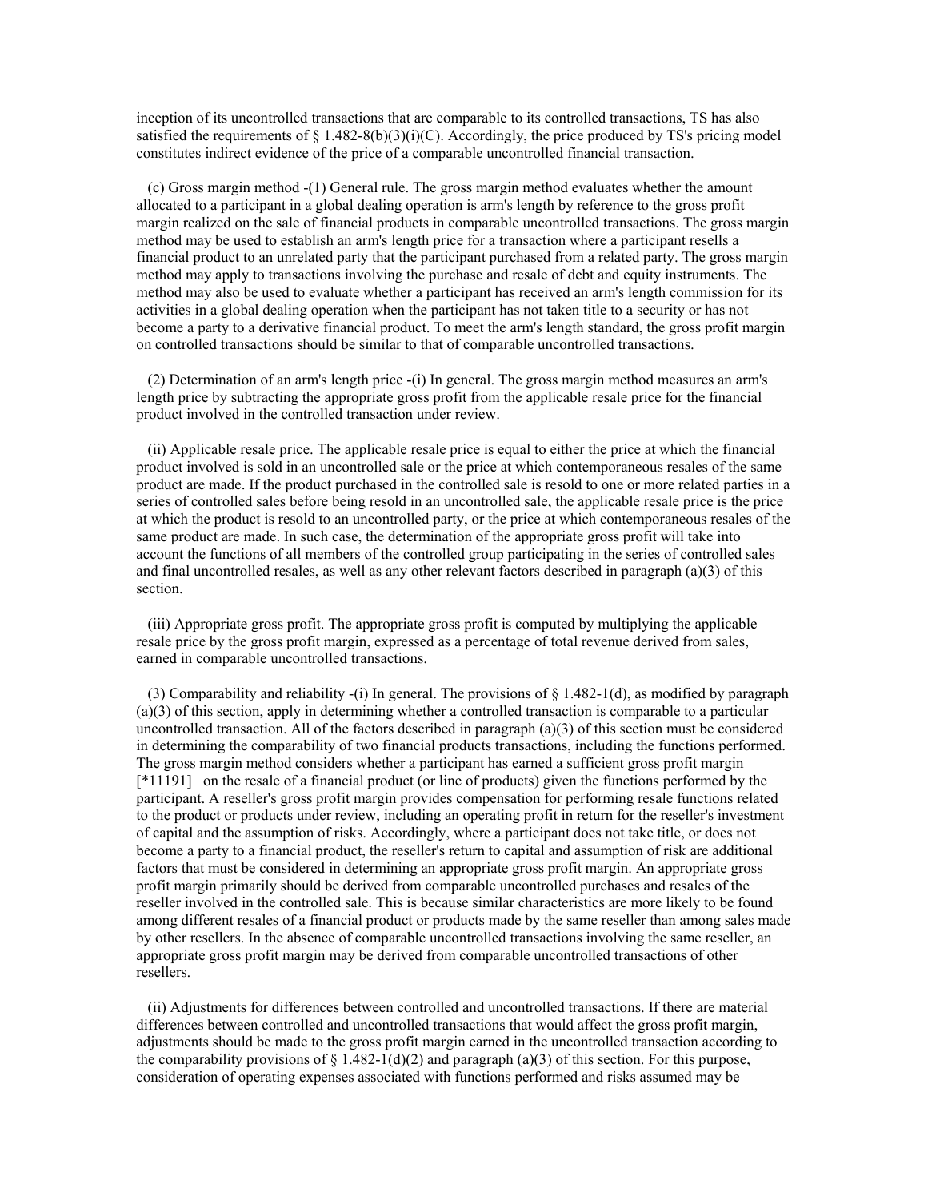inception of its uncontrolled transactions that are comparable to its controlled transactions, TS has also satisfied the requirements of § 1.482-8(b)(3)(i)(C). Accordingly, the price produced by TS's pricing model constitutes indirect evidence of the price of a comparable uncontrolled financial transaction.

(c) Gross margin method -(1) General rule. The gross margin method evaluates whether the amount allocated to a participant in a global dealing operation is arm's length by reference to the gross profit margin realized on the sale of financial products in comparable uncontrolled transactions. The gross margin method may be used to establish an arm's length price for a transaction where a participant resells a financial product to an unrelated party that the participant purchased from a related party. The gross margin method may apply to transactions involving the purchase and resale of debt and equity instruments. The method may also be used to evaluate whether a participant has received an arm's length commission for its activities in a global dealing operation when the participant has not taken title to a security or has not become a party to a derivative financial product. To meet the arm's length standard, the gross profit margin on controlled transactions should be similar to that of comparable uncontrolled transactions.

(2) Determination of an arm's length price -(i) In general. The gross margin method measures an arm's length price by subtracting the appropriate gross profit from the applicable resale price for the financial product involved in the controlled transaction under review.

(ii) Applicable resale price. The applicable resale price is equal to either the price at which the financial product involved is sold in an uncontrolled sale or the price at which contemporaneous resales of the same product are made. If the product purchased in the controlled sale is resold to one or more related parties in a series of controlled sales before being resold in an uncontrolled sale, the applicable resale price is the price at which the product is resold to an uncontrolled party, or the price at which contemporaneous resales of the same product are made. In such case, the determination of the appropriate gross profit will take into account the functions of all members of the controlled group participating in the series of controlled sales and final uncontrolled resales, as well as any other relevant factors described in paragraph (a)(3) of this section.

(iii) Appropriate gross profit. The appropriate gross profit is computed by multiplying the applicable resale price by the gross profit margin, expressed as a percentage of total revenue derived from sales, earned in comparable uncontrolled transactions.

(3) Comparability and reliability -(i) In general. The provisions of § 1.482-1(d), as modified by paragraph (a)(3) of this section, apply in determining whether a controlled transaction is comparable to a particular uncontrolled transaction. All of the factors described in paragraph (a)(3) of this section must be considered in determining the comparability of two financial products transactions, including the functions performed. The gross margin method considers whether a participant has earned a sufficient gross profit margin [*11191] on the resale of a financial product (or line of products) given the functions performed by the participant. A reseller's gross profit margin provides compensation for performing resale functions related to the product or products under review, including an operating profit in return for the reseller's investment of capital and the assumption of risks. Accordingly, where a participant does not take title, or does not become a party to a financial product, the reseller's return to capital and assumption of risk are additional factors that must be considered in determining an appropriate gross profit margin. An appropriate gross profit margin primarily should be derived from comparable uncontrolled purchases and resales of the reseller involved in the controlled sale. This is because similar characteristics are more likely to be found among different resales of a financial product or products made by the same reseller than among sales made by other resellers. In the absence of comparable uncontrolled transactions involving the same reseller, an appropriate gross profit margin may be derived from comparable uncontrolled transactions of other resellers.

(ii) Adjustments for differences between controlled and uncontrolled transactions. If there are material differences between controlled and uncontrolled transactions that would affect the gross profit margin, adjustments should be made to the gross profit margin earned in the uncontrolled transaction according to the comparability provisions of § 1.482-1(d)(2) and paragraph (a)(3) of this section. For this purpose, consideration of operating expenses associated with functions performed and risks assumed may be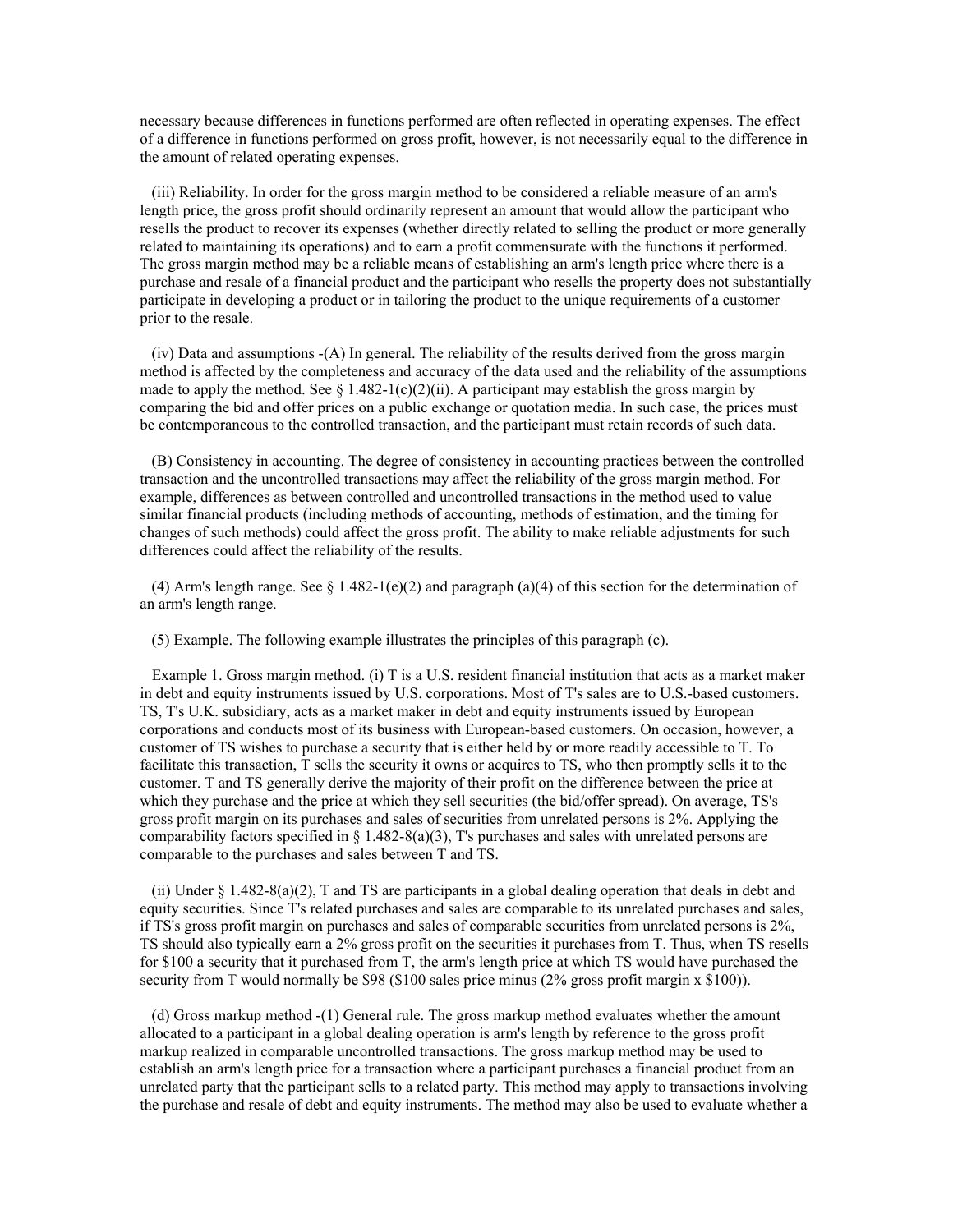necessary because differences in functions performed are often reflected in operating expenses. The effect of a difference in functions performed on gross profit, however, is not necessarily equal to the difference in the amount of related operating expenses.

(iii) Reliability. In order for the gross margin method to be considered a reliable measure of an arm's length price, the gross profit should ordinarily represent an amount that would allow the participant who resells the product to recover its expenses (whether directly related to selling the product or more generally related to maintaining its operations) and to earn a profit commensurate with the functions it performed. The gross margin method may be a reliable means of establishing an arm's length price where there is a purchase and resale of a financial product and the participant who resells the property does not substantially participate in developing a product or in tailoring the product to the unique requirements of a customer prior to the resale.

(iv) Data and assumptions -(A) In general. The reliability of the results derived from the gross margin method is affected by the completeness and accuracy of the data used and the reliability of the assumptions made to apply the method. See § 1.482-1(c)(2)(ii). A participant may establish the gross margin by comparing the bid and offer prices on a public exchange or quotation media. In such case, the prices must be contemporaneous to the controlled transaction, and the participant must retain records of such data.

(B) Consistency in accounting. The degree of consistency in accounting practices between the controlled transaction and the uncontrolled transactions may affect the reliability of the gross margin method. For example, differences as between controlled and uncontrolled transactions in the method used to value similar financial products (including methods of accounting, methods of estimation, and the timing for changes of such methods) could affect the gross profit. The ability to make reliable adjustments for such differences could affect the reliability of the results.

(4) Arm's length range. See § 1.482-1(e)(2) and paragraph (a)(4) of this section for the determination of an arm's length range.

(5) Example. The following example illustrates the principles of this paragraph (c).

Example 1. Gross margin method. (i) T is a U.S. resident financial institution that acts as a market maker in debt and equity instruments issued by U.S. corporations. Most of T's sales are to U.S.-based customers. TS, T's U.K. subsidiary, acts as a market maker in debt and equity instruments issued by European corporations and conducts most of its business with European-based customers. On occasion, however, a customer of TS wishes to purchase a security that is either held by or more readily accessible to T. To facilitate this transaction, T sells the security it owns or acquires to TS, who then promptly sells it to the customer. T and TS generally derive the majority of their profit on the difference between the price at which they purchase and the price at which they sell securities (the bid/offer spread). On average, TS's gross profit margin on its purchases and sales of securities from unrelated persons is 2%. Applying the comparability factors specified in § 1.482-8(a)(3), T's purchases and sales with unrelated persons are comparable to the purchases and sales between T and TS.

(ii) Under § 1.482-8(a)(2), T and TS are participants in a global dealing operation that deals in debt and equity securities. Since T's related purchases and sales are comparable to its unrelated purchases and sales, if TS's gross profit margin on purchases and sales of comparable securities from unrelated persons is 2%, TS should also typically earn a 2% gross profit on the securities it purchases from T. Thus, when TS resells for $100 a security that it purchased from T, the arm's length price at which TS would have purchased the security from T would normally be $98 ($100 sales price minus (2% gross profit margin x $100)).

(d) Gross markup method -(1) General rule. The gross markup method evaluates whether the amount allocated to a participant in a global dealing operation is arm's length by reference to the gross profit markup realized in comparable uncontrolled transactions. The gross markup method may be used to establish an arm's length price for a transaction where a participant purchases a financial product from an unrelated party that the participant sells to a related party. This method may apply to transactions involving the purchase and resale of debt and equity instruments. The method may also be used to evaluate whether a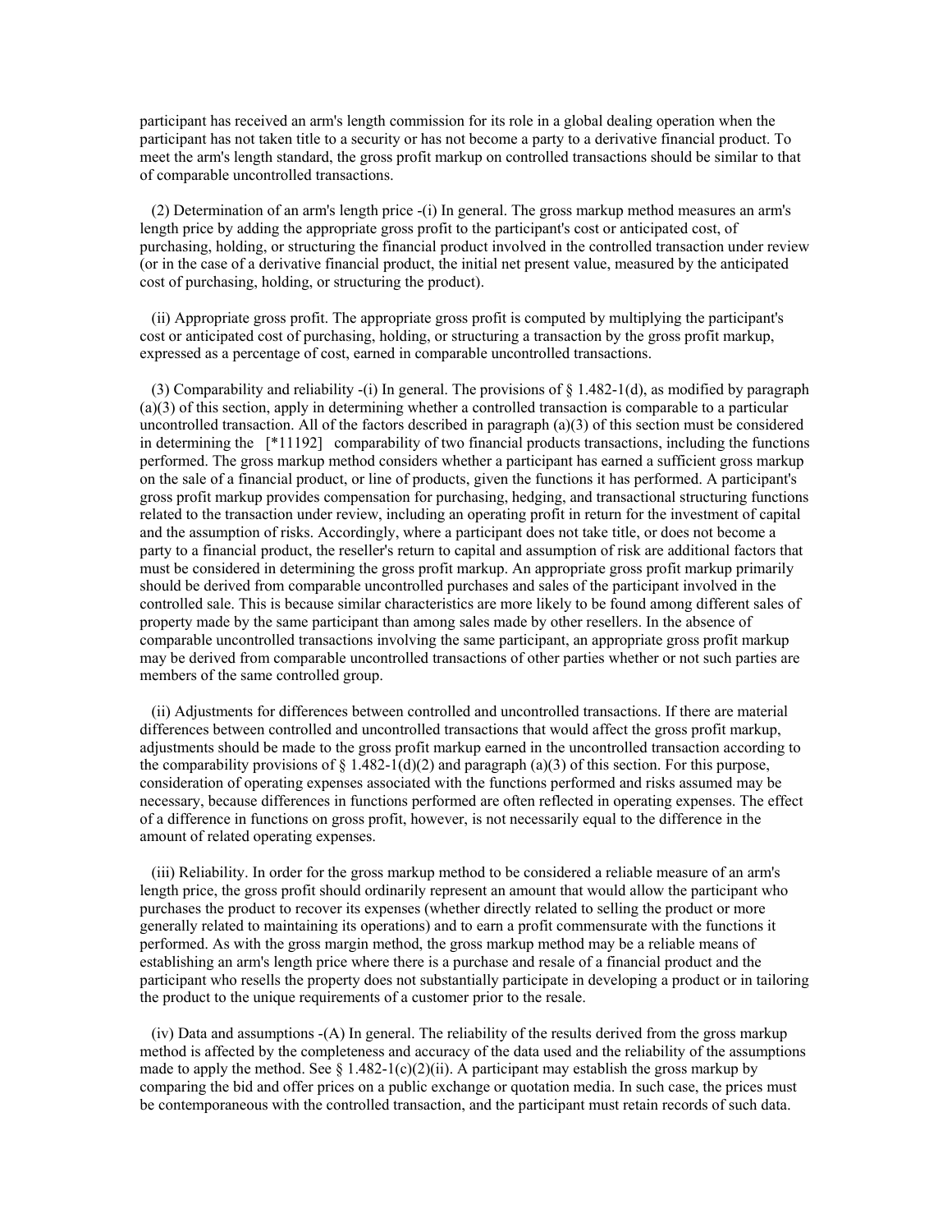participant has received an arm's length commission for its role in a global dealing operation when the participant has not taken title to a security or has not become a party to a derivative financial product. To meet the arm's length standard, the gross profit markup on controlled transactions should be similar to that of comparable uncontrolled transactions.

(2) Determination of an arm's length price -(i) In general. The gross markup method measures an arm's length price by adding the appropriate gross profit to the participant's cost or anticipated cost, of purchasing, holding, or structuring the financial product involved in the controlled transaction under review (or in the case of a derivative financial product, the initial net present value, measured by the anticipated cost of purchasing, holding, or structuring the product).

(ii) Appropriate gross profit. The appropriate gross profit is computed by multiplying the participant's cost or anticipated cost of purchasing, holding, or structuring a transaction by the gross profit markup, expressed as a percentage of cost, earned in comparable uncontrolled transactions.

(3) Comparability and reliability -(i) In general. The provisions of § 1.482-1(d), as modified by paragraph (a)(3) of this section, apply in determining whether a controlled transaction is comparable to a particular uncontrolled transaction. All of the factors described in paragraph (a)(3) of this section must be considered in determining the [*11192] comparability of two financial products transactions, including the functions performed. The gross markup method considers whether a participant has earned a sufficient gross markup on the sale of a financial product, or line of products, given the functions it has performed. A participant's gross profit markup provides compensation for purchasing, hedging, and transactional structuring functions related to the transaction under review, including an operating profit in return for the investment of capital and the assumption of risks. Accordingly, where a participant does not take title, or does not become a party to a financial product, the reseller's return to capital and assumption of risk are additional factors that must be considered in determining the gross profit markup. An appropriate gross profit markup primarily should be derived from comparable uncontrolled purchases and sales of the participant involved in the controlled sale. This is because similar characteristics are more likely to be found among different sales of property made by the same participant than among sales made by other resellers. In the absence of comparable uncontrolled transactions involving the same participant, an appropriate gross profit markup may be derived from comparable uncontrolled transactions of other parties whether or not such parties are members of the same controlled group.

(ii) Adjustments for differences between controlled and uncontrolled transactions. If there are material differences between controlled and uncontrolled transactions that would affect the gross profit markup, adjustments should be made to the gross profit markup earned in the uncontrolled transaction according to the comparability provisions of § 1.482-1(d)(2) and paragraph (a)(3) of this section. For this purpose, consideration of operating expenses associated with the functions performed and risks assumed may be necessary, because differences in functions performed are often reflected in operating expenses. The effect of a difference in functions on gross profit, however, is not necessarily equal to the difference in the amount of related operating expenses.

(iii) Reliability. In order for the gross markup method to be considered a reliable measure of an arm's length price, the gross profit should ordinarily represent an amount that would allow the participant who purchases the product to recover its expenses (whether directly related to selling the product or more generally related to maintaining its operations) and to earn a profit commensurate with the functions it performed. As with the gross margin method, the gross markup method may be a reliable means of establishing an arm's length price where there is a purchase and resale of a financial product and the participant who resells the property does not substantially participate in developing a product or in tailoring the product to the unique requirements of a customer prior to the resale.

(iv) Data and assumptions -(A) In general. The reliability of the results derived from the gross markup method is affected by the completeness and accuracy of the data used and the reliability of the assumptions made to apply the method. See § 1.482-1(c)(2)(ii). A participant may establish the gross markup by comparing the bid and offer prices on a public exchange or quotation media. In such case, the prices must be contemporaneous with the controlled transaction, and the participant must retain records of such data.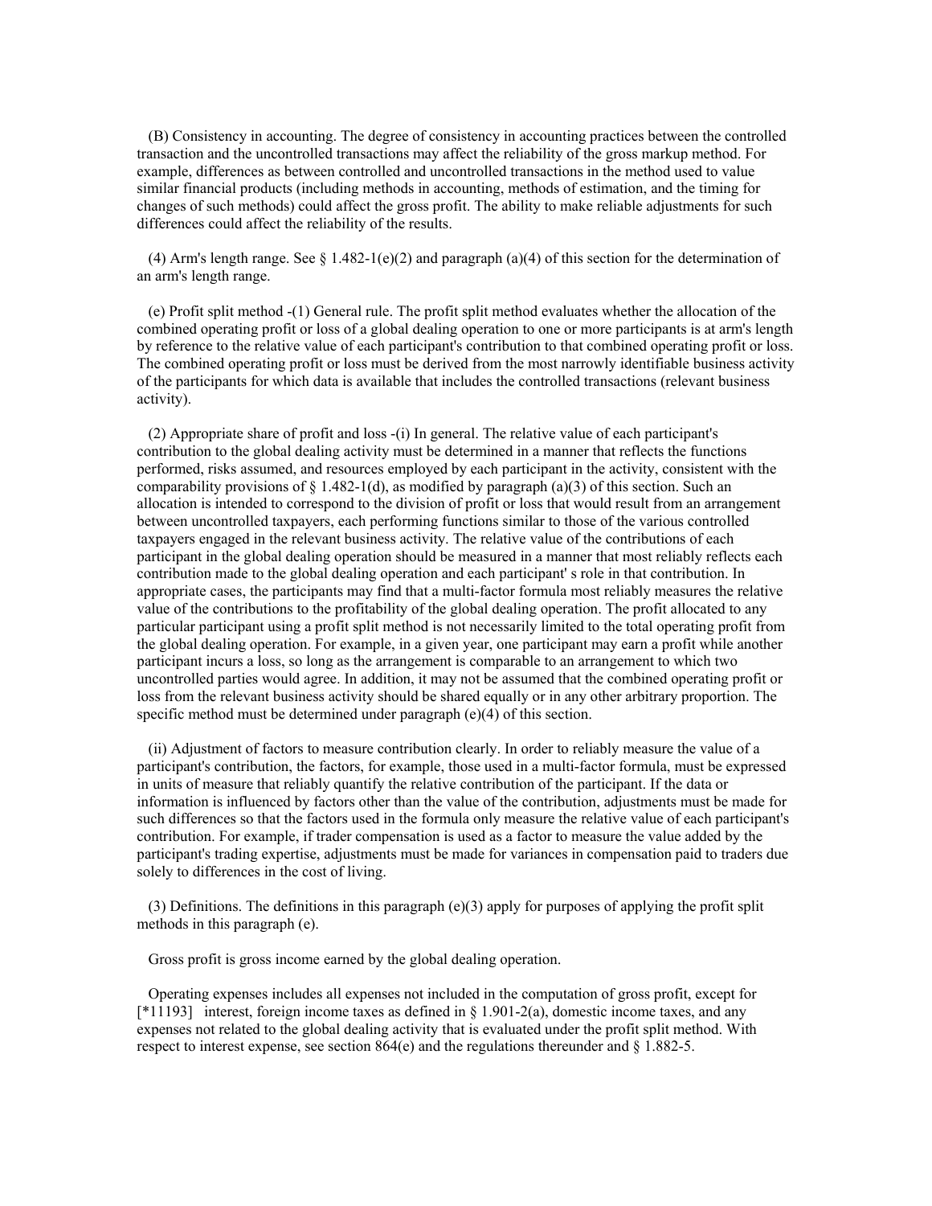(B) Consistency in accounting. The degree of consistency in accounting practices between the controlled transaction and the uncontrolled transactions may affect the reliability of the gross markup method. For example, differences as between controlled and uncontrolled transactions in the method used to value similar financial products (including methods in accounting, methods of estimation, and the timing for changes of such methods) could affect the gross profit. The ability to make reliable adjustments for such differences could affect the reliability of the results.

(4) Arm's length range. See § 1.482-1(e)(2) and paragraph (a)(4) of this section for the determination of an arm's length range.

(e) Profit split method -(1) General rule. The profit split method evaluates whether the allocation of the combined operating profit or loss of a global dealing operation to one or more participants is at arm's length by reference to the relative value of each participant's contribution to that combined operating profit or loss. The combined operating profit or loss must be derived from the most narrowly identifiable business activity of the participants for which data is available that includes the controlled transactions (relevant business activity).

(2) Appropriate share of profit and loss -(i) In general. The relative value of each participant's contribution to the global dealing activity must be determined in a manner that reflects the functions performed, risks assumed, and resources employed by each participant in the activity, consistent with the comparability provisions of § 1.482-1(d), as modified by paragraph (a)(3) of this section. Such an allocation is intended to correspond to the division of profit or loss that would result from an arrangement between uncontrolled taxpayers, each performing functions similar to those of the various controlled taxpayers engaged in the relevant business activity. The relative value of the contributions of each participant in the global dealing operation should be measured in a manner that most reliably reflects each contribution made to the global dealing operation and each participant' s role in that contribution. In appropriate cases, the participants may find that a multi-factor formula most reliably measures the relative value of the contributions to the profitability of the global dealing operation. The profit allocated to any particular participant using a profit split method is not necessarily limited to the total operating profit from the global dealing operation. For example, in a given year, one participant may earn a profit while another participant incurs a loss, so long as the arrangement is comparable to an arrangement to which two uncontrolled parties would agree. In addition, it may not be assumed that the combined operating profit or loss from the relevant business activity should be shared equally or in any other arbitrary proportion. The specific method must be determined under paragraph (e)(4) of this section.

(ii) Adjustment of factors to measure contribution clearly. In order to reliably measure the value of a participant's contribution, the factors, for example, those used in a multi-factor formula, must be expressed in units of measure that reliably quantify the relative contribution of the participant. If the data or information is influenced by factors other than the value of the contribution, adjustments must be made for such differences so that the factors used in the formula only measure the relative value of each participant's contribution. For example, if trader compensation is used as a factor to measure the value added by the participant's trading expertise, adjustments must be made for variances in compensation paid to traders due solely to differences in the cost of living.

(3) Definitions. The definitions in this paragraph (e)(3) apply for purposes of applying the profit split methods in this paragraph (e).

Gross profit is gross income earned by the global dealing operation.

Operating expenses includes all expenses not included in the computation of gross profit, except for [*11193] interest, foreign income taxes as defined in § 1.901-2(a), domestic income taxes, and any expenses not related to the global dealing activity that is evaluated under the profit split method. With respect to interest expense, see section 864(e) and the regulations thereunder and § 1.882-5.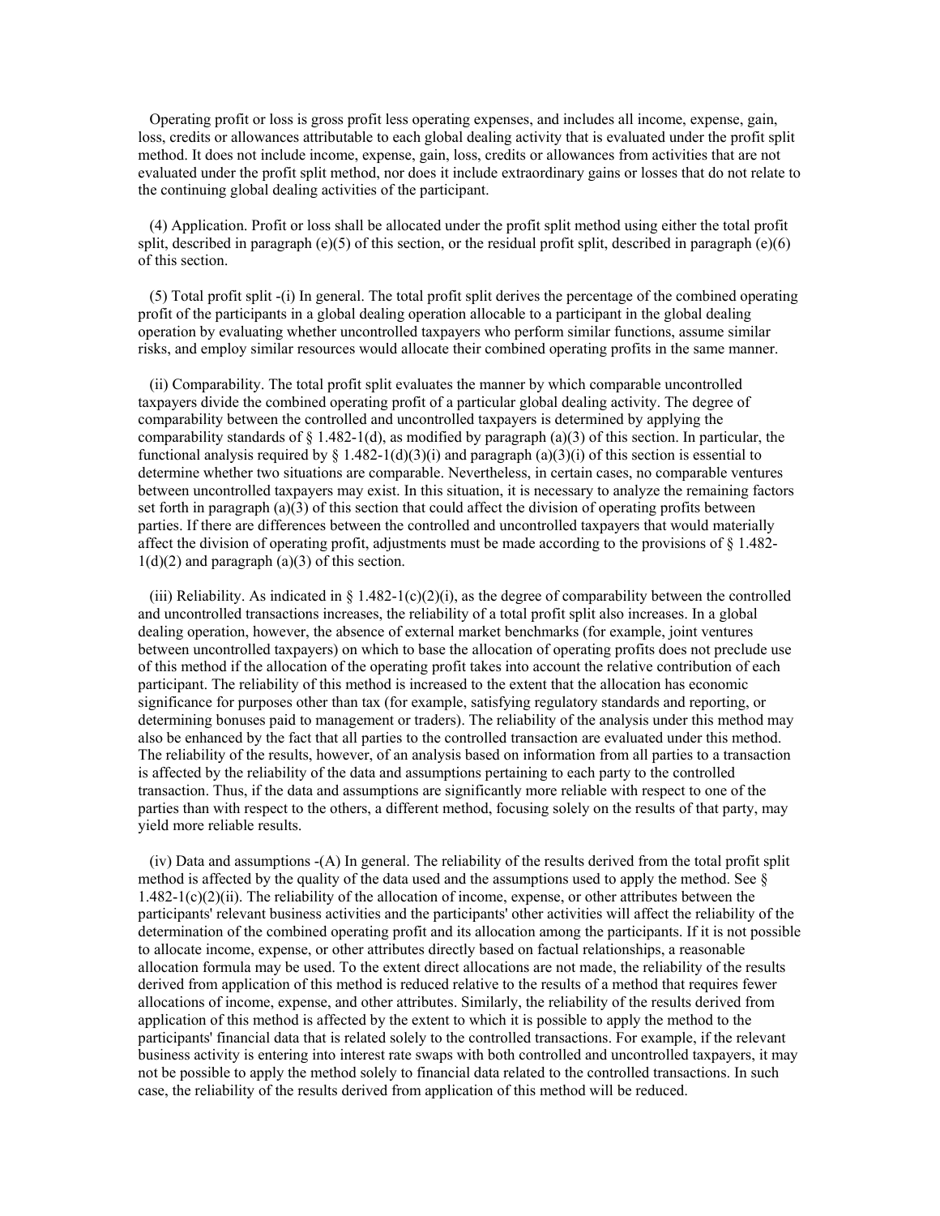Operating profit or loss is gross profit less operating expenses, and includes all income, expense, gain, loss, credits or allowances attributable to each global dealing activity that is evaluated under the profit split method. It does not include income, expense, gain, loss, credits or allowances from activities that are not evaluated under the profit split method, nor does it include extraordinary gains or losses that do not relate to the continuing global dealing activities of the participant.

(4) Application. Profit or loss shall be allocated under the profit split method using either the total profit split, described in paragraph (e)(5) of this section, or the residual profit split, described in paragraph (e)(6) of this section.

(5) Total profit split -(i) In general. The total profit split derives the percentage of the combined operating profit of the participants in a global dealing operation allocable to a participant in the global dealing operation by evaluating whether uncontrolled taxpayers who perform similar functions, assume similar risks, and employ similar resources would allocate their combined operating profits in the same manner.

(ii) Comparability. The total profit split evaluates the manner by which comparable uncontrolled taxpayers divide the combined operating profit of a particular global dealing activity. The degree of comparability between the controlled and uncontrolled taxpayers is determined by applying the comparability standards of § 1.482-1(d), as modified by paragraph (a)(3) of this section. In particular, the functional analysis required by § 1.482-1(d)(3)(i) and paragraph (a)(3)(i) of this section is essential to determine whether two situations are comparable. Nevertheless, in certain cases, no comparable ventures between uncontrolled taxpayers may exist. In this situation, it is necessary to analyze the remaining factors set forth in paragraph (a)(3) of this section that could affect the division of operating profits between parties. If there are differences between the controlled and uncontrolled taxpayers that would materially affect the division of operating profit, adjustments must be made according to the provisions of § 1.482-1(d)(2) and paragraph (a)(3) of this section.

(iii) Reliability. As indicated in § 1.482-1(c)(2)(i), as the degree of comparability between the controlled and uncontrolled transactions increases, the reliability of a total profit split also increases. In a global dealing operation, however, the absence of external market benchmarks (for example, joint ventures between uncontrolled taxpayers) on which to base the allocation of operating profits does not preclude use of this method if the allocation of the operating profit takes into account the relative contribution of each participant. The reliability of this method is increased to the extent that the allocation has economic significance for purposes other than tax (for example, satisfying regulatory standards and reporting, or determining bonuses paid to management or traders). The reliability of the analysis under this method may also be enhanced by the fact that all parties to the controlled transaction are evaluated under this method. The reliability of the results, however, of an analysis based on information from all parties to a transaction is affected by the reliability of the data and assumptions pertaining to each party to the controlled transaction. Thus, if the data and assumptions are significantly more reliable with respect to one of the parties than with respect to the others, a different method, focusing solely on the results of that party, may yield more reliable results.

(iv) Data and assumptions -(A) In general. The reliability of the results derived from the total profit split method is affected by the quality of the data used and the assumptions used to apply the method. See § 1.482-1(c)(2)(ii). The reliability of the allocation of income, expense, or other attributes between the participants' relevant business activities and the participants' other activities will affect the reliability of the determination of the combined operating profit and its allocation among the participants. If it is not possible to allocate income, expense, or other attributes directly based on factual relationships, a reasonable allocation formula may be used. To the extent direct allocations are not made, the reliability of the results derived from application of this method is reduced relative to the results of a method that requires fewer allocations of income, expense, and other attributes. Similarly, the reliability of the results derived from application of this method is affected by the extent to which it is possible to apply the method to the participants' financial data that is related solely to the controlled transactions. For example, if the relevant business activity is entering into interest rate swaps with both controlled and uncontrolled taxpayers, it may not be possible to apply the method solely to financial data related to the controlled transactions. In such case, the reliability of the results derived from application of this method will be reduced.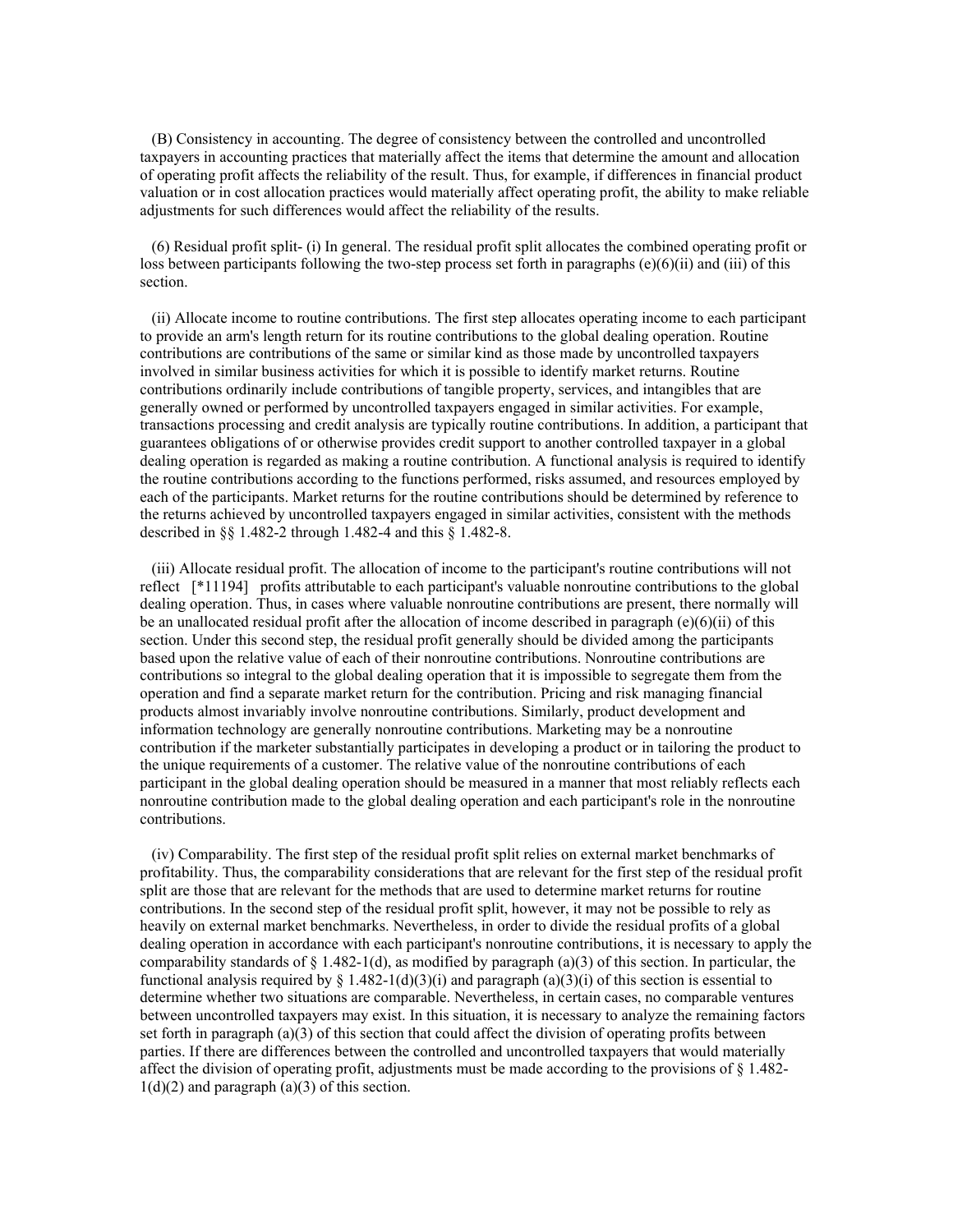(B) Consistency in accounting. The degree of consistency between the controlled and uncontrolled taxpayers in accounting practices that materially affect the items that determine the amount and allocation of operating profit affects the reliability of the result. Thus, for example, if differences in financial product valuation or in cost allocation practices would materially affect operating profit, the ability to make reliable adjustments for such differences would affect the reliability of the results.

(6) Residual profit split- (i) In general. The residual profit split allocates the combined operating profit or loss between participants following the two-step process set forth in paragraphs (e)(6)(ii) and (iii) of this section.

(ii) Allocate income to routine contributions. The first step allocates operating income to each participant to provide an arm's length return for its routine contributions to the global dealing operation. Routine contributions are contributions of the same or similar kind as those made by uncontrolled taxpayers involved in similar business activities for which it is possible to identify market returns. Routine contributions ordinarily include contributions of tangible property, services, and intangibles that are generally owned or performed by uncontrolled taxpayers engaged in similar activities. For example, transactions processing and credit analysis are typically routine contributions. In addition, a participant that guarantees obligations of or otherwise provides credit support to another controlled taxpayer in a global dealing operation is regarded as making a routine contribution. A functional analysis is required to identify the routine contributions according to the functions performed, risks assumed, and resources employed by each of the participants. Market returns for the routine contributions should be determined by reference to the returns achieved by uncontrolled taxpayers engaged in similar activities, consistent with the methods described in §§ 1.482-2 through 1.482-4 and this § 1.482-8.

(iii) Allocate residual profit. The allocation of income to the participant's routine contributions will not reflect [*11194] profits attributable to each participant's valuable nonroutine contributions to the global dealing operation. Thus, in cases where valuable nonroutine contributions are present, there normally will be an unallocated residual profit after the allocation of income described in paragraph (e)(6)(ii) of this section. Under this second step, the residual profit generally should be divided among the participants based upon the relative value of each of their nonroutine contributions. Nonroutine contributions are contributions so integral to the global dealing operation that it is impossible to segregate them from the operation and find a separate market return for the contribution. Pricing and risk managing financial products almost invariably involve nonroutine contributions. Similarly, product development and information technology are generally nonroutine contributions. Marketing may be a nonroutine contribution if the marketer substantially participates in developing a product or in tailoring the product to the unique requirements of a customer. The relative value of the nonroutine contributions of each participant in the global dealing operation should be measured in a manner that most reliably reflects each nonroutine contribution made to the global dealing operation and each participant's role in the nonroutine contributions.

(iv) Comparability. The first step of the residual profit split relies on external market benchmarks of profitability. Thus, the comparability considerations that are relevant for the first step of the residual profit split are those that are relevant for the methods that are used to determine market returns for routine contributions. In the second step of the residual profit split, however, it may not be possible to rely as heavily on external market benchmarks. Nevertheless, in order to divide the residual profits of a global dealing operation in accordance with each participant's nonroutine contributions, it is necessary to apply the comparability standards of § 1.482-1(d), as modified by paragraph (a)(3) of this section. In particular, the functional analysis required by § 1.482-1(d)(3)(i) and paragraph (a)(3)(i) of this section is essential to determine whether two situations are comparable. Nevertheless, in certain cases, no comparable ventures between uncontrolled taxpayers may exist. In this situation, it is necessary to analyze the remaining factors set forth in paragraph (a)(3) of this section that could affect the division of operating profits between parties. If there are differences between the controlled and uncontrolled taxpayers that would materially affect the division of operating profit, adjustments must be made according to the provisions of § 1.482-1(d)(2) and paragraph (a)(3) of this section.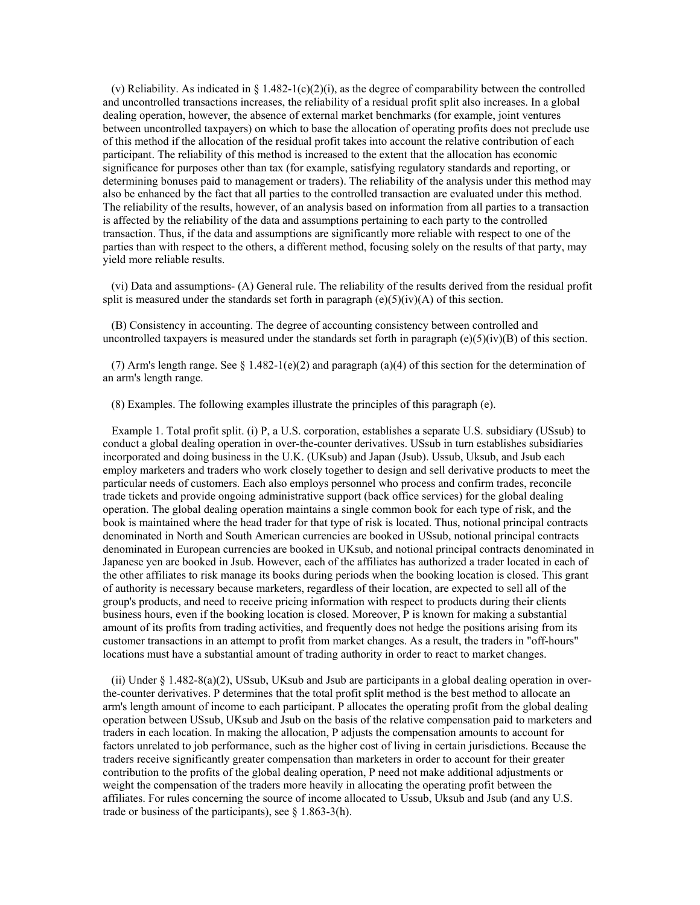(v) Reliability. As indicated in § 1.482-1(c)(2)(i), as the degree of comparability between the controlled and uncontrolled transactions increases, the reliability of a residual profit split also increases. In a global dealing operation, however, the absence of external market benchmarks (for example, joint ventures between uncontrolled taxpayers) on which to base the allocation of operating profits does not preclude use of this method if the allocation of the residual profit takes into account the relative contribution of each participant. The reliability of this method is increased to the extent that the allocation has economic significance for purposes other than tax (for example, satisfying regulatory standards and reporting, or determining bonuses paid to management or traders). The reliability of the analysis under this method may also be enhanced by the fact that all parties to the controlled transaction are evaluated under this method. The reliability of the results, however, of an analysis based on information from all parties to a transaction is affected by the reliability of the data and assumptions pertaining to each party to the controlled transaction. Thus, if the data and assumptions are significantly more reliable with respect to one of the parties than with respect to the others, a different method, focusing solely on the results of that party, may yield more reliable results.

(vi) Data and assumptions- (A) General rule. The reliability of the results derived from the residual profit split is measured under the standards set forth in paragraph (e)(5)(iv)(A) of this section.

(B) Consistency in accounting. The degree of accounting consistency between controlled and uncontrolled taxpayers is measured under the standards set forth in paragraph (e)(5)(iv)(B) of this section.

(7) Arm's length range. See § 1.482-1(e)(2) and paragraph (a)(4) of this section for the determination of an arm's length range.

(8) Examples. The following examples illustrate the principles of this paragraph (e).

Example 1. Total profit split. (i) P, a U.S. corporation, establishes a separate U.S. subsidiary (USsub) to conduct a global dealing operation in over-the-counter derivatives. USsub in turn establishes subsidiaries incorporated and doing business in the U.K. (UKsub) and Japan (Jsub). Ussub, Uksub, and Jsub each employ marketers and traders who work closely together to design and sell derivative products to meet the particular needs of customers. Each also employs personnel who process and confirm trades, reconcile trade tickets and provide ongoing administrative support (back office services) for the global dealing operation. The global dealing operation maintains a single common book for each type of risk, and the book is maintained where the head trader for that type of risk is located. Thus, notional principal contracts denominated in North and South American currencies are booked in USsub, notional principal contracts denominated in European currencies are booked in UKsub, and notional principal contracts denominated in Japanese yen are booked in Jsub. However, each of the affiliates has authorized a trader located in each of the other affiliates to risk manage its books during periods when the booking location is closed. This grant of authority is necessary because marketers, regardless of their location, are expected to sell all of the group's products, and need to receive pricing information with respect to products during their clients business hours, even if the booking location is closed. Moreover, P is known for making a substantial amount of its profits from trading activities, and frequently does not hedge the positions arising from its customer transactions in an attempt to profit from market changes. As a result, the traders in "off-hours" locations must have a substantial amount of trading authority in order to react to market changes.

(ii) Under § 1.482-8(a)(2), USsub, UKsub and Jsub are participants in a global dealing operation in over-the-counter derivatives. P determines that the total profit split method is the best method to allocate an arm's length amount of income to each participant. P allocates the operating profit from the global dealing operation between USsub, UKsub and Jsub on the basis of the relative compensation paid to marketers and traders in each location. In making the allocation, P adjusts the compensation amounts to account for factors unrelated to job performance, such as the higher cost of living in certain jurisdictions. Because the traders receive significantly greater compensation than marketers in order to account for their greater contribution to the profits of the global dealing operation, P need not make additional adjustments or weight the compensation of the traders more heavily in allocating the operating profit between the affiliates. For rules concerning the source of income allocated to Ussub, Uksub and Jsub (and any U.S. trade or business of the participants), see § 1.863-3(h).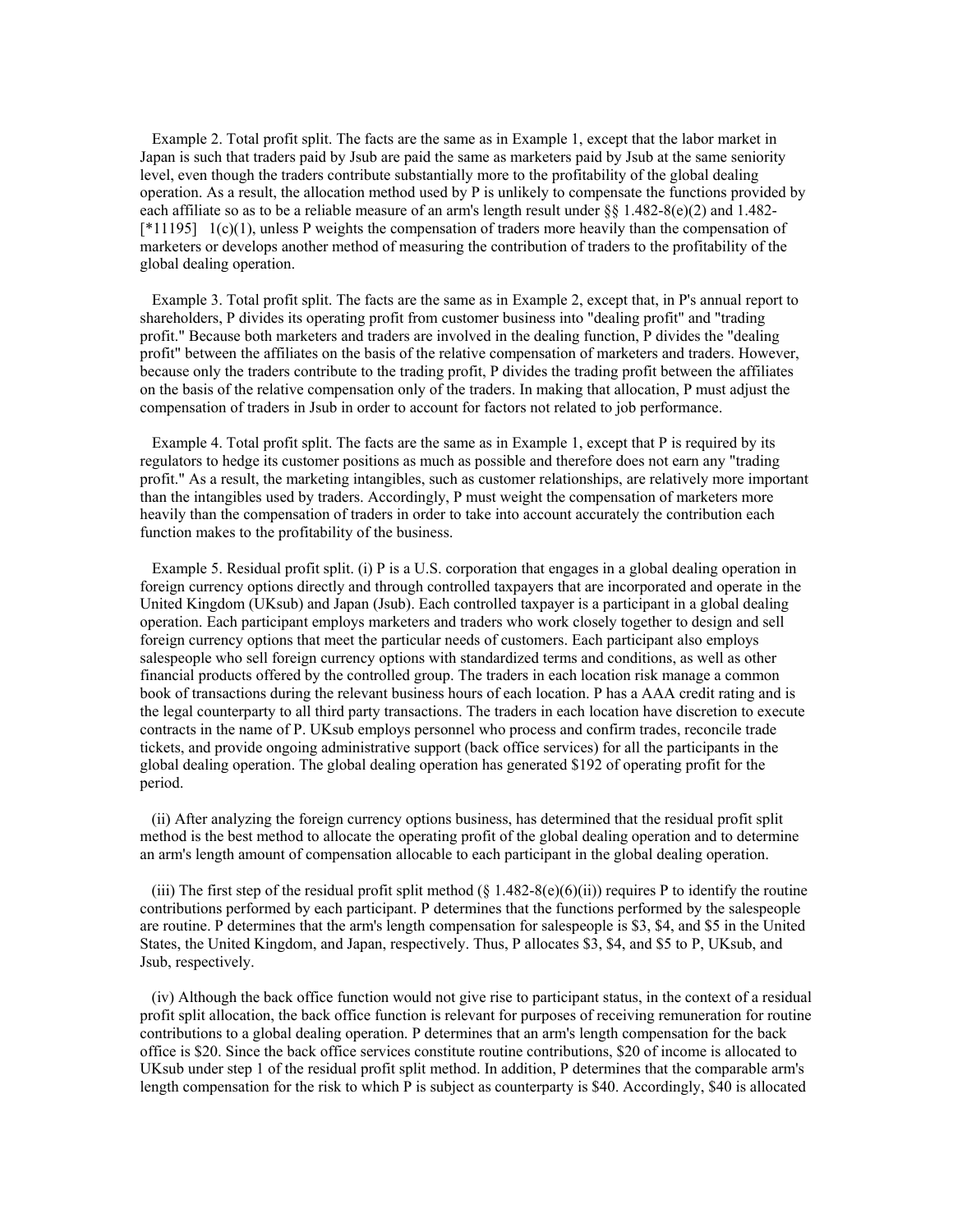Example 2. Total profit split. The facts are the same as in Example 1, except that the labor market in Japan is such that traders paid by Jsub are paid the same as marketers paid by Jsub at the same seniority level, even though the traders contribute substantially more to the profitability of the global dealing operation. As a result, the allocation method used by P is unlikely to compensate the functions provided by each affiliate so as to be a reliable measure of an arm's length result under §§ 1.482-8(e)(2) and 1.482- [*11195] 1(c)(1), unless P weights the compensation of traders more heavily than the compensation of marketers or develops another method of measuring the contribution of traders to the profitability of the global dealing operation.

Example 3. Total profit split. The facts are the same as in Example 2, except that, in P's annual report to shareholders, P divides its operating profit from customer business into "dealing profit" and "trading profit." Because both marketers and traders are involved in the dealing function, P divides the "dealing profit" between the affiliates on the basis of the relative compensation of marketers and traders. However, because only the traders contribute to the trading profit, P divides the trading profit between the affiliates on the basis of the relative compensation only of the traders. In making that allocation, P must adjust the compensation of traders in Jsub in order to account for factors not related to job performance.

Example 4. Total profit split. The facts are the same as in Example 1, except that P is required by its regulators to hedge its customer positions as much as possible and therefore does not earn any "trading profit." As a result, the marketing intangibles, such as customer relationships, are relatively more important than the intangibles used by traders. Accordingly, P must weight the compensation of marketers more heavily than the compensation of traders in order to take into account accurately the contribution each function makes to the profitability of the business.

Example 5. Residual profit split. (i) P is a U.S. corporation that engages in a global dealing operation in foreign currency options directly and through controlled taxpayers that are incorporated and operate in the United Kingdom (UKsub) and Japan (Jsub). Each controlled taxpayer is a participant in a global dealing operation. Each participant employs marketers and traders who work closely together to design and sell foreign currency options that meet the particular needs of customers. Each participant also employs salespeople who sell foreign currency options with standardized terms and conditions, as well as other financial products offered by the controlled group. The traders in each location risk manage a common book of transactions during the relevant business hours of each location. P has a AAA credit rating and is the legal counterparty to all third party transactions. The traders in each location have discretion to execute contracts in the name of P. UKsub employs personnel who process and confirm trades, reconcile trade tickets, and provide ongoing administrative support (back office services) for all the participants in the global dealing operation. The global dealing operation has generated $192 of operating profit for the period.

(ii) After analyzing the foreign currency options business, has determined that the residual profit split method is the best method to allocate the operating profit of the global dealing operation and to determine an arm's length amount of compensation allocable to each participant in the global dealing operation.

(iii) The first step of the residual profit split method (§ 1.482-8(e)(6)(ii)) requires P to identify the routine contributions performed by each participant. P determines that the functions performed by the salespeople are routine. P determines that the arm's length compensation for salespeople is $3, $4, and $5 in the United States, the United Kingdom, and Japan, respectively. Thus, P allocates $3, $4, and $5 to P, UKsub, and Jsub, respectively.

(iv) Although the back office function would not give rise to participant status, in the context of a residual profit split allocation, the back office function is relevant for purposes of receiving remuneration for routine contributions to a global dealing operation. P determines that an arm's length compensation for the back office is $20. Since the back office services constitute routine contributions, $20 of income is allocated to UKsub under step 1 of the residual profit split method. In addition, P determines that the comparable arm's length compensation for the risk to which P is subject as counterparty is $40. Accordingly, $40 is allocated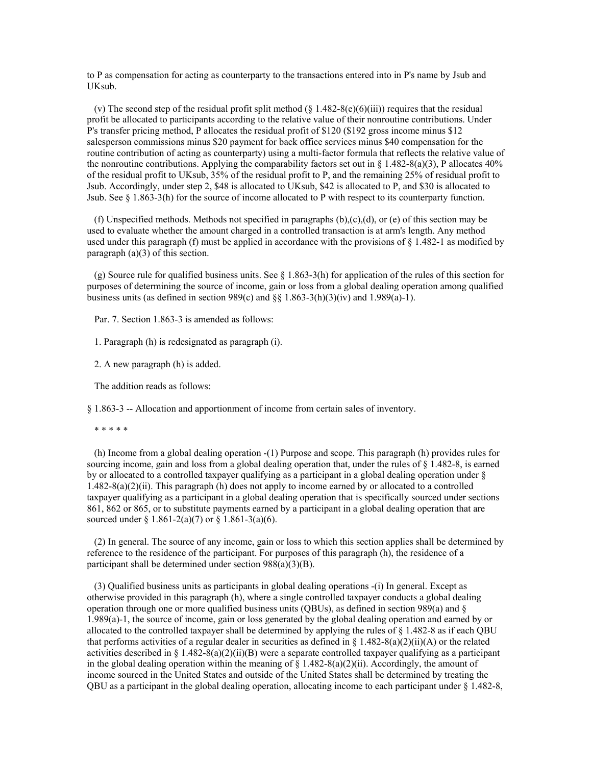to P as compensation for acting as counterparty to the transactions entered into in P's name by Jsub and UKsub.

(v) The second step of the residual profit split method (§ 1.482-8(e)(6)(iii)) requires that the residual profit be allocated to participants according to the relative value of their nonroutine contributions. Under P's transfer pricing method, P allocates the residual profit of $120 ($192 gross income minus $12 salesperson commissions minus $20 payment for back office services minus $40 compensation for the routine contribution of acting as counterparty) using a multi-factor formula that reflects the relative value of the nonroutine contributions. Applying the comparability factors set out in § 1.482-8(a)(3), P allocates 40% of the residual profit to UKsub, 35% of the residual profit to P, and the remaining 25% of residual profit to Jsub. Accordingly, under step 2, $48 is allocated to UKsub, $42 is allocated to P, and $30 is allocated to Jsub. See § 1.863-3(h) for the source of income allocated to P with respect to its counterparty function.

(f) Unspecified methods. Methods not specified in paragraphs (b),(c),(d), or (e) of this section may be used to evaluate whether the amount charged in a controlled transaction is at arm's length. Any method used under this paragraph (f) must be applied in accordance with the provisions of § 1.482-1 as modified by paragraph (a)(3) of this section.

(g) Source rule for qualified business units. See § 1.863-3(h) for application of the rules of this section for purposes of determining the source of income, gain or loss from a global dealing operation among qualified business units (as defined in section 989(c) and §§ 1.863-3(h)(3)(iv) and 1.989(a)-1).

Par. 7. Section 1.863-3 is amended as follows:

1. Paragraph (h) is redesignated as paragraph (i).

2. A new paragraph (h) is added.

The addition reads as follows:

§ 1.863-3 -- Allocation and apportionment of income from certain sales of inventory.

* * * * *

(h) Income from a global dealing operation -(1) Purpose and scope. This paragraph (h) provides rules for sourcing income, gain and loss from a global dealing operation that, under the rules of § 1.482-8, is earned by or allocated to a controlled taxpayer qualifying as a participant in a global dealing operation under § 1.482-8(a)(2)(ii). This paragraph (h) does not apply to income earned by or allocated to a controlled taxpayer qualifying as a participant in a global dealing operation that is specifically sourced under sections 861, 862 or 865, or to substitute payments earned by a participant in a global dealing operation that are sourced under § 1.861-2(a)(7) or § 1.861-3(a)(6).

(2) In general. The source of any income, gain or loss to which this section applies shall be determined by reference to the residence of the participant. For purposes of this paragraph (h), the residence of a participant shall be determined under section 988(a)(3)(B).

(3) Qualified business units as participants in global dealing operations -(i) In general. Except as otherwise provided in this paragraph (h), where a single controlled taxpayer conducts a global dealing operation through one or more qualified business units (QBUs), as defined in section 989(a) and § 1.989(a)-1, the source of income, gain or loss generated by the global dealing operation and earned by or allocated to the controlled taxpayer shall be determined by applying the rules of § 1.482-8 as if each QBU that performs activities of a regular dealer in securities as defined in § 1.482-8(a)(2)(ii)(A) or the related activities described in § 1.482-8(a)(2)(ii)(B) were a separate controlled taxpayer qualifying as a participant in the global dealing operation within the meaning of § 1.482-8(a)(2)(ii). Accordingly, the amount of income sourced in the United States and outside of the United States shall be determined by treating the QBU as a participant in the global dealing operation, allocating income to each participant under § 1.482-8,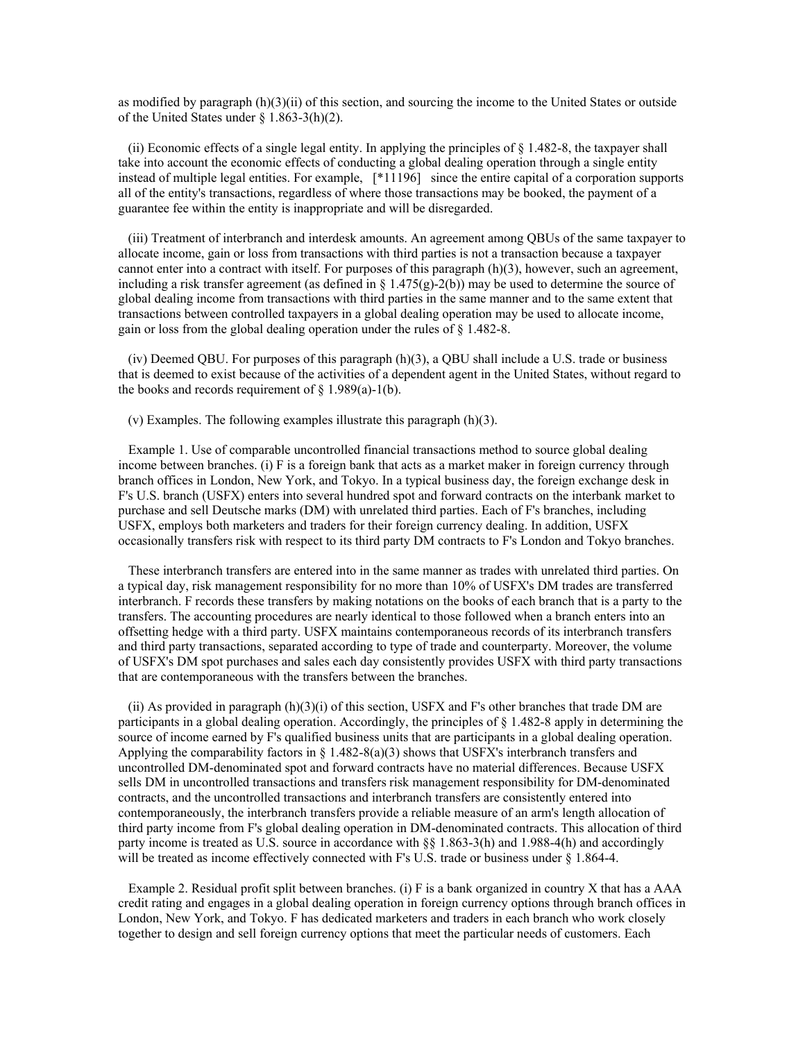as modified by paragraph (h)(3)(ii) of this section, and sourcing the income to the United States or outside of the United States under § 1.863-3(h)(2).

(ii) Economic effects of a single legal entity. In applying the principles of § 1.482-8, the taxpayer shall take into account the economic effects of conducting a global dealing operation through a single entity instead of multiple legal entities. For example, [*11196] since the entire capital of a corporation supports all of the entity's transactions, regardless of where those transactions may be booked, the payment of a guarantee fee within the entity is inappropriate and will be disregarded.

(iii) Treatment of interbranch and interdesk amounts. An agreement among QBUs of the same taxpayer to allocate income, gain or loss from transactions with third parties is not a transaction because a taxpayer cannot enter into a contract with itself. For purposes of this paragraph (h)(3), however, such an agreement, including a risk transfer agreement (as defined in § 1.475(g)-2(b)) may be used to determine the source of global dealing income from transactions with third parties in the same manner and to the same extent that transactions between controlled taxpayers in a global dealing operation may be used to allocate income, gain or loss from the global dealing operation under the rules of § 1.482-8.

(iv) Deemed QBU. For purposes of this paragraph (h)(3), a QBU shall include a U.S. trade or business that is deemed to exist because of the activities of a dependent agent in the United States, without regard to the books and records requirement of § 1.989(a)-1(b).

(v) Examples. The following examples illustrate this paragraph (h)(3).

Example 1. Use of comparable uncontrolled financial transactions method to source global dealing income between branches. (i) F is a foreign bank that acts as a market maker in foreign currency through branch offices in London, New York, and Tokyo. In a typical business day, the foreign exchange desk in F's U.S. branch (USFX) enters into several hundred spot and forward contracts on the interbank market to purchase and sell Deutsche marks (DM) with unrelated third parties. Each of F's branches, including USFX, employs both marketers and traders for their foreign currency dealing. In addition, USFX occasionally transfers risk with respect to its third party DM contracts to F's London and Tokyo branches.

These interbranch transfers are entered into in the same manner as trades with unrelated third parties. On a typical day, risk management responsibility for no more than 10% of USFX's DM trades are transferred interbranch. F records these transfers by making notations on the books of each branch that is a party to the transfers. The accounting procedures are nearly identical to those followed when a branch enters into an offsetting hedge with a third party. USFX maintains contemporaneous records of its interbranch transfers and third party transactions, separated according to type of trade and counterparty. Moreover, the volume of USFX's DM spot purchases and sales each day consistently provides USFX with third party transactions that are contemporaneous with the transfers between the branches.

(ii) As provided in paragraph (h)(3)(i) of this section, USFX and F's other branches that trade DM are participants in a global dealing operation. Accordingly, the principles of § 1.482-8 apply in determining the source of income earned by F's qualified business units that are participants in a global dealing operation. Applying the comparability factors in § 1.482-8(a)(3) shows that USFX's interbranch transfers and uncontrolled DM-denominated spot and forward contracts have no material differences. Because USFX sells DM in uncontrolled transactions and transfers risk management responsibility for DM-denominated contracts, and the uncontrolled transactions and interbranch transfers are consistently entered into contemporaneously, the interbranch transfers provide a reliable measure of an arm's length allocation of third party income from F's global dealing operation in DM-denominated contracts. This allocation of third party income is treated as U.S. source in accordance with §§ 1.863-3(h) and 1.988-4(h) and accordingly will be treated as income effectively connected with F's U.S. trade or business under § 1.864-4.

Example 2. Residual profit split between branches. (i) F is a bank organized in country X that has a AAA credit rating and engages in a global dealing operation in foreign currency options through branch offices in London, New York, and Tokyo. F has dedicated marketers and traders in each branch who work closely together to design and sell foreign currency options that meet the particular needs of customers. Each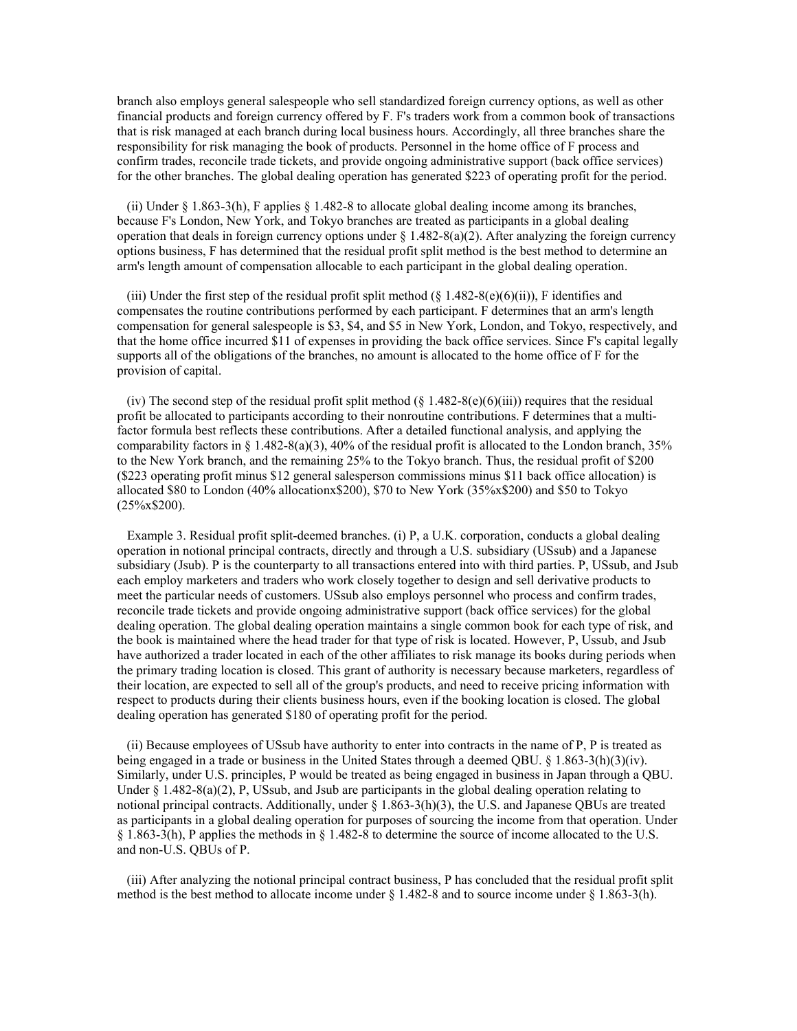branch also employs general salespeople who sell standardized foreign currency options, as well as other financial products and foreign currency offered by F. F's traders work from a common book of transactions that is risk managed at each branch during local business hours. Accordingly, all three branches share the responsibility for risk managing the book of products. Personnel in the home office of F process and confirm trades, reconcile trade tickets, and provide ongoing administrative support (back office services) for the other branches. The global dealing operation has generated $223 of operating profit for the period.

(ii) Under § 1.863-3(h), F applies § 1.482-8 to allocate global dealing income among its branches, because F's London, New York, and Tokyo branches are treated as participants in a global dealing operation that deals in foreign currency options under § 1.482-8(a)(2). After analyzing the foreign currency options business, F has determined that the residual profit split method is the best method to determine an arm's length amount of compensation allocable to each participant in the global dealing operation.

(iii) Under the first step of the residual profit split method (§ 1.482-8(e)(6)(ii)), F identifies and compensates the routine contributions performed by each participant. F determines that an arm's length compensation for general salespeople is $3, $4, and $5 in New York, London, and Tokyo, respectively, and that the home office incurred $11 of expenses in providing the back office services. Since F's capital legally supports all of the obligations of the branches, no amount is allocated to the home office of F for the provision of capital.

(iv) The second step of the residual profit split method (§ 1.482-8(e)(6)(iii)) requires that the residual profit be allocated to participants according to their nonroutine contributions. F determines that a multi-factor formula best reflects these contributions. After a detailed functional analysis, and applying the comparability factors in § 1.482-8(a)(3), 40% of the residual profit is allocated to the London branch, 35% to the New York branch, and the remaining 25% to the Tokyo branch. Thus, the residual profit of $200 ($223 operating profit minus $12 general salesperson commissions minus $11 back office allocation) is allocated $80 to London (40% allocationx$200), $70 to New York (35%x$200) and $50 to Tokyo (25%x$200).

Example 3. Residual profit split-deemed branches. (i) P, a U.K. corporation, conducts a global dealing operation in notional principal contracts, directly and through a U.S. subsidiary (USsub) and a Japanese subsidiary (Jsub). P is the counterparty to all transactions entered into with third parties. P, USsub, and Jsub each employ marketers and traders who work closely together to design and sell derivative products to meet the particular needs of customers. USsub also employs personnel who process and confirm trades, reconcile trade tickets and provide ongoing administrative support (back office services) for the global dealing operation. The global dealing operation maintains a single common book for each type of risk, and the book is maintained where the head trader for that type of risk is located. However, P, Ussub, and Jsub have authorized a trader located in each of the other affiliates to risk manage its books during periods when the primary trading location is closed. This grant of authority is necessary because marketers, regardless of their location, are expected to sell all of the group's products, and need to receive pricing information with respect to products during their clients business hours, even if the booking location is closed. The global dealing operation has generated $180 of operating profit for the period.

(ii) Because employees of USsub have authority to enter into contracts in the name of P, P is treated as being engaged in a trade or business in the United States through a deemed QBU. § 1.863-3(h)(3)(iv). Similarly, under U.S. principles, P would be treated as being engaged in business in Japan through a QBU. Under § 1.482-8(a)(2), P, USsub, and Jsub are participants in the global dealing operation relating to notional principal contracts. Additionally, under § 1.863-3(h)(3), the U.S. and Japanese QBUs are treated as participants in a global dealing operation for purposes of sourcing the income from that operation. Under § 1.863-3(h), P applies the methods in § 1.482-8 to determine the source of income allocated to the U.S. and non-U.S. QBUs of P.

(iii) After analyzing the notional principal contract business, P has concluded that the residual profit split method is the best method to allocate income under § 1.482-8 and to source income under § 1.863-3(h).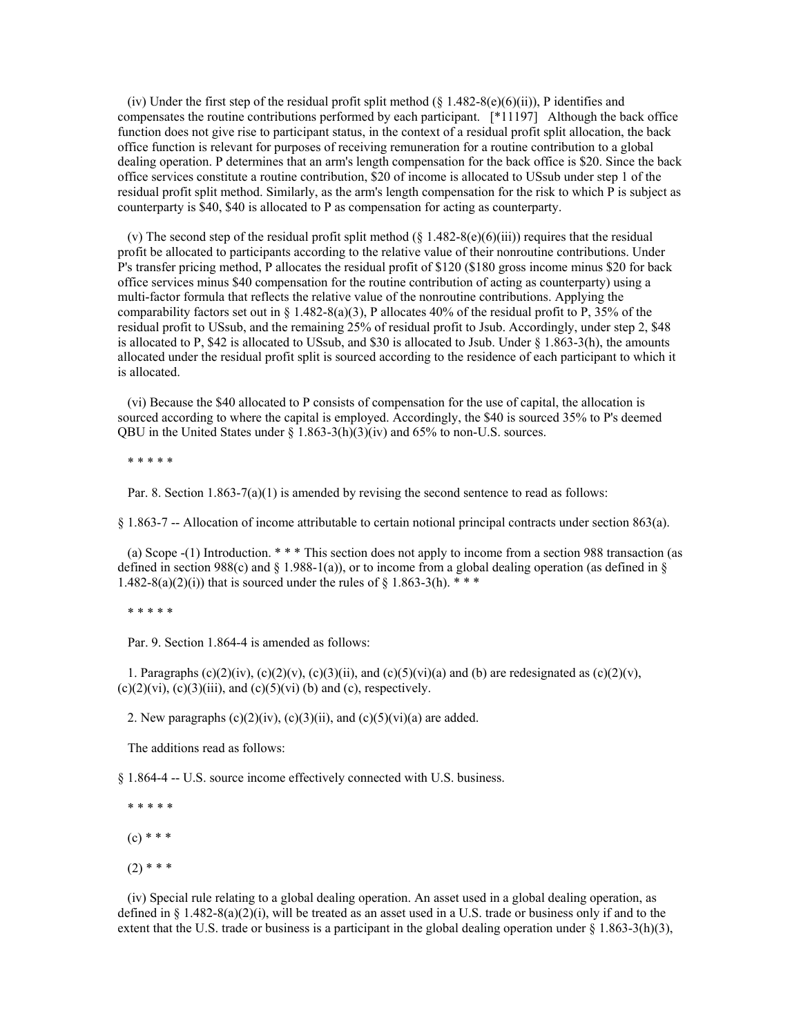(iv) Under the first step of the residual profit split method (§ 1.482-8(e)(6)(ii)), P identifies and compensates the routine contributions performed by each participant. [*11197] Although the back office function does not give rise to participant status, in the context of a residual profit split allocation, the back office function is relevant for purposes of receiving remuneration for a routine contribution to a global dealing operation. P determines that an arm's length compensation for the back office is $20. Since the back office services constitute a routine contribution, $20 of income is allocated to USsub under step 1 of the residual profit split method. Similarly, as the arm's length compensation for the risk to which P is subject as counterparty is $40, $40 is allocated to P as compensation for acting as counterparty.

(v) The second step of the residual profit split method (§ 1.482-8(e)(6)(iii)) requires that the residual profit be allocated to participants according to the relative value of their nonroutine contributions. Under P's transfer pricing method, P allocates the residual profit of $120 ($180 gross income minus $20 for back office services minus $40 compensation for the routine contribution of acting as counterparty) using a multi-factor formula that reflects the relative value of the nonroutine contributions. Applying the comparability factors set out in § 1.482-8(a)(3), P allocates 40% of the residual profit to P, 35% of the residual profit to USsub, and the remaining 25% of residual profit to Jsub. Accordingly, under step 2, $48 is allocated to P, $42 is allocated to USsub, and $30 is allocated to Jsub. Under § 1.863-3(h), the amounts allocated under the residual profit split is sourced according to the residence of each participant to which it is allocated.

(vi) Because the $40 allocated to P consists of compensation for the use of capital, the allocation is sourced according to where the capital is employed. Accordingly, the $40 is sourced 35% to P's deemed QBU in the United States under § 1.863-3(h)(3)(iv) and 65% to non-U.S. sources.

* * * * *

Par. 8. Section 1.863-7(a)(1) is amended by revising the second sentence to read as follows:

§ 1.863-7 -- Allocation of income attributable to certain notional principal contracts under section 863(a).

(a) Scope -(1) Introduction. * * * This section does not apply to income from a section 988 transaction (as defined in section 988(c) and § 1.988-1(a)), or to income from a global dealing operation (as defined in § 1.482-8(a)(2)(i)) that is sourced under the rules of § 1.863-3(h). * * *

* * * * *

Par. 9. Section 1.864-4 is amended as follows:

1. Paragraphs (c)(2)(iv), (c)(2)(v), (c)(3)(ii), and (c)(5)(vi)(a) and (b) are redesignated as (c)(2)(v), (c)(2)(vi), (c)(3)(iii), and (c)(5)(vi) (b) and (c), respectively.

2. New paragraphs (c)(2)(iv), (c)(3)(ii), and (c)(5)(vi)(a) are added.

The additions read as follows:

§ 1.864-4 -- U.S. source income effectively connected with U.S. business.

* * * * *

(c) * * *

(2) * * *

(iv) Special rule relating to a global dealing operation. An asset used in a global dealing operation, as defined in § 1.482-8(a)(2)(i), will be treated as an asset used in a U.S. trade or business only if and to the extent that the U.S. trade or business is a participant in the global dealing operation under § 1.863-3(h)(3),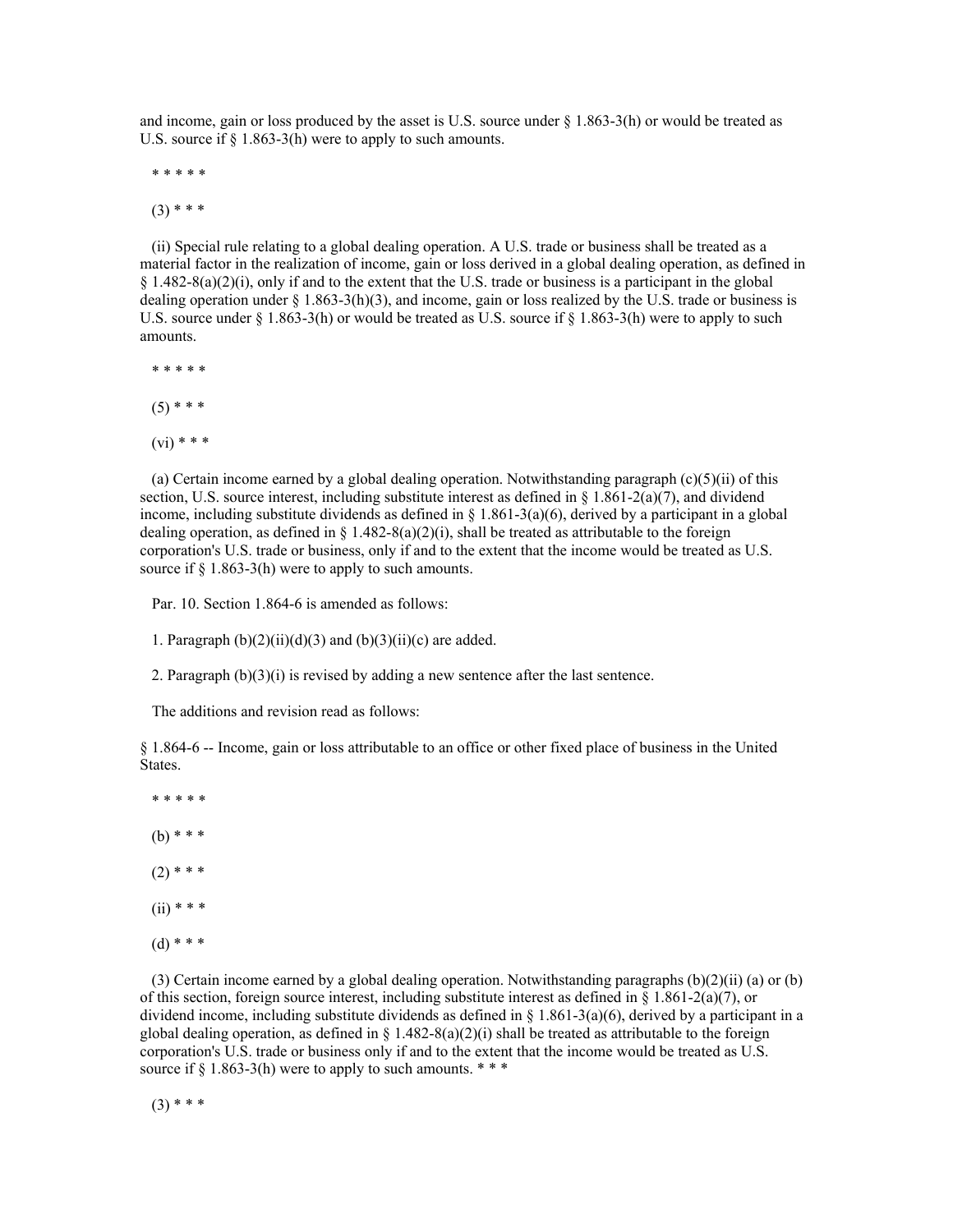and income, gain or loss produced by the asset is U.S. source under § 1.863-3(h) or would be treated as U.S. source if § 1.863-3(h) were to apply to such amounts.

\* \* \* \* \*

(3) \* \* \*

(ii) Special rule relating to a global dealing operation. A U.S. trade or business shall be treated as a material factor in the realization of income, gain or loss derived in a global dealing operation, as defined in § 1.482-8(a)(2)(i), only if and to the extent that the U.S. trade or business is a participant in the global dealing operation under § 1.863-3(h)(3), and income, gain or loss realized by the U.S. trade or business is U.S. source under § 1.863-3(h) or would be treated as U.S. source if § 1.863-3(h) were to apply to such amounts.

\* \* \* \* \*

(5) \* \* \*

(vi) \* \* \*

(a) Certain income earned by a global dealing operation. Notwithstanding paragraph (c)(5)(ii) of this section, U.S. source interest, including substitute interest as defined in § 1.861-2(a)(7), and dividend income, including substitute dividends as defined in § 1.861-3(a)(6), derived by a participant in a global dealing operation, as defined in § 1.482-8(a)(2)(i), shall be treated as attributable to the foreign corporation's U.S. trade or business, only if and to the extent that the income would be treated as U.S. source if § 1.863-3(h) were to apply to such amounts.

Par. 10. Section 1.864-6 is amended as follows:

1. Paragraph (b)(2)(ii)(d)(3) and (b)(3)(ii)(c) are added.

2. Paragraph (b)(3)(i) is revised by adding a new sentence after the last sentence.

The additions and revision read as follows:

§ 1.864-6 -- Income, gain or loss attributable to an office or other fixed place of business in the United States.

\* \* \* \* \*

(b) \* \* \*

(2) \* \* \*

(ii) \* \* \*

(d) \* \* \*

(3) Certain income earned by a global dealing operation. Notwithstanding paragraphs (b)(2)(ii) (a) or (b) of this section, foreign source interest, including substitute interest as defined in § 1.861-2(a)(7), or dividend income, including substitute dividends as defined in § 1.861-3(a)(6), derived by a participant in a global dealing operation, as defined in § 1.482-8(a)(2)(i) shall be treated as attributable to the foreign corporation's U.S. trade or business only if and to the extent that the income would be treated as U.S. source if § 1.863-3(h) were to apply to such amounts. \* \* \*

(3) \* \* \*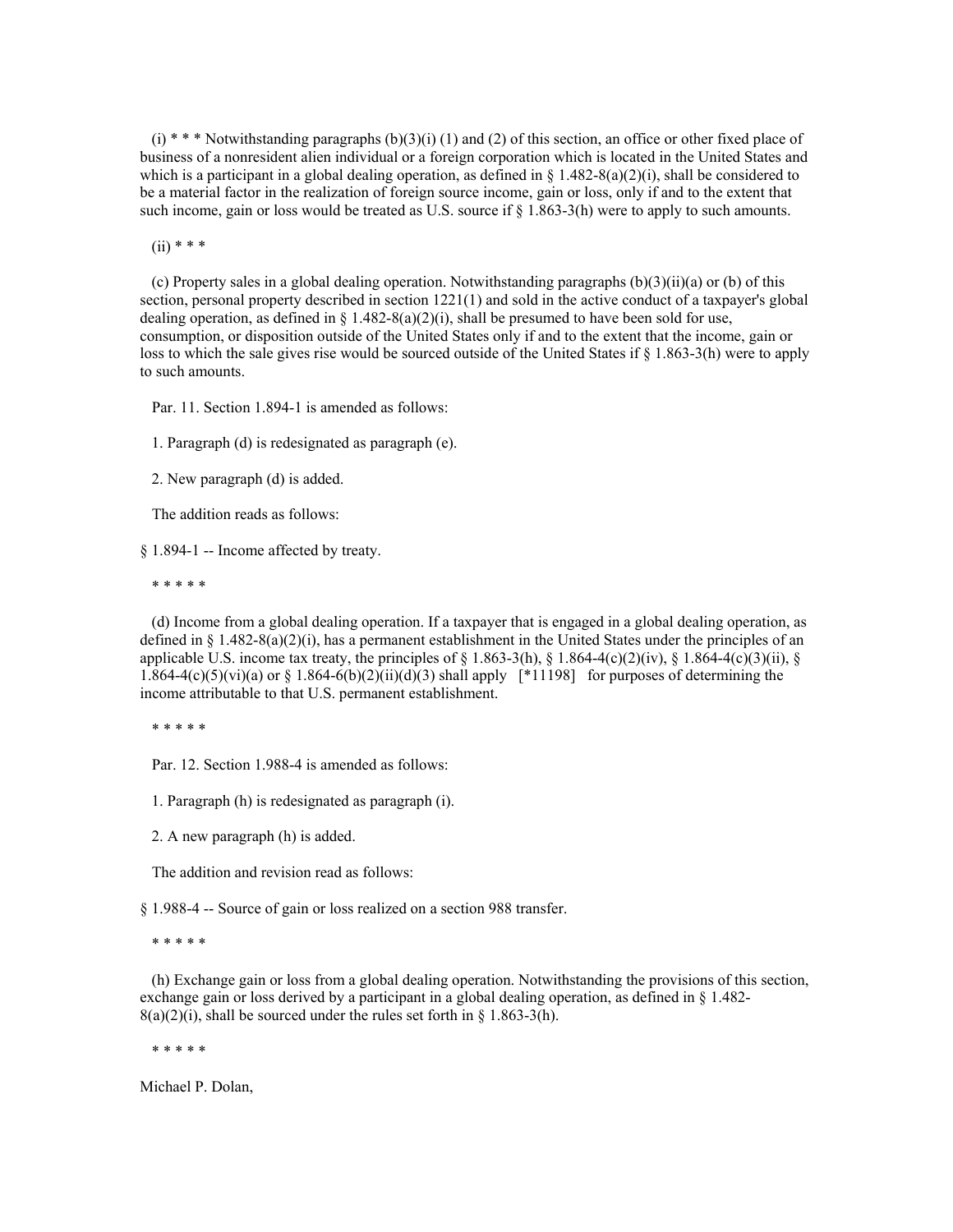(i) * * * Notwithstanding paragraphs (b)(3)(i) (1) and (2) of this section, an office or other fixed place of business of a nonresident alien individual or a foreign corporation which is located in the United States and which is a participant in a global dealing operation, as defined in § 1.482-8(a)(2)(i), shall be considered to be a material factor in the realization of foreign source income, gain or loss, only if and to the extent that such income, gain or loss would be treated as U.S. source if § 1.863-3(h) were to apply to such amounts.

(ii) * * *

(c) Property sales in a global dealing operation. Notwithstanding paragraphs (b)(3)(ii)(a) or (b) of this section, personal property described in section 1221(1) and sold in the active conduct of a taxpayer's global dealing operation, as defined in § 1.482-8(a)(2)(i), shall be presumed to have been sold for use, consumption, or disposition outside of the United States only if and to the extent that the income, gain or loss to which the sale gives rise would be sourced outside of the United States if § 1.863-3(h) were to apply to such amounts.

Par. 11. Section 1.894-1 is amended as follows:

1. Paragraph (d) is redesignated as paragraph (e).

2. New paragraph (d) is added.

The addition reads as follows:

§ 1.894-1 -- Income affected by treaty.

* * * * *

(d) Income from a global dealing operation. If a taxpayer that is engaged in a global dealing operation, as defined in § 1.482-8(a)(2)(i), has a permanent establishment in the United States under the principles of an applicable U.S. income tax treaty, the principles of § 1.863-3(h), § 1.864-4(c)(2)(iv), § 1.864-4(c)(3)(ii), § 1.864-4(c)(5)(vi)(a) or § 1.864-6(b)(2)(ii)(d)(3) shall apply [*11198] for purposes of determining the income attributable to that U.S. permanent establishment.

* * * * *

Par. 12. Section 1.988-4 is amended as follows:

1. Paragraph (h) is redesignated as paragraph (i).

2. A new paragraph (h) is added.

The addition and revision read as follows:

§ 1.988-4 -- Source of gain or loss realized on a section 988 transfer.

* * * * *

(h) Exchange gain or loss from a global dealing operation. Notwithstanding the provisions of this section, exchange gain or loss derived by a participant in a global dealing operation, as defined in § 1.482-8(a)(2)(i), shall be sourced under the rules set forth in § 1.863-3(h).

* * * * *

Michael P. Dolan,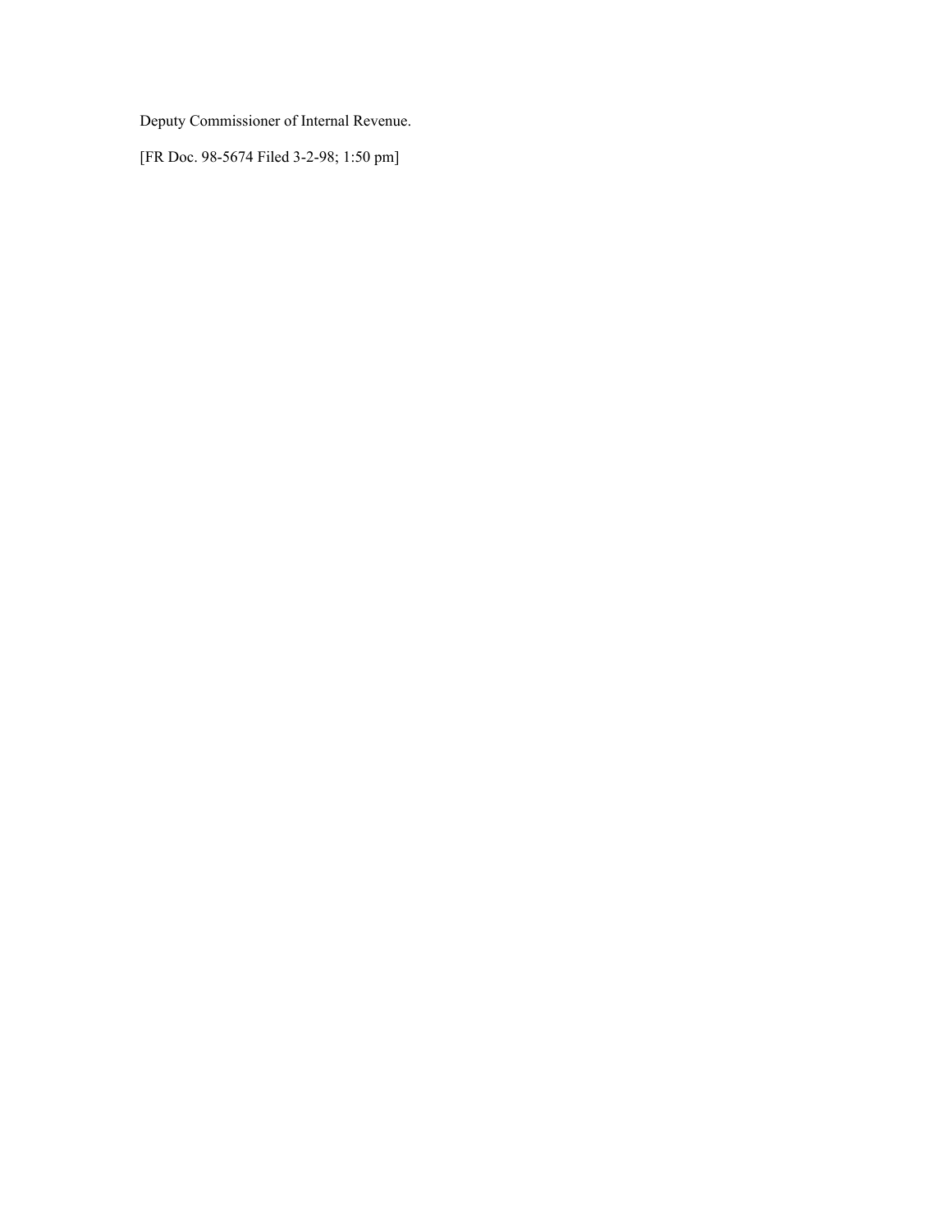Deputy Commissioner of Internal Revenue.

[FR Doc. 98-5674 Filed 3-2-98; 1:50 pm]